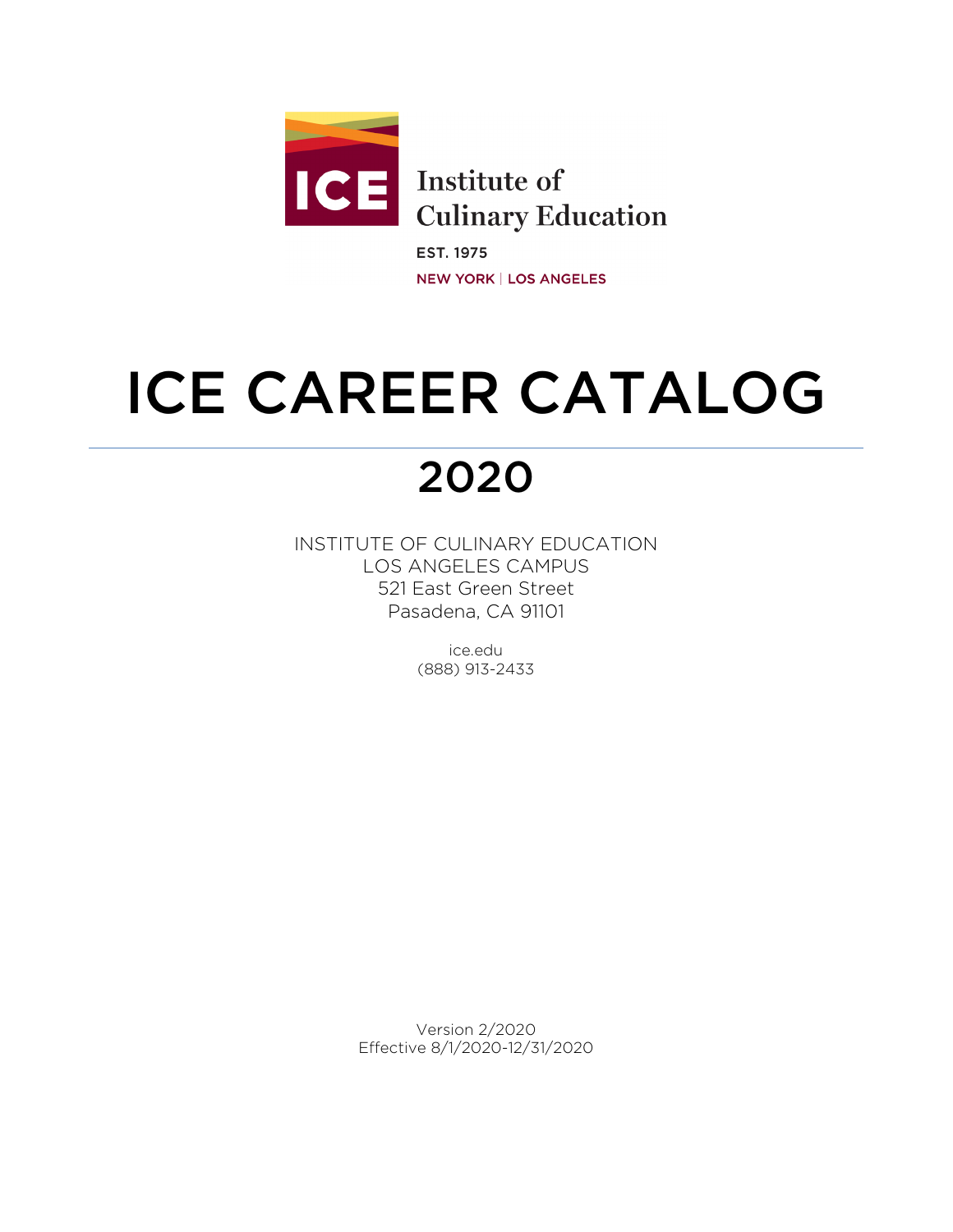ICE

Institute of Culinary Education

EST. 1975

NEW YORK | LOS ANGELES

# ICE CAREER CATALOG

## 2020

INSTITUTE OF CULINARY EDUCATION
LOS ANGELES CAMPUS
521 East Green Street
Pasadena, CA 91101

ice.edu
(888) 913-2433

Version 2/2020
Effective 8/1/2020-12/31/2020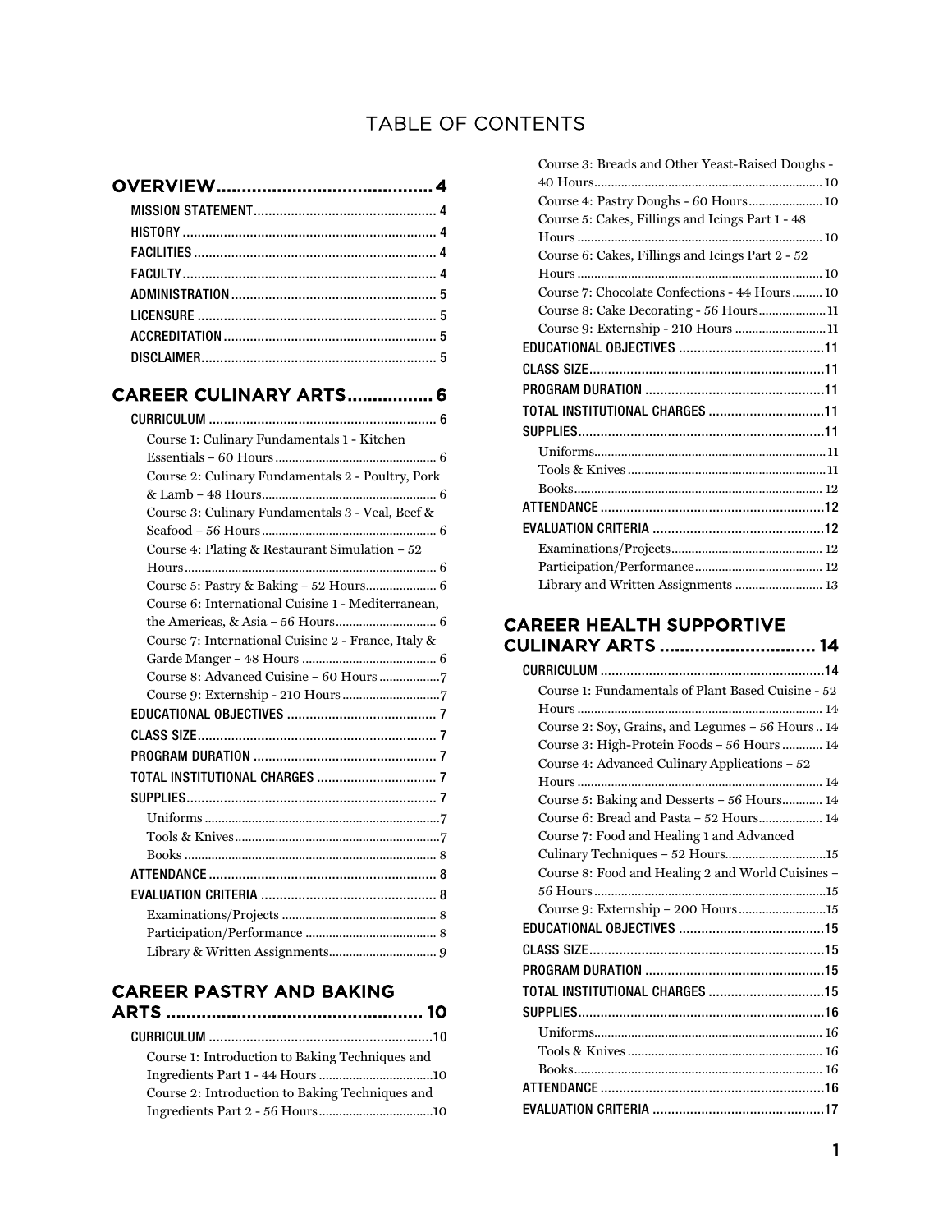# TABLE OF CONTENTS

## OVERVIEW ........................................ 4

- MISSION STATEMENT ........................................ 4
- HISTORY ........................................ 4
- FACILITIES ........................................ 4
- FACULTY ........................................ 4
- ADMINISTRATION ........................................ 5
- LICENSURE ........................................ 5
- ACCREDITATION ........................................ 5
- DISCLAIMER ........................................ 5

## CAREER CULINARY ARTS ................ 6

- CURRICULUM ........................................ 6
  - Course 1: Culinary Fundamentals 1 - Kitchen Essentials – 60 Hours ........................................ 6
  - Course 2: Culinary Fundamentals 2 - Poultry, Pork & Lamb – 48 Hours ........................................ 6
  - Course 3: Culinary Fundamentals 3 - Veal, Beef & Seafood – 56 Hours ........................................ 6
  - Course 4: Plating & Restaurant Simulation – 52 Hours ........................................ 6
  - Course 5: Pastry & Baking – 52 Hours ........................................ 6
  - Course 6: International Cuisine 1 - Mediterranean, the Americas, & Asia – 56 Hours ........................................ 6
  - Course 7: International Cuisine 2 - France, Italy & Garde Manger – 48 Hours ........................................ 6
  - Course 8: Advanced Cuisine – 60 Hours ........................................ 7
  - Course 9: Externship - 210 Hours ........................................ 7
- EDUCATIONAL OBJECTIVES ........................................ 7
- CLASS SIZE ........................................ 7
- PROGRAM DURATION ........................................ 7
- TOTAL INSTITUTIONAL CHARGES ........................................ 7
- SUPPLIES ........................................ 7
  - Uniforms ........................................ 7
  - Tools & Knives ........................................ 7
  - Books ........................................ 8
- ATTENDANCE ........................................ 8
- EVALUATION CRITERIA ........................................ 8
  - Examinations/Projects ........................................ 8
  - Participation/Performance ........................................ 8
  - Library & Written Assignments ........................................ 9

## CAREER PASTRY AND BAKING ARTS ........................................ 10

- CURRICULUM ........................................ 10
  - Course 1: Introduction to Baking Techniques and Ingredients Part 1 - 44 Hours ........................................ 10
  - Course 2: Introduction to Baking Techniques and Ingredients Part 2 - 56 Hours ........................................ 10
  - Course 3: Breads and Other Yeast-Raised Doughs - 40 Hours ........................................ 10
  - Course 4: Pastry Doughs - 60 Hours ........................................ 10
  - Course 5: Cakes, Fillings and Icings Part 1 - 48 Hours ........................................ 10
  - Course 6: Cakes, Fillings and Icings Part 2 - 52 Hours ........................................ 10
  - Course 7: Chocolate Confections - 44 Hours ........................................ 10
  - Course 8: Cake Decorating - 56 Hours ........................................ 11
  - Course 9: Externship - 210 Hours ........................................ 11
- EDUCATIONAL OBJECTIVES ........................................ 11
- CLASS SIZE ........................................ 11
- PROGRAM DURATION ........................................ 11
- TOTAL INSTITUTIONAL CHARGES ........................................ 11
- SUPPLIES ........................................ 11
  - Uniforms ........................................ 11
  - Tools & Knives ........................................ 11
  - Books ........................................ 12
- ATTENDANCE ........................................ 12
- EVALUATION CRITERIA ........................................ 12
  - Examinations/Projects ........................................ 12
  - Participation/Performance ........................................ 12
  - Library and Written Assignments ........................................ 13

## CAREER HEALTH SUPPORTIVE CULINARY ARTS ........................................ 14

- CURRICULUM ........................................ 14
  - Course 1: Fundamentals of Plant Based Cuisine - 52 Hours ........................................ 14
  - Course 2: Soy, Grains, and Legumes – 56 Hours ........................................ 14
  - Course 3: High-Protein Foods – 56 Hours ........................................ 14
  - Course 4: Advanced Culinary Applications – 52 Hours ........................................ 14
  - Course 5: Baking and Desserts – 56 Hours ........................................ 14
  - Course 6: Bread and Pasta – 52 Hours ........................................ 14
  - Course 7: Food and Healing 1 and Advanced Culinary Techniques – 52 Hours ........................................ 15
  - Course 8: Food and Healing 2 and World Cuisines – 56 Hours ........................................ 15
  - Course 9: Externship – 200 Hours ........................................ 15
- EDUCATIONAL OBJECTIVES ........................................ 15
- CLASS SIZE ........................................ 15
- PROGRAM DURATION ........................................ 15
- TOTAL INSTITUTIONAL CHARGES ........................................ 15
- SUPPLIES ........................................ 16
  - Uniforms ........................................ 16
  - Tools & Knives ........................................ 16
  - Books ........................................ 16
- ATTENDANCE ........................................ 16
- EVALUATION CRITERIA ........................................ 17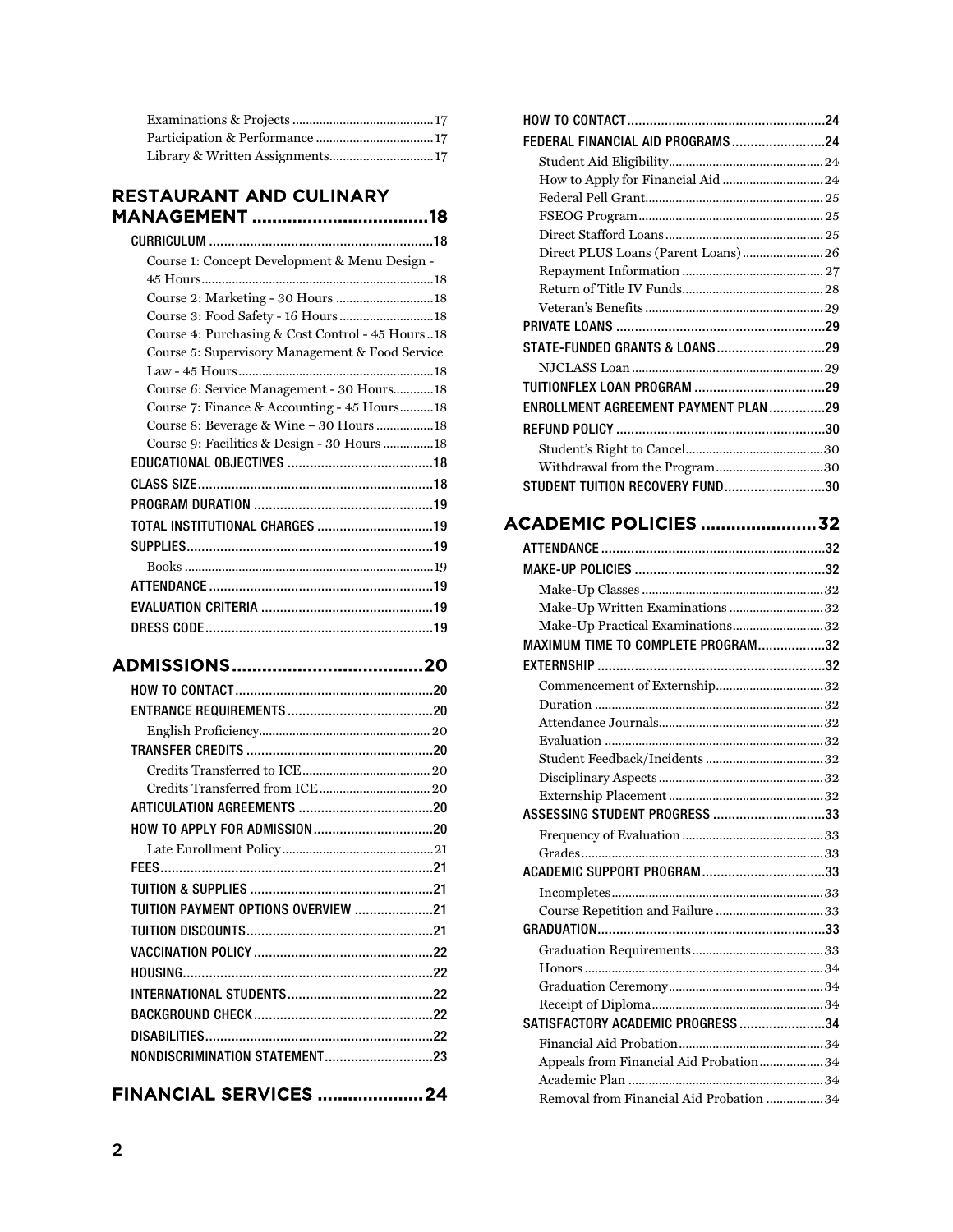Examinations & Projects ... 17
Participation & Performance ... 17
Library & Written Assignments ... 17

## RESTAURANT AND CULINARY MANAGEMENT ... 18

CURRICULUM ... 18
- Course 1: Concept Development & Menu Design - 45 Hours ... 18
- Course 2: Marketing - 30 Hours ... 18
- Course 3: Food Safety - 16 Hours ... 18
- Course 4: Purchasing & Cost Control - 45 Hours ... 18
- Course 5: Supervisory Management & Food Service Law - 45 Hours ... 18
- Course 6: Service Management - 30 Hours ... 18
- Course 7: Finance & Accounting - 45 Hours ... 18
- Course 8: Beverage & Wine – 30 Hours ... 18
- Course 9: Facilities & Design - 30 Hours ... 18

EDUCATIONAL OBJECTIVES ... 18
CLASS SIZE ... 18
PROGRAM DURATION ... 19
TOTAL INSTITUTIONAL CHARGES ... 19
SUPPLIES ... 19
- Books ... 19

ATTENDANCE ... 19
EVALUATION CRITERIA ... 19
DRESS CODE ... 19

## ADMISSIONS ... 20

HOW TO CONTACT ... 20
ENTRANCE REQUIREMENTS ... 20
- English Proficiency ... 20

TRANSFER CREDITS ... 20
- Credits Transferred to ICE ... 20
- Credits Transferred from ICE ... 20

ARTICULATION AGREEMENTS ... 20
HOW TO APPLY FOR ADMISSION ... 20
- Late Enrollment Policy ... 21

FEES ... 21
TUITION & SUPPLIES ... 21
TUITION PAYMENT OPTIONS OVERVIEW ... 21
TUITION DISCOUNTS ... 21
VACCINATION POLICY ... 22
HOUSING ... 22
INTERNATIONAL STUDENTS ... 22
BACKGROUND CHECK ... 22
DISABILITIES ... 22
NONDISCRIMINATION STATEMENT ... 23

## FINANCIAL SERVICES ... 24

HOW TO CONTACT ... 24
FEDERAL FINANCIAL AID PROGRAMS ... 24
- Student Aid Eligibility ... 24
- How to Apply for Financial Aid ... 24
- Federal Pell Grant ... 25
- FSEOG Program ... 25
- Direct Stafford Loans ... 25
- Direct PLUS Loans (Parent Loans) ... 26
- Repayment Information ... 27
- Return of Title IV Funds ... 28
- Veteran's Benefits ... 29

PRIVATE LOANS ... 29
STATE-FUNDED GRANTS & LOANS ... 29
- NJCLASS Loan ... 29

TUITIONFLEX LOAN PROGRAM ... 29
ENROLLMENT AGREEMENT PAYMENT PLAN ... 29
REFUND POLICY ... 30
- Student's Right to Cancel ... 30
- Withdrawal from the Program ... 30

STUDENT TUITION RECOVERY FUND ... 30

## ACADEMIC POLICIES ... 32

ATTENDANCE ... 32
MAKE-UP POLICIES ... 32
- Make-Up Classes ... 32
- Make-Up Written Examinations ... 32
- Make-Up Practical Examinations ... 32

MAXIMUM TIME TO COMPLETE PROGRAM ... 32
EXTERNSHIP ... 32
- Commencement of Externship ... 32
- Duration ... 32
- Attendance Journals ... 32
- Evaluation ... 32
- Student Feedback/Incidents ... 32
- Disciplinary Aspects ... 32
- Externship Placement ... 32

ASSESSING STUDENT PROGRESS ... 33
- Frequency of Evaluation ... 33
- Grades ... 33

ACADEMIC SUPPORT PROGRAM ... 33
- Incompletes ... 33
- Course Repetition and Failure ... 33

GRADUATION ... 33
- Graduation Requirements ... 33
- Honors ... 34
- Graduation Ceremony ... 34
- Receipt of Diploma ... 34

SATISFACTORY ACADEMIC PROGRESS ... 34
- Financial Aid Probation ... 34
- Appeals from Financial Aid Probation ... 34
- Academic Plan ... 34
- Removal from Financial Aid Probation ... 34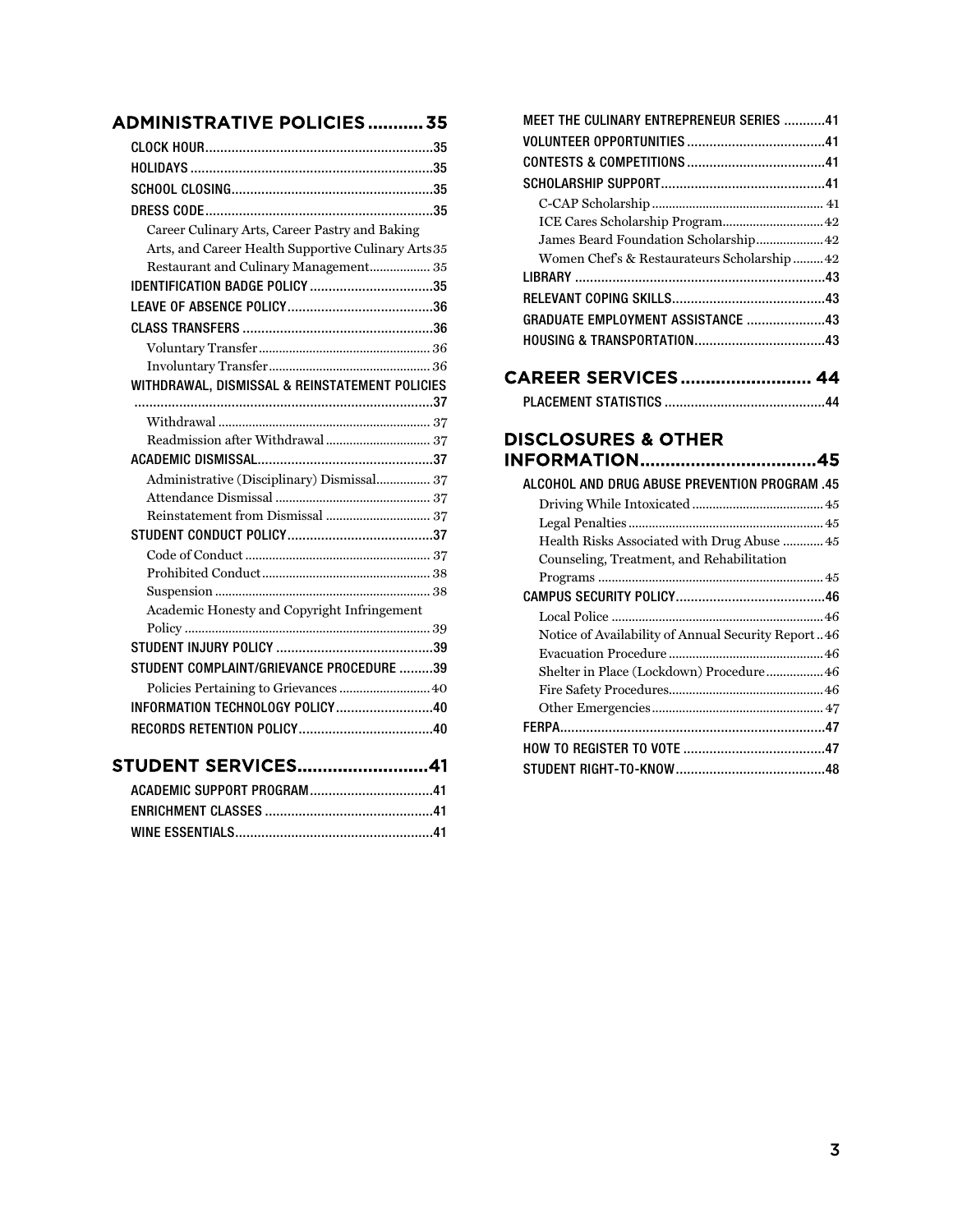## ADMINISTRATIVE POLICIES........... 35

- CLOCK HOUR............................................................35
- HOLIDAYS ................................................................35
- SCHOOL CLOSING.....................................................35
- DRESS CODE............................................................35
  - Career Culinary Arts, Career Pastry and Baking Arts, and Career Health Supportive Culinary Arts 35
  - Restaurant and Culinary Management.................. 35
- IDENTIFICATION BADGE POLICY .................................35
- LEAVE OF ABSENCE POLICY......................................36
- CLASS TRANSFERS ..................................................36
  - Voluntary Transfer.................................................. 36
  - Involuntary Transfer............................................... 36
- WITHDRAWAL, DISMISSAL & REINSTATEMENT POLICIES ..............................................................................37
  - Withdrawal .............................................................. 37
  - Readmission after Withdrawal .............................. 37
- ACADEMIC DISMISSAL..............................................37
  - Administrative (Disciplinary) Dismissal................ 37
  - Attendance Dismissal ............................................. 37
  - Reinstatement from Dismissal ............................... 37
- STUDENT CONDUCT POLICY......................................37
  - Code of Conduct ...................................................... 37
  - Prohibited Conduct................................................. 38
  - Suspension ............................................................... 38
  - Academic Honesty and Copyright Infringement Policy ....................................................................... 39
- STUDENT INJURY POLICY ..........................................39
- STUDENT COMPLAINT/GRIEVANCE PROCEDURE .........39
  - Policies Pertaining to Grievances ........................... 40
- INFORMATION TECHNOLOGY POLICY..........................40
- RECORDS RETENTION POLICY....................................40

## STUDENT SERVICES..........................41

- ACADEMIC SUPPORT PROGRAM.................................41
- ENRICHMENT CLASSES ............................................41
- WINE ESSENTIALS....................................................41
- MEET THE CULINARY ENTREPRENEUR SERIES ...........41
- VOLUNTEER OPPORTUNITIES .....................................41
- CONTESTS & COMPETITIONS .....................................41
- SCHOLARSHIP SUPPORT............................................41
  - C-CAP Scholarship .................................................. 41
  - ICE Cares Scholarship Program.............................. 42
  - James Beard Foundation Scholarship.................... 42
  - Women Chef's & Restaurateurs Scholarship ......... 42
- LIBRARY ..................................................................43
- RELEVANT COPING SKILLS.........................................43
- GRADUATE EMPLOYMENT ASSISTANCE .....................43
- HOUSING & TRANSPORTATION..................................43

## CAREER SERVICES.......................... 44

- PLACEMENT STATISTICS ...........................................44

## DISCLOSURES & OTHER INFORMATION...................................45

- ALCOHOL AND DRUG ABUSE PREVENTION PROGRAM .45
  - Driving While Intoxicated....................................... 45
  - Legal Penalties......................................................... 45
  - Health Risks Associated with Drug Abuse ............ 45
  - Counseling, Treatment, and Rehabilitation Programs ................................................................. 45
- CAMPUS SECURITY POLICY........................................46
  - Local Police .............................................................. 46
  - Notice of Availability of Annual Security Report .. 46
  - Evacuation Procedure ............................................. 46
  - Shelter in Place (Lockdown) Procedure ................. 46
  - Fire Safety Procedures............................................. 46
  - Other Emergencies.................................................. 47
- FERPA......................................................................47
- HOW TO REGISTER TO VOTE ......................................47
- STUDENT RIGHT-TO-KNOW........................................48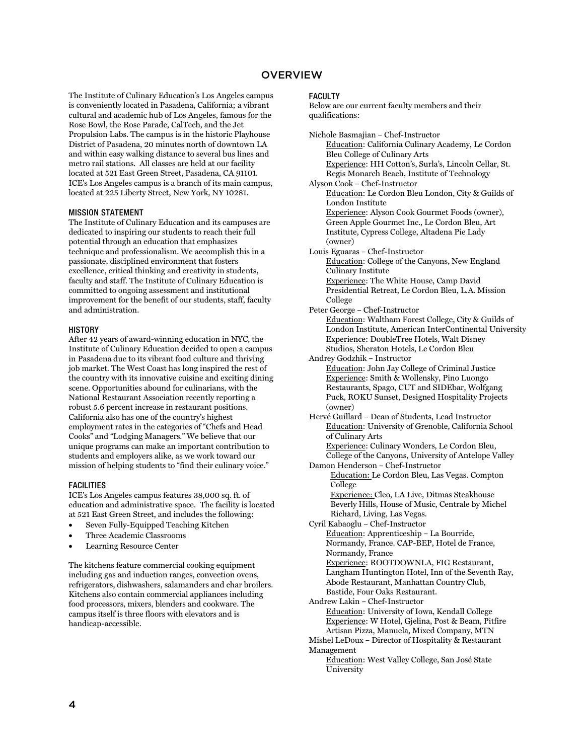# OVERVIEW

The Institute of Culinary Education's Los Angeles campus is conveniently located in Pasadena, California; a vibrant cultural and academic hub of Los Angeles, famous for the Rose Bowl, the Rose Parade, CalTech, and the Jet Propulsion Labs. The campus is in the historic Playhouse District of Pasadena, 20 minutes north of downtown LA and within easy walking distance to several bus lines and metro rail stations. All classes are held at our facility located at 521 East Green Street, Pasadena, CA 91101. ICE's Los Angeles campus is a branch of its main campus, located at 225 Liberty Street, New York, NY 10281.

## MISSION STATEMENT

The Institute of Culinary Education and its campuses are dedicated to inspiring our students to reach their full potential through an education that emphasizes technique and professionalism. We accomplish this in a passionate, disciplined environment that fosters excellence, critical thinking and creativity in students, faculty and staff. The Institute of Culinary Education is committed to ongoing assessment and institutional improvement for the benefit of our students, staff, faculty and administration.

## HISTORY

After 42 years of award-winning education in NYC, the Institute of Culinary Education decided to open a campus in Pasadena due to its vibrant food culture and thriving job market. The West Coast has long inspired the rest of the country with its innovative cuisine and exciting dining scene. Opportunities abound for culinarians, with the National Restaurant Association recently reporting a robust 5.6 percent increase in restaurant positions. California also has one of the country's highest employment rates in the categories of "Chefs and Head Cooks" and "Lodging Managers." We believe that our unique programs can make an important contribution to students and employers alike, as we work toward our mission of helping students to "find their culinary voice."

## FACILITIES

ICE's Los Angeles campus features 38,000 sq. ft. of education and administrative space. The facility is located at 521 East Green Street, and includes the following:

- Seven Fully-Equipped Teaching Kitchen
- Three Academic Classrooms
- Learning Resource Center

The kitchens feature commercial cooking equipment including gas and induction ranges, convection ovens, refrigerators, dishwashers, salamanders and char broilers. Kitchens also contain commercial appliances including food processors, mixers, blenders and cookware. The campus itself is three floors with elevators and is handicap-accessible.

## FACULTY

Below are our current faculty members and their qualifications:

Nichole Basmajian – Chef-Instructor
- Education: California Culinary Academy, Le Cordon Bleu College of Culinary Arts
- Experience: HH Cotton's, Surla's, Lincoln Cellar, St. Regis Monarch Beach, Institute of Technology

Alyson Cook – Chef-Instructor
- Education: Le Cordon Bleu London, City & Guilds of London Institute
- Experience: Alyson Cook Gourmet Foods (owner), Green Apple Gourmet Inc., Le Cordon Bleu, Art Institute, Cypress College, Altadena Pie Lady (owner)

Louis Eguaras – Chef-Instructor
- Education: College of the Canyons, New England Culinary Institute
- Experience: The White House, Camp David Presidential Retreat, Le Cordon Bleu, L.A. Mission College

Peter George – Chef-Instructor
- Education: Waltham Forest College, City & Guilds of London Institute, American InterContinental University
- Experience: DoubleTree Hotels, Walt Disney Studios, Sheraton Hotels, Le Cordon Bleu

Andrey Godzhik – Instructor
- Education: John Jay College of Criminal Justice
- Experience: Smith & Wollensky, Pino Luongo Restaurants, Spago, CUT and SIDEbar, Wolfgang Puck, ROKU Sunset, Designed Hospitality Projects (owner)

Hervé Guillard – Dean of Students, Lead Instructor
- Education: University of Grenoble, California School of Culinary Arts
- Experience: Culinary Wonders, Le Cordon Bleu, College of the Canyons, University of Antelope Valley

Damon Henderson – Chef-Instructor
- Education: Le Cordon Bleu, Las Vegas. Compton College
- Experience: Cleo, LA Live, Ditmas Steakhouse Beverly Hills, House of Music, Centrale by Michel Richard, Living, Las Vegas.

Cyril Kabaoglu – Chef-Instructor
- Education: Apprenticeship – La Bourride, Normandy, France. CAP-BEP, Hotel de France, Normandy, France
- Experience: ROOTDOWNLA, FIG Restaurant, Langham Huntington Hotel, Inn of the Seventh Ray, Abode Restaurant, Manhattan Country Club, Bastide, Four Oaks Restaurant.

Andrew Lakin – Chef-Instructor
- Education: University of Iowa, Kendall College
- Experience: W Hotel, Gjelina, Post & Beam, Pitfire Artisan Pizza, Manuela, Mixed Company, MTN

Mishel LeDoux – Director of Hospitality & Restaurant Management
- Education: West Valley College, San José State University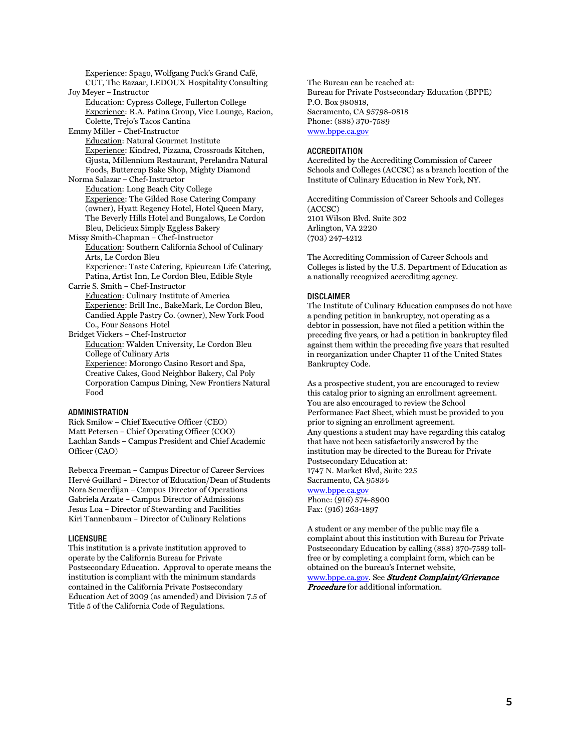Experience: Spago, Wolfgang Puck's Grand Café, CUT, The Bazaar, LEDOUX Hospitality Consulting

Joy Meyer – Instructor
- Education: Cypress College, Fullerton College
- Experience: R.A. Patina Group, Vice Lounge, Racion, Colette, Trejo's Tacos Cantina

Emmy Miller – Chef-Instructor
- Education: Natural Gourmet Institute
- Experience: Kindred, Pizzana, Crossroads Kitchen, Gjusta, Millennium Restaurant, Perelandra Natural Foods, Buttercup Bake Shop, Mighty Diamond

Norma Salazar – Chef-Instructor
- Education: Long Beach City College
- Experience: The Gilded Rose Catering Company (owner), Hyatt Regency Hotel, Hotel Queen Mary, The Beverly Hills Hotel and Bungalows, Le Cordon Bleu, Delicieux Simply Eggless Bakery

Missy Smith-Chapman – Chef-Instructor
- Education: Southern California School of Culinary Arts, Le Cordon Bleu
- Experience: Taste Catering, Epicurean Life Catering, Patina, Artist Inn, Le Cordon Bleu, Edible Style

Carrie S. Smith – Chef-Instructor
- Education: Culinary Institute of America
- Experience: Brill Inc., BakeMark, Le Cordon Bleu, Candied Apple Pastry Co. (owner), New York Food Co., Four Seasons Hotel

Bridget Vickers – Chef-Instructor
- Education: Walden University, Le Cordon Bleu College of Culinary Arts
- Experience: Morongo Casino Resort and Spa, Creative Cakes, Good Neighbor Bakery, Cal Poly Corporation Campus Dining, New Frontiers Natural Food

## ADMINISTRATION

Rick Smilow – Chief Executive Officer (CEO)
Matt Petersen – Chief Operating Officer (COO)
Lachlan Sands – Campus President and Chief Academic Officer (CAO)

Rebecca Freeman – Campus Director of Career Services
Hervé Guillard – Director of Education/Dean of Students
Nora Semerdijan – Campus Director of Operations
Gabriela Arzate – Campus Director of Admissions
Jesus Loa – Director of Stewarding and Facilities
Kiri Tannenbaum – Director of Culinary Relations

## LICENSURE

This institution is a private institution approved to operate by the California Bureau for Private Postsecondary Education. Approval to operate means the institution is compliant with the minimum standards contained in the California Private Postsecondary Education Act of 2009 (as amended) and Division 7.5 of Title 5 of the California Code of Regulations.

The Bureau can be reached at:
Bureau for Private Postsecondary Education (BPPE)
P.O. Box 980818,
Sacramento, CA 95798-0818
Phone: (888) 370-7589
www.bppe.ca.gov

## ACCREDITATION

Accredited by the Accrediting Commission of Career Schools and Colleges (ACCSC) as a branch location of the Institute of Culinary Education in New York, NY.

Accrediting Commission of Career Schools and Colleges (ACCSC)
2101 Wilson Blvd. Suite 302
Arlington, VA 2220
(703) 247-4212

The Accrediting Commission of Career Schools and Colleges is listed by the U.S. Department of Education as a nationally recognized accrediting agency.

## DISCLAIMER

The Institute of Culinary Education campuses do not have a pending petition in bankruptcy, not operating as a debtor in possession, have not filed a petition within the preceding five years, or had a petition in bankruptcy filed against them within the preceding five years that resulted in reorganization under Chapter 11 of the United States Bankruptcy Code.

As a prospective student, you are encouraged to review this catalog prior to signing an enrollment agreement. You are also encouraged to review the School Performance Fact Sheet, which must be provided to you prior to signing an enrollment agreement.
Any questions a student may have regarding this catalog that have not been satisfactorily answered by the institution may be directed to the Bureau for Private Postsecondary Education at:
1747 N. Market Blvd, Suite 225
Sacramento, CA 95834
www.bppe.ca.gov
Phone: (916) 574-8900
Fax: (916) 263-1897

A student or any member of the public may file a complaint about this institution with Bureau for Private Postsecondary Education by calling (888) 370-7589 toll-free or by completing a complaint form, which can be obtained on the bureau's Internet website, www.bppe.ca.gov. See ***Student Complaint/Grievance Procedure*** for additional information.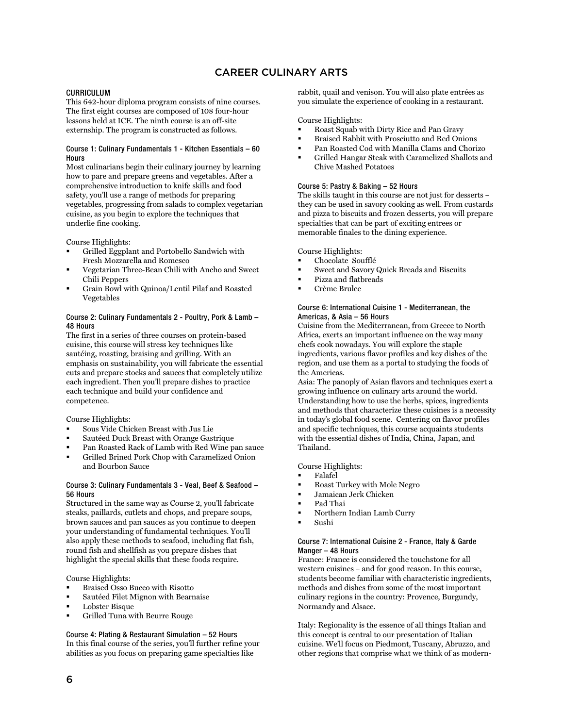# CAREER CULINARY ARTS

## CURRICULUM

This 642-hour diploma program consists of nine courses. The first eight courses are composed of 108 four-hour lessons held at ICE. The ninth course is an off-site externship. The program is constructed as follows.

### Course 1: Culinary Fundamentals 1 - Kitchen Essentials – 60 Hours

Most culinarians begin their culinary journey by learning how to pare and prepare greens and vegetables. After a comprehensive introduction to knife skills and food safety, you'll use a range of methods for preparing vegetables, progressing from salads to complex vegetarian cuisine, as you begin to explore the techniques that underlie fine cooking.

Course Highlights:

- Grilled Eggplant and Portobello Sandwich with Fresh Mozzarella and Romesco
- Vegetarian Three-Bean Chili with Ancho and Sweet Chili Peppers
- Grain Bowl with Quinoa/Lentil Pilaf and Roasted Vegetables

### Course 2: Culinary Fundamentals 2 - Poultry, Pork & Lamb – 48 Hours

The first in a series of three courses on protein-based cuisine, this course will stress key techniques like sautéing, roasting, braising and grilling. With an emphasis on sustainability, you will fabricate the essential cuts and prepare stocks and sauces that completely utilize each ingredient. Then you'll prepare dishes to practice each technique and build your confidence and competence.

Course Highlights:

- Sous Vide Chicken Breast with Jus Lie
- Sautéed Duck Breast with Orange Gastrique
- Pan Roasted Rack of Lamb with Red Wine pan sauce
- Grilled Brined Pork Chop with Caramelized Onion and Bourbon Sauce

### Course 3: Culinary Fundamentals 3 - Veal, Beef & Seafood – 56 Hours

Structured in the same way as Course 2, you'll fabricate steaks, paillards, cutlets and chops, and prepare soups, brown sauces and pan sauces as you continue to deepen your understanding of fundamental techniques. You'll also apply these methods to seafood, including flat fish, round fish and shellfish as you prepare dishes that highlight the special skills that these foods require.

Course Highlights:

- Braised Osso Bucco with Risotto
- Sautéed Filet Mignon with Bearnaise
- Lobster Bisque
- Grilled Tuna with Beurre Rouge

### Course 4: Plating & Restaurant Simulation – 52 Hours

In this final course of the series, you'll further refine your abilities as you focus on preparing game specialties like rabbit, quail and venison. You will also plate entrées as you simulate the experience of cooking in a restaurant.

Course Highlights:

- Roast Squab with Dirty Rice and Pan Gravy
- Braised Rabbit with Prosciutto and Red Onions
- Pan Roasted Cod with Manilla Clams and Chorizo
- Grilled Hangar Steak with Caramelized Shallots and Chive Mashed Potatoes

### Course 5: Pastry & Baking – 52 Hours

The skills taught in this course are not just for desserts – they can be used in savory cooking as well. From custards and pizza to biscuits and frozen desserts, you will prepare specialties that can be part of exciting entrees or memorable finales to the dining experience.

Course Highlights:

- Chocolate Soufflé
- Sweet and Savory Quick Breads and Biscuits
- Pizza and flatbreads
- Crème Brulee

### Course 6: International Cuisine 1 - Mediterranean, the Americas, & Asia – 56 Hours

Cuisine from the Mediterranean, from Greece to North Africa, exerts an important influence on the way many chefs cook nowadays. You will explore the staple ingredients, various flavor profiles and key dishes of the region, and use them as a portal to studying the foods of the Americas.

Asia: The panoply of Asian flavors and techniques exert a growing influence on culinary arts around the world. Understanding how to use the herbs, spices, ingredients and methods that characterize these cuisines is a necessity in today's global food scene. Centering on flavor profiles and specific techniques, this course acquaints students with the essential dishes of India, China, Japan, and Thailand.

Course Highlights:

- Falafel
- Roast Turkey with Mole Negro
- Jamaican Jerk Chicken
- Pad Thai
- Northern Indian Lamb Curry
- Sushi

### Course 7: International Cuisine 2 - France, Italy & Garde Manger – 48 Hours

France: France is considered the touchstone for all western cuisines – and for good reason. In this course, students become familiar with characteristic ingredients, methods and dishes from some of the most important culinary regions in the country: Provence, Burgundy, Normandy and Alsace.

Italy: Regionality is the essence of all things Italian and this concept is central to our presentation of Italian cuisine. We'll focus on Piedmont, Tuscany, Abruzzo, and other regions that comprise what we think of as modern-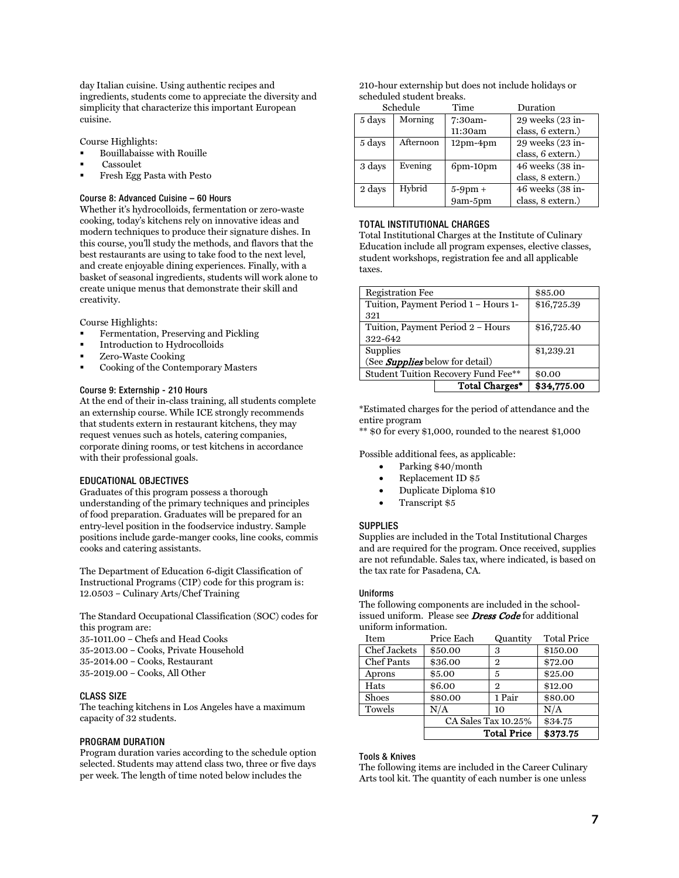day Italian cuisine. Using authentic recipes and ingredients, students come to appreciate the diversity and simplicity that characterize this important European cuisine.

Course Highlights:

- Bouillabaisse with Rouille
- Cassoulet
- Fresh Egg Pasta with Pesto

#### Course 8: Advanced Cuisine – 60 Hours

Whether it's hydrocolloids, fermentation or zero-waste cooking, today's kitchens rely on innovative ideas and modern techniques to produce their signature dishes. In this course, you'll study the methods, and flavors that the best restaurants are using to take food to the next level, and create enjoyable dining experiences. Finally, with a basket of seasonal ingredients, students will work alone to create unique menus that demonstrate their skill and creativity.

Course Highlights:

- Fermentation, Preserving and Pickling
- Introduction to Hydrocolloids
- Zero-Waste Cooking
- Cooking of the Contemporary Masters

#### Course 9: Externship - 210 Hours

At the end of their in-class training, all students complete an externship course. While ICE strongly recommends that students extern in restaurant kitchens, they may request venues such as hotels, catering companies, corporate dining rooms, or test kitchens in accordance with their professional goals.

### EDUCATIONAL OBJECTIVES

Graduates of this program possess a thorough understanding of the primary techniques and principles of food preparation. Graduates will be prepared for an entry-level position in the foodservice industry. Sample positions include garde-manger cooks, line cooks, commis cooks and catering assistants.

The Department of Education 6-digit Classification of Instructional Programs (CIP) code for this program is: 12.0503 – Culinary Arts/Chef Training

The Standard Occupational Classification (SOC) codes for this program are:
35-1011.00 – Chefs and Head Cooks
35-2013.00 – Cooks, Private Household
35-2014.00 – Cooks, Restaurant
35-2019.00 – Cooks, All Other

### CLASS SIZE

The teaching kitchens in Los Angeles have a maximum capacity of 32 students.

### PROGRAM DURATION

Program duration varies according to the schedule option selected. Students may attend class two, three or five days per week. The length of time noted below includes the 210-hour externship but does not include holidays or scheduled student breaks.

| Schedule | | Time | Duration |
|---|---|---|---|
| 5 days | Morning | 7:30am-11:30am | 29 weeks (23 in-class, 6 extern.) |
| 5 days | Afternoon | 12pm-4pm | 29 weeks (23 in-class, 6 extern.) |
| 3 days | Evening | 6pm-10pm | 46 weeks (38 in-class, 8 extern.) |
| 2 days | Hybrid | 5-9pm + 9am-5pm | 46 weeks (38 in-class, 8 extern.) |

### TOTAL INSTITUTIONAL CHARGES

Total Institutional Charges at the Institute of Culinary Education include all program expenses, elective classes, student workshops, registration fee and all applicable taxes.

| Item | Amount |
|---|---|
| Registration Fee | $85.00 |
| Tuition, Payment Period 1 – Hours 1-321 | $16,725.39 |
| Tuition, Payment Period 2 – Hours 322-642 | $16,725.40 |
| Supplies (See ***Supplies*** below for detail) | $1,239.21 |
| Student Tuition Recovery Fund Fee** | $0.00 |
| **Total Charges*** | **$34,775.00** |

*Estimated charges for the period of attendance and the entire program
** $0 for every $1,000, rounded to the nearest $1,000

Possible additional fees, as applicable:

- Parking $40/month
- Replacement ID $5
- Duplicate Diploma $10
- Transcript $5

### SUPPLIES

Supplies are included in the Total Institutional Charges and are required for the program. Once received, supplies are not refundable. Sales tax, where indicated, is based on the tax rate for Pasadena, CA.

#### Uniforms

The following components are included in the school-issued uniform. Please see ***Dress Code*** for additional uniform information.

| Item | Price Each | Quantity | Total Price |
|---|---|---|---|
| Chef Jackets | $50.00 | 3 | $150.00 |
| Chef Pants | $36.00 | 2 | $72.00 |
| Aprons | $5.00 | 5 | $25.00 |
| Hats | $6.00 | 2 | $12.00 |
| Shoes | $80.00 | 1 Pair | $80.00 |
| Towels | N/A | 10 | N/A |
| | CA Sales Tax 10.25% | | $34.75 |
| | | **Total Price** | **$373.75** |

#### Tools & Knives

The following items are included in the Career Culinary Arts tool kit. The quantity of each number is one unless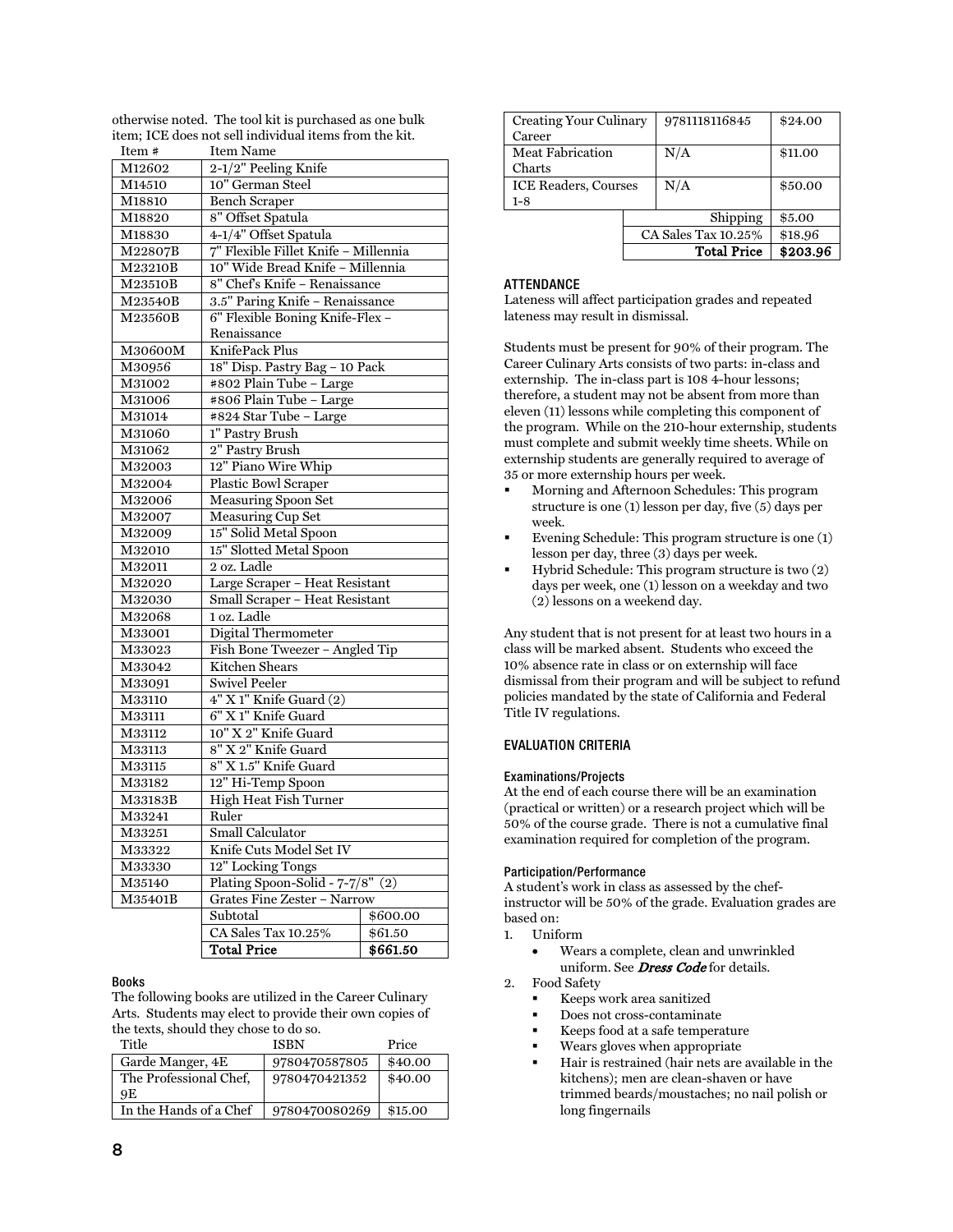otherwise noted. The tool kit is purchased as one bulk item; ICE does not sell individual items from the kit.

| Item # | Item Name | |
|---|---|---|
| M12602 | 2-1/2" Peeling Knife | |
| M14510 | 10" German Steel | |
| M18810 | Bench Scraper | |
| M18820 | 8" Offset Spatula | |
| M18830 | 4-1/4" Offset Spatula | |
| M22807B | 7" Flexible Fillet Knife – Millennia | |
| M23210B | 10" Wide Bread Knife – Millennia | |
| M23510B | 8" Chef's Knife – Renaissance | |
| M23540B | 3.5" Paring Knife – Renaissance | |
| M23560B | 6" Flexible Boning Knife-Flex – Renaissance | |
| M30600M | KnifePack Plus | |
| M30956 | 18" Disp. Pastry Bag – 10 Pack | |
| M31002 | #802 Plain Tube – Large | |
| M31006 | #806 Plain Tube – Large | |
| M31014 | #824 Star Tube – Large | |
| M31060 | 1" Pastry Brush | |
| M31062 | 2" Pastry Brush | |
| M32003 | 12" Piano Wire Whip | |
| M32004 | Plastic Bowl Scraper | |
| M32006 | Measuring Spoon Set | |
| M32007 | Measuring Cup Set | |
| M32009 | 15" Solid Metal Spoon | |
| M32010 | 15" Slotted Metal Spoon | |
| M32011 | 2 oz. Ladle | |
| M32020 | Large Scraper – Heat Resistant | |
| M32030 | Small Scraper – Heat Resistant | |
| M32068 | 1 oz. Ladle | |
| M33001 | Digital Thermometer | |
| M33023 | Fish Bone Tweezer – Angled Tip | |
| M33042 | Kitchen Shears | |
| M33091 | Swivel Peeler | |
| M33110 | 4" X 1" Knife Guard (2) | |
| M33111 | 6" X 1" Knife Guard | |
| M33112 | 10" X 2" Knife Guard | |
| M33113 | 8" X 2" Knife Guard | |
| M33115 | 8" X 1.5" Knife Guard | |
| M33182 | 12" Hi-Temp Spoon | |
| M33183B | High Heat Fish Turner | |
| M33241 | Ruler | |
| M33251 | Small Calculator | |
| M33322 | Knife Cuts Model Set IV | |
| M33330 | 12" Locking Tongs | |
| M35140 | Plating Spoon-Solid - 7-7/8" (2) | |
| M35401B | Grates Fine Zester – Narrow | |
| | Subtotal | $600.00 |
| | CA Sales Tax 10.25% | $61.50 |
| | **Total Price** | **$661.50** |

#### Books

The following books are utilized in the Career Culinary Arts. Students may elect to provide their own copies of the texts, should they chose to do so.

| Title | ISBN | Price |
|---|---|---|
| Garde Manger, 4E | 9780470587805 | $40.00 |
| The Professional Chef, 9E | 9780470421352 | $40.00 |
| In the Hands of a Chef | 9780470080269 | $15.00 |
| Creating Your Culinary Career | 9781118116845 | $24.00 |
| Meat Fabrication Charts | N/A | $11.00 |
| ICE Readers, Courses 1-8 | N/A | $50.00 |
| | Shipping | $5.00 |
| | CA Sales Tax 10.25% | $18.96 |
| | **Total Price** | **$203.96** |

### ATTENDANCE

Lateness will affect participation grades and repeated lateness may result in dismissal.

Students must be present for 90% of their program. The Career Culinary Arts consists of two parts: in-class and externship. The in-class part is 108 4-hour lessons; therefore, a student may not be absent from more than eleven (11) lessons while completing this component of the program. While on the 210-hour externship, students must complete and submit weekly time sheets. While on externship students are generally required to average of 35 or more externship hours per week.

- Morning and Afternoon Schedules: This program structure is one (1) lesson per day, five (5) days per week.
- Evening Schedule: This program structure is one (1) lesson per day, three (3) days per week.
- Hybrid Schedule: This program structure is two (2) days per week, one (1) lesson on a weekday and two (2) lessons on a weekend day.

Any student that is not present for at least two hours in a class will be marked absent. Students who exceed the 10% absence rate in class or on externship will face dismissal from their program and will be subject to refund policies mandated by the state of California and Federal Title IV regulations.

### EVALUATION CRITERIA

#### Examinations/Projects

At the end of each course there will be an examination (practical or written) or a research project which will be 50% of the course grade. There is not a cumulative final examination required for completion of the program.

#### Participation/Performance

A student's work in class as assessed by the chef-instructor will be 50% of the grade. Evaluation grades are based on:

1. Uniform
   - Wears a complete, clean and unwrinkled uniform. See ***Dress Code*** for details.
2. Food Safety
   - Keeps work area sanitized
   - Does not cross-contaminate
   - Keeps food at a safe temperature
   - Wears gloves when appropriate
   - Hair is restrained (hair nets are available in the kitchens); men are clean-shaven or have trimmed beards/moustaches; no nail polish or long fingernails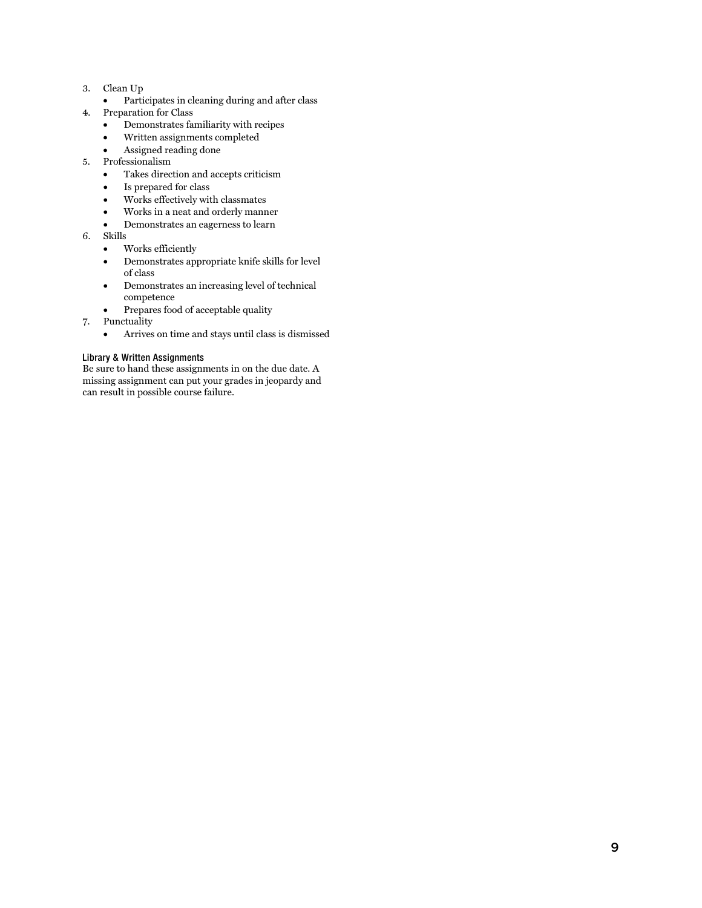3. Clean Up
   - Participates in cleaning during and after class
4. Preparation for Class
   - Demonstrates familiarity with recipes
   - Written assignments completed
   - Assigned reading done
5. Professionalism
   - Takes direction and accepts criticism
   - Is prepared for class
   - Works effectively with classmates
   - Works in a neat and orderly manner
   - Demonstrates an eagerness to learn
6. Skills
   - Works efficiently
   - Demonstrates appropriate knife skills for level of class
   - Demonstrates an increasing level of technical competence
   - Prepares food of acceptable quality
7. Punctuality
   - Arrives on time and stays until class is dismissed

#### Library & Written Assignments

Be sure to hand these assignments in on the due date. A missing assignment can put your grades in jeopardy and can result in possible course failure.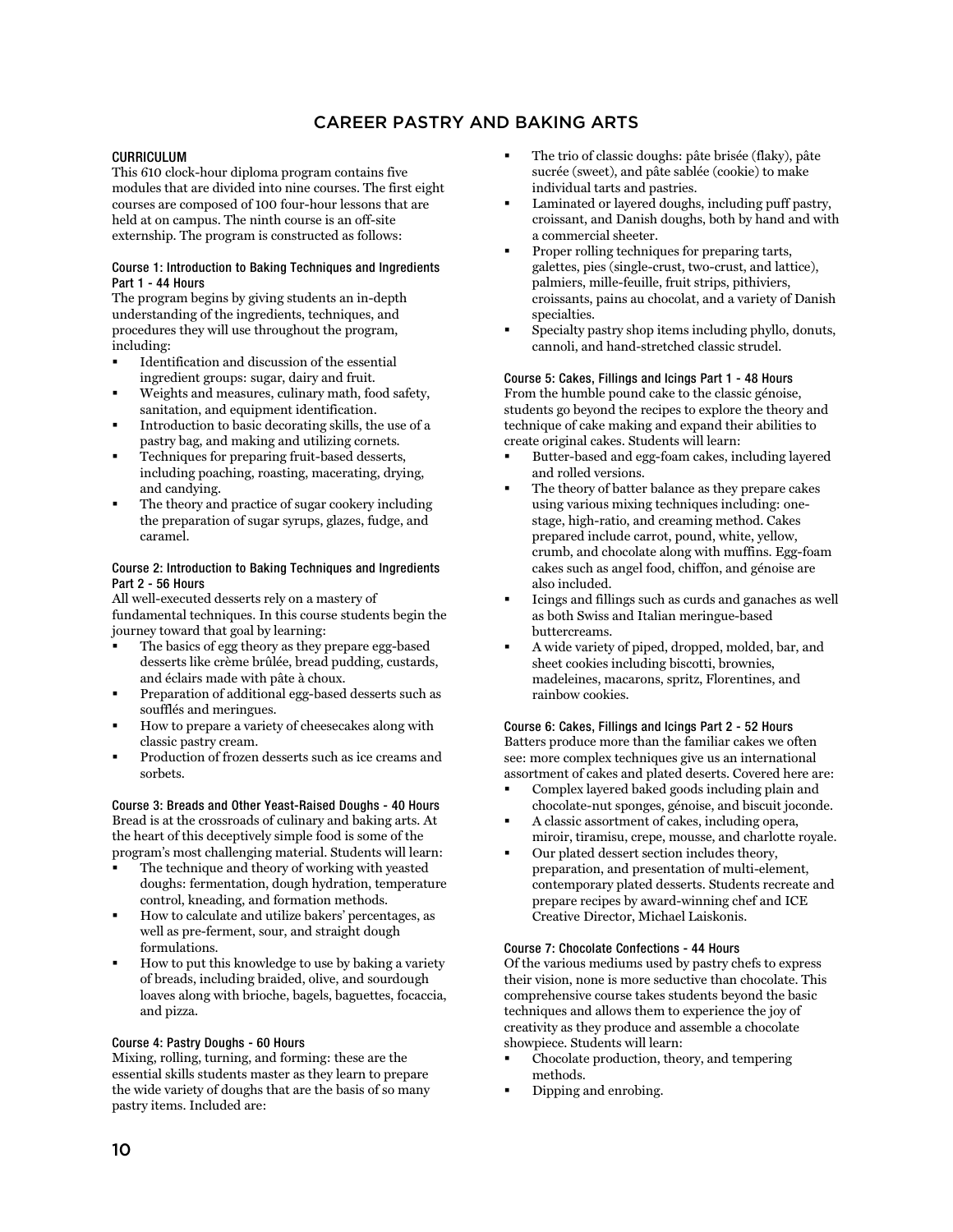# CAREER PASTRY AND BAKING ARTS

### CURRICULUM

This 610 clock-hour diploma program contains five modules that are divided into nine courses. The first eight courses are composed of 100 four-hour lessons that are held at on campus. The ninth course is an off-site externship. The program is constructed as follows:

#### Course 1: Introduction to Baking Techniques and Ingredients Part 1 - 44 Hours

The program begins by giving students an in-depth understanding of the ingredients, techniques, and procedures they will use throughout the program, including:

- Identification and discussion of the essential ingredient groups: sugar, dairy and fruit.
- Weights and measures, culinary math, food safety, sanitation, and equipment identification.
- Introduction to basic decorating skills, the use of a pastry bag, and making and utilizing cornets.
- Techniques for preparing fruit-based desserts, including poaching, roasting, macerating, drying, and candying.
- The theory and practice of sugar cookery including the preparation of sugar syrups, glazes, fudge, and caramel.

#### Course 2: Introduction to Baking Techniques and Ingredients Part 2 - 56 Hours

All well-executed desserts rely on a mastery of fundamental techniques. In this course students begin the journey toward that goal by learning:

- The basics of egg theory as they prepare egg-based desserts like crème brûlée, bread pudding, custards, and éclairs made with pâte à choux.
- Preparation of additional egg-based desserts such as soufflés and meringues.
- How to prepare a variety of cheesecakes along with classic pastry cream.
- Production of frozen desserts such as ice creams and sorbets.

#### Course 3: Breads and Other Yeast-Raised Doughs - 40 Hours

Bread is at the crossroads of culinary and baking arts. At the heart of this deceptively simple food is some of the program's most challenging material. Students will learn:

- The technique and theory of working with yeasted doughs: fermentation, dough hydration, temperature control, kneading, and formation methods.
- How to calculate and utilize bakers' percentages, as well as pre-ferment, sour, and straight dough formulations.
- How to put this knowledge to use by baking a variety of breads, including braided, olive, and sourdough loaves along with brioche, bagels, baguettes, focaccia, and pizza.

#### Course 4: Pastry Doughs - 60 Hours

Mixing, rolling, turning, and forming: these are the essential skills students master as they learn to prepare the wide variety of doughs that are the basis of so many pastry items. Included are:

- The trio of classic doughs: pâte brisée (flaky), pâte sucrée (sweet), and pâte sablée (cookie) to make individual tarts and pastries.
- Laminated or layered doughs, including puff pastry, croissant, and Danish doughs, both by hand and with a commercial sheeter.
- Proper rolling techniques for preparing tarts, galettes, pies (single-crust, two-crust, and lattice), palmiers, mille-feuille, fruit strips, pithiviers, croissants, pains au chocolat, and a variety of Danish specialties.
- Specialty pastry shop items including phyllo, donuts, cannoli, and hand-stretched classic strudel.

#### Course 5: Cakes, Fillings and Icings Part 1 - 48 Hours

From the humble pound cake to the classic génoise, students go beyond the recipes to explore the theory and technique of cake making and expand their abilities to create original cakes. Students will learn:

- Butter-based and egg-foam cakes, including layered and rolled versions.
- The theory of batter balance as they prepare cakes using various mixing techniques including: one-stage, high-ratio, and creaming method. Cakes prepared include carrot, pound, white, yellow, crumb, and chocolate along with muffins. Egg-foam cakes such as angel food, chiffon, and génoise are also included.
- Icings and fillings such as curds and ganaches as well as both Swiss and Italian meringue-based buttercreams.
- A wide variety of piped, dropped, molded, bar, and sheet cookies including biscotti, brownies, madeleines, macarons, spritz, Florentines, and rainbow cookies.

#### Course 6: Cakes, Fillings and Icings Part 2 - 52 Hours

Batters produce more than the familiar cakes we often see: more complex techniques give us an international assortment of cakes and plated deserts. Covered here are:

- Complex layered baked goods including plain and chocolate-nut sponges, génoise, and biscuit joconde.
- A classic assortment of cakes, including opera, miroir, tiramisu, crepe, mousse, and charlotte royale.
- Our plated dessert section includes theory, preparation, and presentation of multi-element, contemporary plated desserts. Students recreate and prepare recipes by award-winning chef and ICE Creative Director, Michael Laiskonis.

#### Course 7: Chocolate Confections - 44 Hours

Of the various mediums used by pastry chefs to express their vision, none is more seductive than chocolate. This comprehensive course takes students beyond the basic techniques and allows them to experience the joy of creativity as they produce and assemble a chocolate showpiece. Students will learn:

- Chocolate production, theory, and tempering methods.
- Dipping and enrobing.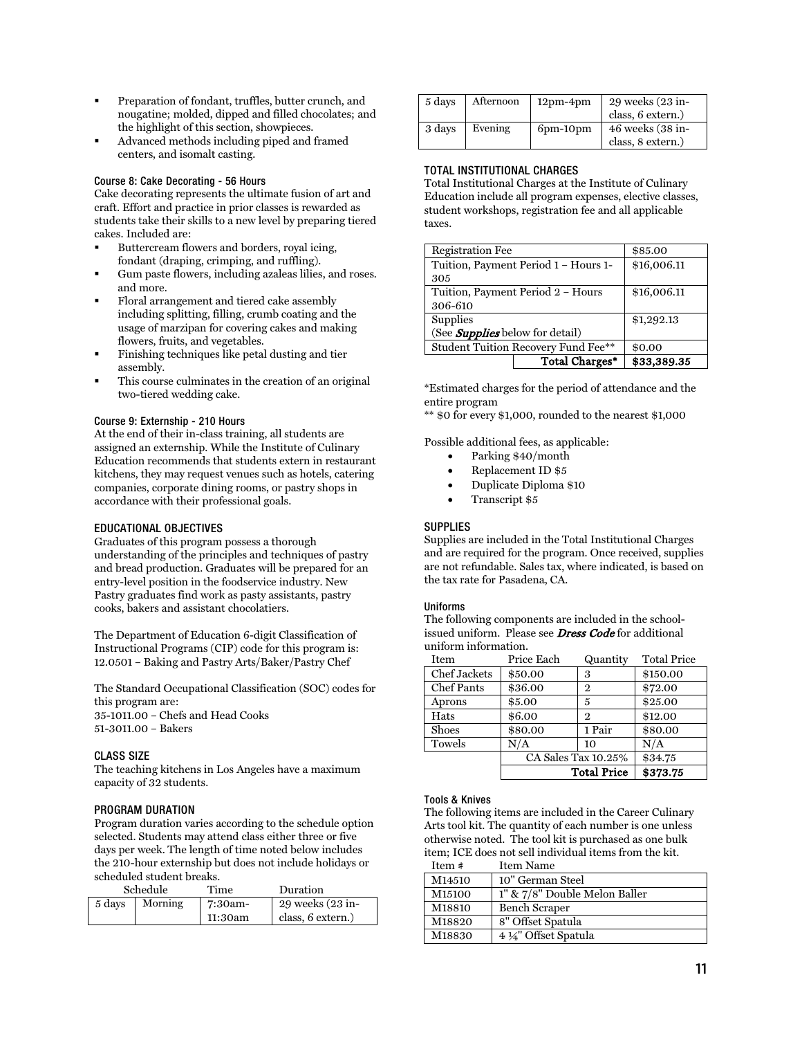- Preparation of fondant, truffles, butter crunch, and nougatine; molded, dipped and filled chocolates; and the highlight of this section, showpieces.
- Advanced methods including piped and framed centers, and isomalt casting.

#### Course 8: Cake Decorating - 56 Hours

Cake decorating represents the ultimate fusion of art and craft. Effort and practice in prior classes is rewarded as students take their skills to a new level by preparing tiered cakes. Included are:

- Buttercream flowers and borders, royal icing, fondant (draping, crimping, and ruffling).
- Gum paste flowers, including azaleas lilies, and roses. and more.
- Floral arrangement and tiered cake assembly including splitting, filling, crumb coating and the usage of marzipan for covering cakes and making flowers, fruits, and vegetables.
- Finishing techniques like petal dusting and tier assembly.
- This course culminates in the creation of an original two-tiered wedding cake.

#### Course 9: Externship - 210 Hours

At the end of their in-class training, all students are assigned an externship. While the Institute of Culinary Education recommends that students extern in restaurant kitchens, they may request venues such as hotels, catering companies, corporate dining rooms, or pastry shops in accordance with their professional goals.

### EDUCATIONAL OBJECTIVES

Graduates of this program possess a thorough understanding of the principles and techniques of pastry and bread production. Graduates will be prepared for an entry-level position in the foodservice industry. New Pastry graduates find work as pasty assistants, pastry cooks, bakers and assistant chocolatiers.

The Department of Education 6-digit Classification of Instructional Programs (CIP) code for this program is: 12.0501 – Baking and Pastry Arts/Baker/Pastry Chef

The Standard Occupational Classification (SOC) codes for this program are:
35-1011.00 – Chefs and Head Cooks
51-3011.00 – Bakers

### CLASS SIZE

The teaching kitchens in Los Angeles have a maximum capacity of 32 students.

### PROGRAM DURATION

Program duration varies according to the schedule option selected. Students may attend class either three or five days per week. The length of time noted below includes the 210-hour externship but does not include holidays or scheduled student breaks.

| Schedule | | Time | Duration |
|---|---|---|---|
| 5 days | Morning | 7:30am-11:30am | 29 weeks (23 in-class, 6 extern.) |
| 5 days | Afternoon | 12pm-4pm | 29 weeks (23 in-class, 6 extern.) |
| 3 days | Evening | 6pm-10pm | 46 weeks (38 in-class, 8 extern.) |

### TOTAL INSTITUTIONAL CHARGES

Total Institutional Charges at the Institute of Culinary Education include all program expenses, elective classes, student workshops, registration fee and all applicable taxes.

| Item | Amount |
|---|---|
| Registration Fee | $85.00 |
| Tuition, Payment Period 1 – Hours 1-305 | $16,006.11 |
| Tuition, Payment Period 2 – Hours 306-610 | $16,006.11 |
| Supplies (See ***Supplies*** below for detail) | $1,292.13 |
| Student Tuition Recovery Fund Fee** | $0.00 |
| **Total Charges*** | **$33,389.35** |

*Estimated charges for the period of attendance and the entire program

** $0 for every $1,000, rounded to the nearest $1,000

Possible additional fees, as applicable:

- Parking $40/month
- Replacement ID $5
- Duplicate Diploma $10
- Transcript $5

### SUPPLIES

Supplies are included in the Total Institutional Charges and are required for the program. Once received, supplies are not refundable. Sales tax, where indicated, is based on the tax rate for Pasadena, CA.

#### Uniforms

The following components are included in the school-issued uniform. Please see ***Dress Code*** for additional uniform information.

| Item | Price Each | Quantity | Total Price |
|---|---|---|---|
| Chef Jackets | $50.00 | 3 | $150.00 |
| Chef Pants | $36.00 | 2 | $72.00 |
| Aprons | $5.00 | 5 | $25.00 |
| Hats | $6.00 | 2 | $12.00 |
| Shoes | $80.00 | 1 Pair | $80.00 |
| Towels | N/A | 10 | N/A |
| | CA Sales Tax 10.25% | | $34.75 |
| | | **Total Price** | **$373.75** |

#### Tools & Knives

The following items are included in the Career Culinary Arts tool kit. The quantity of each number is one unless otherwise noted. The tool kit is purchased as one bulk item; ICE does not sell individual items from the kit.

| Item # | Item Name |
|---|---|
| M14510 | 10" German Steel |
| M15100 | 1" & 7/8" Double Melon Baller |
| M18810 | Bench Scraper |
| M18820 | 8" Offset Spatula |
| M18830 | 4 ¼" Offset Spatula |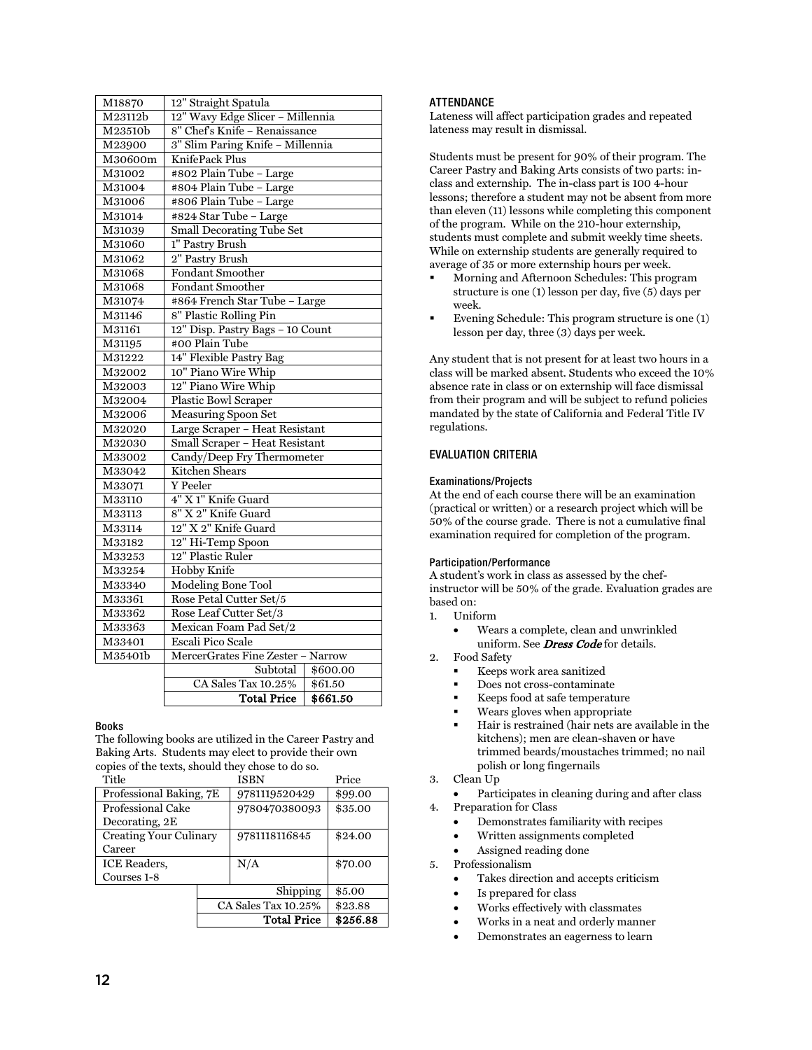| M18870 | 12" Straight Spatula | |
|---|---|---|
| M23112b | 12" Wavy Edge Slicer – Millennia | |
| M23510b | 8" Chef's Knife – Renaissance | |
| M23900 | 3" Slim Paring Knife – Millennia | |
| M30600m | KnifePack Plus | |
| M31002 | #802 Plain Tube – Large | |
| M31004 | #804 Plain Tube – Large | |
| M31006 | #806 Plain Tube – Large | |
| M31014 | #824 Star Tube – Large | |
| M31039 | Small Decorating Tube Set | |
| M31060 | 1" Pastry Brush | |
| M31062 | 2" Pastry Brush | |
| M31068 | Fondant Smoother | |
| M31068 | Fondant Smoother | |
| M31074 | #864 French Star Tube – Large | |
| M31146 | 8" Plastic Rolling Pin | |
| M31161 | 12" Disp. Pastry Bags – 10 Count | |
| M31195 | #00 Plain Tube | |
| M31222 | 14" Flexible Pastry Bag | |
| M32002 | 10" Piano Wire Whip | |
| M32003 | 12" Piano Wire Whip | |
| M32004 | Plastic Bowl Scraper | |
| M32006 | Measuring Spoon Set | |
| M32020 | Large Scraper – Heat Resistant | |
| M32030 | Small Scraper – Heat Resistant | |
| M33002 | Candy/Deep Fry Thermometer | |
| M33042 | Kitchen Shears | |
| M33071 | Y Peeler | |
| M33110 | 4" X 1" Knife Guard | |
| M33113 | 8" X 2" Knife Guard | |
| M33114 | 12" X 2" Knife Guard | |
| M33182 | 12" Hi-Temp Spoon | |
| M33253 | 12" Plastic Ruler | |
| M33254 | Hobby Knife | |
| M33340 | Modeling Bone Tool | |
| M33361 | Rose Petal Cutter Set/5 | |
| M33362 | Rose Leaf Cutter Set/3 | |
| M33363 | Mexican Foam Pad Set/2 | |
| M33401 | Escali Pico Scale | |
| M35401b | MercerGrates Fine Zester – Narrow | |
| | Subtotal | $600.00 |
| | CA Sales Tax 10.25% | $61.50 |
| | **Total Price** | **$661.50** |

#### Books

The following books are utilized in the Career Pastry and Baking Arts. Students may elect to provide their own copies of the texts, should they chose to do so.

| Title | ISBN | Price |
|---|---|---|
| Professional Baking, 7E | 9781119520429 | $99.00 |
| Professional Cake Decorating, 2E | 9780470380093 | $35.00 |
| Creating Your Culinary Career | 9781118116845 | $24.00 |
| ICE Readers, Courses 1-8 | N/A | $70.00 |
| | Shipping | $5.00 |
| | CA Sales Tax 10.25% | $23.88 |
| | **Total Price** | **$256.88** |

### ATTENDANCE

Lateness will affect participation grades and repeated lateness may result in dismissal.

Students must be present for 90% of their program. The Career Pastry and Baking Arts consists of two parts: in-class and externship. The in-class part is 100 4-hour lessons; therefore a student may not be absent from more than eleven (11) lessons while completing this component of the program. While on the 210-hour externship, students must complete and submit weekly time sheets. While on externship students are generally required to average of 35 or more externship hours per week.

- Morning and Afternoon Schedules: This program structure is one (1) lesson per day, five (5) days per week.
- Evening Schedule: This program structure is one (1) lesson per day, three (3) days per week.

Any student that is not present for at least two hours in a class will be marked absent. Students who exceed the 10% absence rate in class or on externship will face dismissal from their program and will be subject to refund policies mandated by the state of California and Federal Title IV regulations.

### EVALUATION CRITERIA

#### Examinations/Projects

At the end of each course there will be an examination (practical or written) or a research project which will be 50% of the course grade. There is not a cumulative final examination required for completion of the program.

#### Participation/Performance

A student's work in class as assessed by the chef-instructor will be 50% of the grade. Evaluation grades are based on:

1. Uniform
   - Wears a complete, clean and unwrinkled uniform. See ***Dress Code*** for details.
2. Food Safety
   - Keeps work area sanitized
   - Does not cross-contaminate
   - Keeps food at safe temperature
   - Wears gloves when appropriate
   - Hair is restrained (hair nets are available in the kitchens); men are clean-shaven or have trimmed beards/moustaches trimmed; no nail polish or long fingernails
3. Clean Up
   - Participates in cleaning during and after class
4. Preparation for Class
   - Demonstrates familiarity with recipes
   - Written assignments completed
   - Assigned reading done
5. Professionalism
   - Takes direction and accepts criticism
   - Is prepared for class
   - Works effectively with classmates
   - Works in a neat and orderly manner
   - Demonstrates an eagerness to learn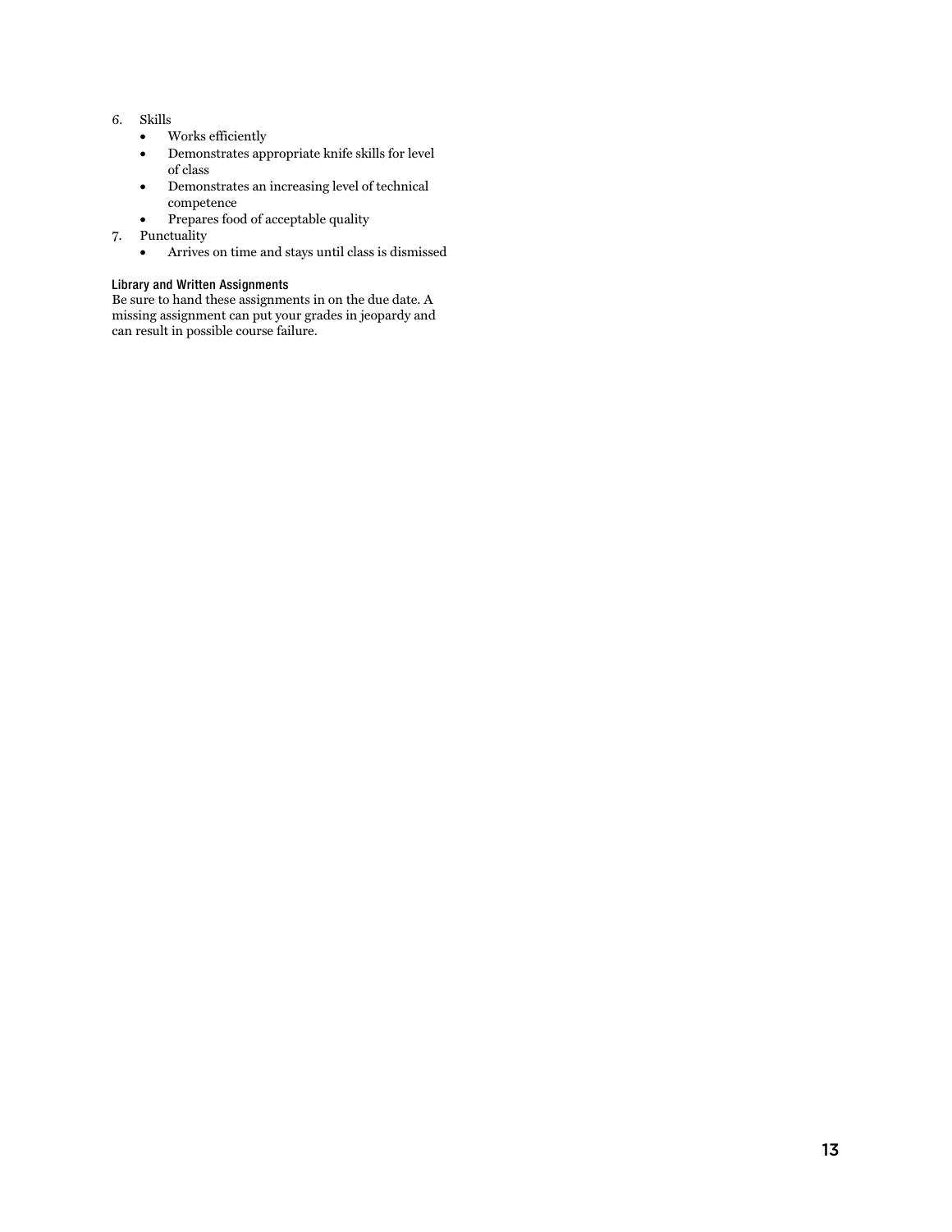6. Skills
    - Works efficiently
    - Demonstrates appropriate knife skills for level of class
    - Demonstrates an increasing level of technical competence
    - Prepares food of acceptable quality
7. Punctuality
    - Arrives on time and stays until class is dismissed

#### Library and Written Assignments

Be sure to hand these assignments in on the due date. A missing assignment can put your grades in jeopardy and can result in possible course failure.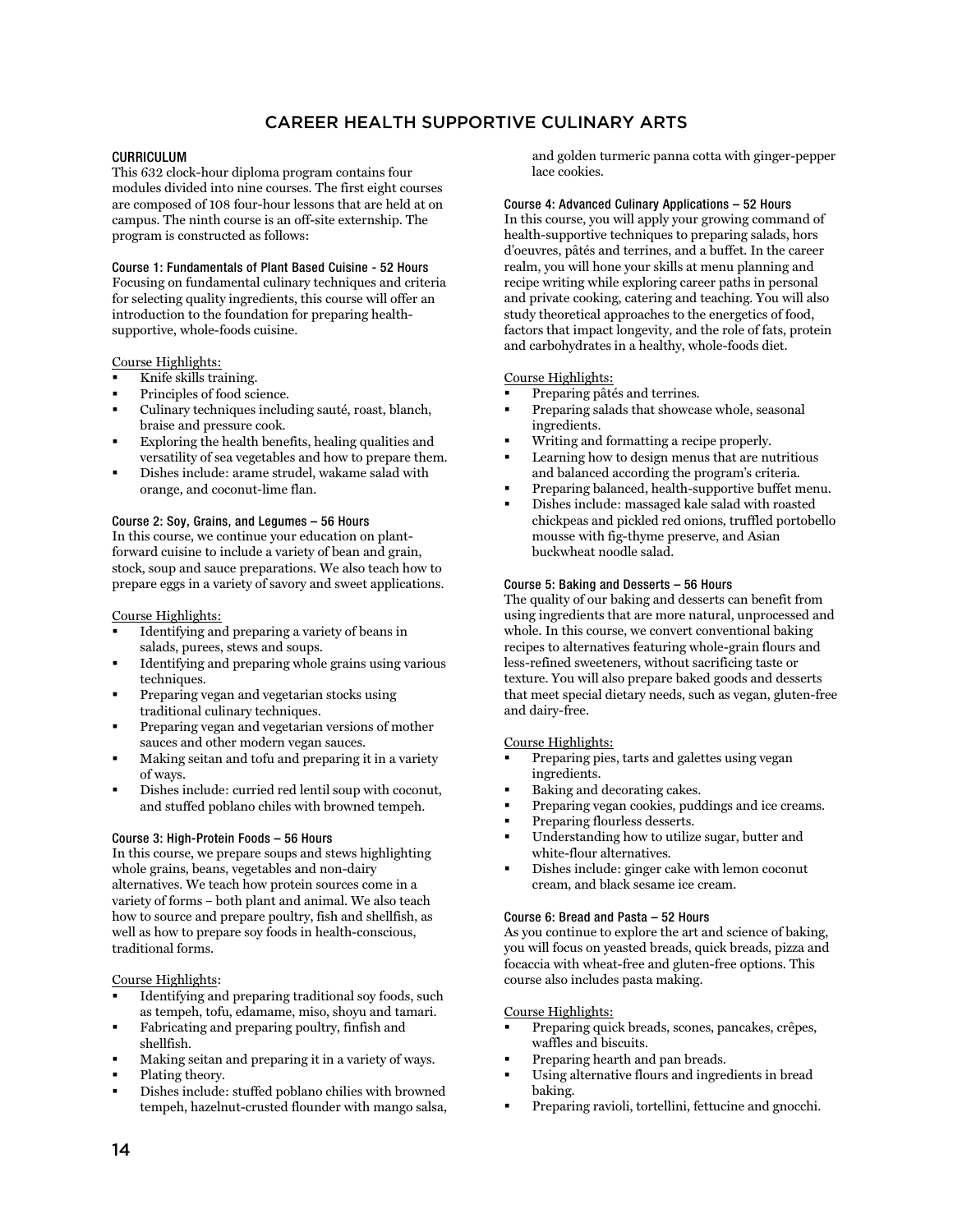# CAREER HEALTH SUPPORTIVE CULINARY ARTS

## CURRICULUM

This 632 clock-hour diploma program contains four modules divided into nine courses. The first eight courses are composed of 108 four-hour lessons that are held at on campus. The ninth course is an off-site externship. The program is constructed as follows:

### Course 1: Fundamentals of Plant Based Cuisine - 52 Hours

Focusing on fundamental culinary techniques and criteria for selecting quality ingredients, this course will offer an introduction to the foundation for preparing health-supportive, whole-foods cuisine.

Course Highlights:

- Knife skills training.
- Principles of food science.
- Culinary techniques including sauté, roast, blanch, braise and pressure cook.
- Exploring the health benefits, healing qualities and versatility of sea vegetables and how to prepare them.
- Dishes include: arame strudel, wakame salad with orange, and coconut-lime flan.

### Course 2: Soy, Grains, and Legumes – 56 Hours

In this course, we continue your education on plant-forward cuisine to include a variety of bean and grain, stock, soup and sauce preparations. We also teach how to prepare eggs in a variety of savory and sweet applications.

Course Highlights:

- Identifying and preparing a variety of beans in salads, purees, stews and soups.
- Identifying and preparing whole grains using various techniques.
- Preparing vegan and vegetarian stocks using traditional culinary techniques.
- Preparing vegan and vegetarian versions of mother sauces and other modern vegan sauces.
- Making seitan and tofu and preparing it in a variety of ways.
- Dishes include: curried red lentil soup with coconut, and stuffed poblano chiles with browned tempeh.

### Course 3: High-Protein Foods – 56 Hours

In this course, we prepare soups and stews highlighting whole grains, beans, vegetables and non-dairy alternatives. We teach how protein sources come in a variety of forms – both plant and animal. We also teach how to source and prepare poultry, fish and shellfish, as well as how to prepare soy foods in health-conscious, traditional forms.

Course Highlights:

- Identifying and preparing traditional soy foods, such as tempeh, tofu, edamame, miso, shoyu and tamari.
- Fabricating and preparing poultry, finfish and shellfish.
- Making seitan and preparing it in a variety of ways.
- Plating theory.
- Dishes include: stuffed poblano chilies with browned tempeh, hazelnut-crusted flounder with mango salsa, and golden turmeric panna cotta with ginger-pepper lace cookies.

### Course 4: Advanced Culinary Applications – 52 Hours

In this course, you will apply your growing command of health-supportive techniques to preparing salads, hors d'oeuvres, pâtés and terrines, and a buffet. In the career realm, you will hone your skills at menu planning and recipe writing while exploring career paths in personal and private cooking, catering and teaching. You will also study theoretical approaches to the energetics of food, factors that impact longevity, and the role of fats, protein and carbohydrates in a healthy, whole-foods diet.

Course Highlights:

- Preparing pâtés and terrines.
- Preparing salads that showcase whole, seasonal ingredients.
- Writing and formatting a recipe properly.
- Learning how to design menus that are nutritious and balanced according the program's criteria.
- Preparing balanced, health-supportive buffet menu.
- Dishes include: massaged kale salad with roasted chickpeas and pickled red onions, truffled portobello mousse with fig-thyme preserve, and Asian buckwheat noodle salad.

### Course 5: Baking and Desserts – 56 Hours

The quality of our baking and desserts can benefit from using ingredients that are more natural, unprocessed and whole. In this course, we convert conventional baking recipes to alternatives featuring whole-grain flours and less-refined sweeteners, without sacrificing taste or texture. You will also prepare baked goods and desserts that meet special dietary needs, such as vegan, gluten-free and dairy-free.

Course Highlights:

- Preparing pies, tarts and galettes using vegan ingredients.
- Baking and decorating cakes.
- Preparing vegan cookies, puddings and ice creams.
- Preparing flourless desserts.
- Understanding how to utilize sugar, butter and white-flour alternatives.
- Dishes include: ginger cake with lemon coconut cream, and black sesame ice cream.

### Course 6: Bread and Pasta – 52 Hours

As you continue to explore the art and science of baking, you will focus on yeasted breads, quick breads, pizza and focaccia with wheat-free and gluten-free options. This course also includes pasta making.

Course Highlights:

- Preparing quick breads, scones, pancakes, crêpes, waffles and biscuits.
- Preparing hearth and pan breads.
- Using alternative flours and ingredients in bread baking.
- Preparing ravioli, tortellini, fettucine and gnocchi.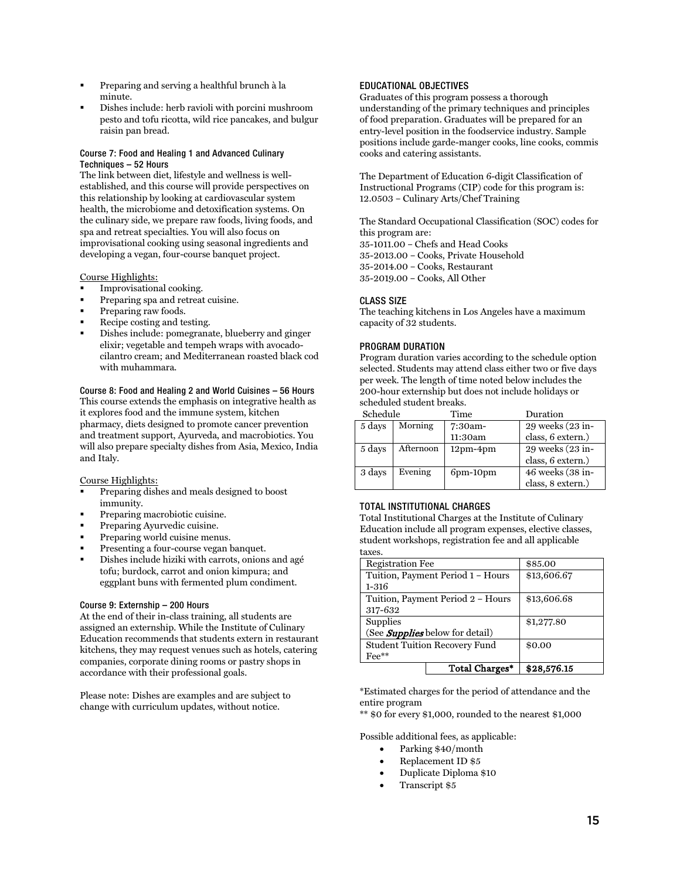- Preparing and serving a healthful brunch à la minute.
- Dishes include: herb ravioli with porcini mushroom pesto and tofu ricotta, wild rice pancakes, and bulgur raisin pan bread.

#### Course 7: Food and Healing 1 and Advanced Culinary Techniques – 52 Hours

The link between diet, lifestyle and wellness is well-established, and this course will provide perspectives on this relationship by looking at cardiovascular system health, the microbiome and detoxification systems. On the culinary side, we prepare raw foods, living foods, and spa and retreat specialties. You will also focus on improvisational cooking using seasonal ingredients and developing a vegan, four-course banquet project.

Course Highlights:

- Improvisational cooking.
- Preparing spa and retreat cuisine.
- Preparing raw foods.
- Recipe costing and testing.
- Dishes include: pomegranate, blueberry and ginger elixir; vegetable and tempeh wraps with avocado-cilantro cream; and Mediterranean roasted black cod with muhammara.

#### Course 8: Food and Healing 2 and World Cuisines – 56 Hours

This course extends the emphasis on integrative health as it explores food and the immune system, kitchen pharmacy, diets designed to promote cancer prevention and treatment support, Ayurveda, and macrobiotics. You will also prepare specialty dishes from Asia, Mexico, India and Italy.

Course Highlights:

- Preparing dishes and meals designed to boost immunity.
- Preparing macrobiotic cuisine.
- Preparing Ayurvedic cuisine.
- Preparing world cuisine menus.
- Presenting a four-course vegan banquet.
- Dishes include hiziki with carrots, onions and agé tofu; burdock, carrot and onion kimpura; and eggplant buns with fermented plum condiment.

#### Course 9: Externship – 200 Hours

At the end of their in-class training, all students are assigned an externship. While the Institute of Culinary Education recommends that students extern in restaurant kitchens, they may request venues such as hotels, catering companies, corporate dining rooms or pastry shops in accordance with their professional goals.

Please note: Dishes are examples and are subject to change with curriculum updates, without notice.

### EDUCATIONAL OBJECTIVES

Graduates of this program possess a thorough understanding of the primary techniques and principles of food preparation. Graduates will be prepared for an entry-level position in the foodservice industry. Sample positions include garde-manger cooks, line cooks, commis cooks and catering assistants.

The Department of Education 6-digit Classification of Instructional Programs (CIP) code for this program is: 12.0503 – Culinary Arts/Chef Training

The Standard Occupational Classification (SOC) codes for this program are:
35-1011.00 – Chefs and Head Cooks
35-2013.00 – Cooks, Private Household
35-2014.00 – Cooks, Restaurant
35-2019.00 – Cooks, All Other

### CLASS SIZE

The teaching kitchens in Los Angeles have a maximum capacity of 32 students.

### PROGRAM DURATION

Program duration varies according to the schedule option selected. Students may attend class either two or five days per week. The length of time noted below includes the 200-hour externship but does not include holidays or scheduled student breaks.

| Schedule | | Time | Duration |
|---|---|---|---|
| 5 days | Morning | 7:30am-11:30am | 29 weeks (23 in-class, 6 extern.) |
| 5 days | Afternoon | 12pm-4pm | 29 weeks (23 in-class, 6 extern.) |
| 3 days | Evening | 6pm-10pm | 46 weeks (38 in-class, 8 extern.) |

### TOTAL INSTITUTIONAL CHARGES

Total Institutional Charges at the Institute of Culinary Education include all program expenses, elective classes, student workshops, registration fee and all applicable taxes.

| Item | Amount |
|---|---|
| Registration Fee | $85.00 |
| Tuition, Payment Period 1 – Hours 1-316 | $13,606.67 |
| Tuition, Payment Period 2 – Hours 317-632 | $13,606.68 |
| Supplies (See ***Supplies*** below for detail) | $1,277.80 |
| Student Tuition Recovery Fund Fee** | $0.00 |
| Total Charges* | $28,576.15 |

*Estimated charges for the period of attendance and the entire program

** $0 for every $1,000, rounded to the nearest $1,000

Possible additional fees, as applicable:

- Parking $40/month
- Replacement ID $5
- Duplicate Diploma $10
- Transcript $5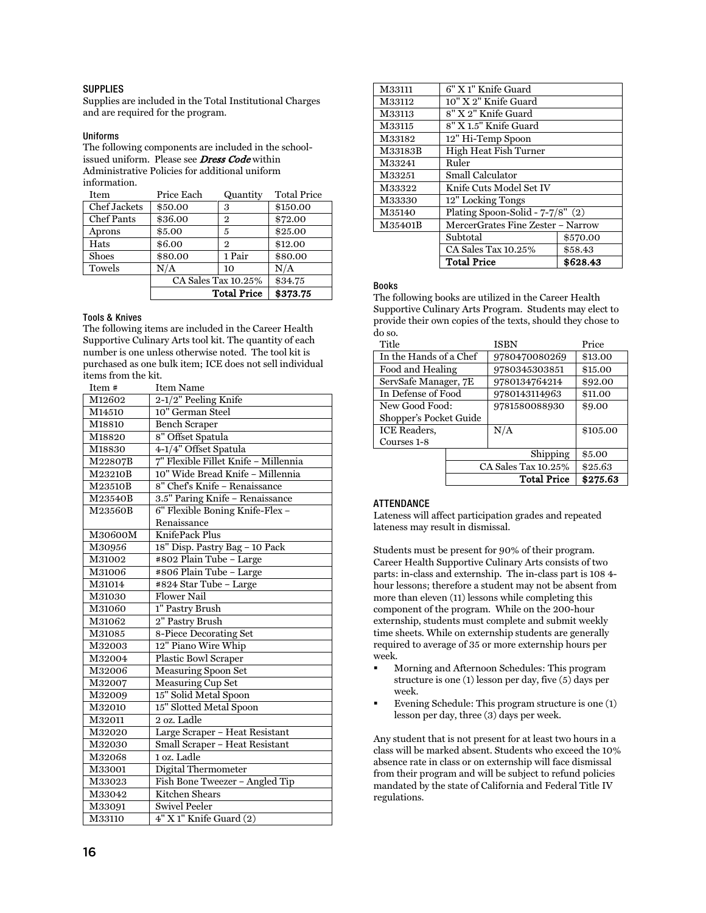## SUPPLIES

Supplies are included in the Total Institutional Charges and are required for the program.

### Uniforms

The following components are included in the school-issued uniform. Please see ***Dress Code*** within Administrative Policies for additional uniform information.

| Item | Price Each | Quantity | Total Price |
|---|---|---|---|
| Chef Jackets | $50.00 | 3 | $150.00 |
| Chef Pants | $36.00 | 2 | $72.00 |
| Aprons | $5.00 | 5 | $25.00 |
| Hats | $6.00 | 2 | $12.00 |
| Shoes | $80.00 | 1 Pair | $80.00 |
| Towels | N/A | 10 | N/A |
| | CA Sales Tax 10.25% | | $34.75 |
| | | **Total Price** | **$373.75** |

### Tools & Knives

The following items are included in the Career Health Supportive Culinary Arts tool kit. The quantity of each number is one unless otherwise noted. The tool kit is purchased as one bulk item; ICE does not sell individual items from the kit.

| Item # | Item Name | |
|---|---|---|
| M12602 | 2-1/2" Peeling Knife | |
| M14510 | 10" German Steel | |
| M18810 | Bench Scraper | |
| M18820 | 8" Offset Spatula | |
| M18830 | 4-1/4" Offset Spatula | |
| M22807B | 7" Flexible Fillet Knife – Millennia | |
| M23210B | 10" Wide Bread Knife – Millennia | |
| M23510B | 8" Chef's Knife – Renaissance | |
| M23540B | 3.5" Paring Knife – Renaissance | |
| M23560B | 6" Flexible Boning Knife-Flex – Renaissance | |
| M30600M | KnifePack Plus | |
| M30956 | 18" Disp. Pastry Bag – 10 Pack | |
| M31002 | #802 Plain Tube – Large | |
| M31006 | #806 Plain Tube – Large | |
| M31014 | #824 Star Tube – Large | |
| M31030 | Flower Nail | |
| M31060 | 1" Pastry Brush | |
| M31062 | 2" Pastry Brush | |
| M31085 | 8-Piece Decorating Set | |
| M32003 | 12" Piano Wire Whip | |
| M32004 | Plastic Bowl Scraper | |
| M32006 | Measuring Spoon Set | |
| M32007 | Measuring Cup Set | |
| M32009 | 15" Solid Metal Spoon | |
| M32010 | 15" Slotted Metal Spoon | |
| M32011 | 2 oz. Ladle | |
| M32020 | Large Scraper – Heat Resistant | |
| M32030 | Small Scraper – Heat Resistant | |
| M32068 | 1 oz. Ladle | |
| M33001 | Digital Thermometer | |
| M33023 | Fish Bone Tweezer – Angled Tip | |
| M33042 | Kitchen Shears | |
| M33091 | Swivel Peeler | |
| M33110 | 4" X 1" Knife Guard (2) | |
| M33111 | 6" X 1" Knife Guard | |
| M33112 | 10" X 2" Knife Guard | |
| M33113 | 8" X 2" Knife Guard | |
| M33115 | 8" X 1.5" Knife Guard | |
| M33182 | 12" Hi-Temp Spoon | |
| M33183B | High Heat Fish Turner | |
| M33241 | Ruler | |
| M33251 | Small Calculator | |
| M33322 | Knife Cuts Model Set IV | |
| M33330 | 12" Locking Tongs | |
| M35140 | Plating Spoon-Solid - 7-7/8" (2) | |
| M35401B | MercerGrates Fine Zester – Narrow | |
| | Subtotal | $570.00 |
| | CA Sales Tax 10.25% | $58.43 |
| | **Total Price** | **$628.43** |

### Books

The following books are utilized in the Career Health Supportive Culinary Arts Program. Students may elect to provide their own copies of the texts, should they chose to do so.

| Title | ISBN | Price |
|---|---|---|
| In the Hands of a Chef | 9780470080269 | $13.00 |
| Food and Healing | 9780345303851 | $15.00 |
| ServSafe Manager, 7E | 9780134764214 | $92.00 |
| In Defense of Food | 9780143114963 | $11.00 |
| New Good Food: Shopper's Pocket Guide | 9781580088930 | $9.00 |
| ICE Readers, Courses 1-8 | N/A | $105.00 |
| | Shipping | $5.00 |
| | CA Sales Tax 10.25% | $25.63 |
| | **Total Price** | **$275.63** |

## ATTENDANCE

Lateness will affect participation grades and repeated lateness may result in dismissal.

Students must be present for 90% of their program. Career Health Supportive Culinary Arts consists of two parts: in-class and externship. The in-class part is 108 4-hour lessons; therefore a student may not be absent from more than eleven (11) lessons while completing this component of the program. While on the 200-hour externship, students must complete and submit weekly time sheets. While on externship students are generally required to average of 35 or more externship hours per week.

- Morning and Afternoon Schedules: This program structure is one (1) lesson per day, five (5) days per week.
- Evening Schedule: This program structure is one (1) lesson per day, three (3) days per week.

Any student that is not present for at least two hours in a class will be marked absent. Students who exceed the 10% absence rate in class or on externship will face dismissal from their program and will be subject to refund policies mandated by the state of California and Federal Title IV regulations.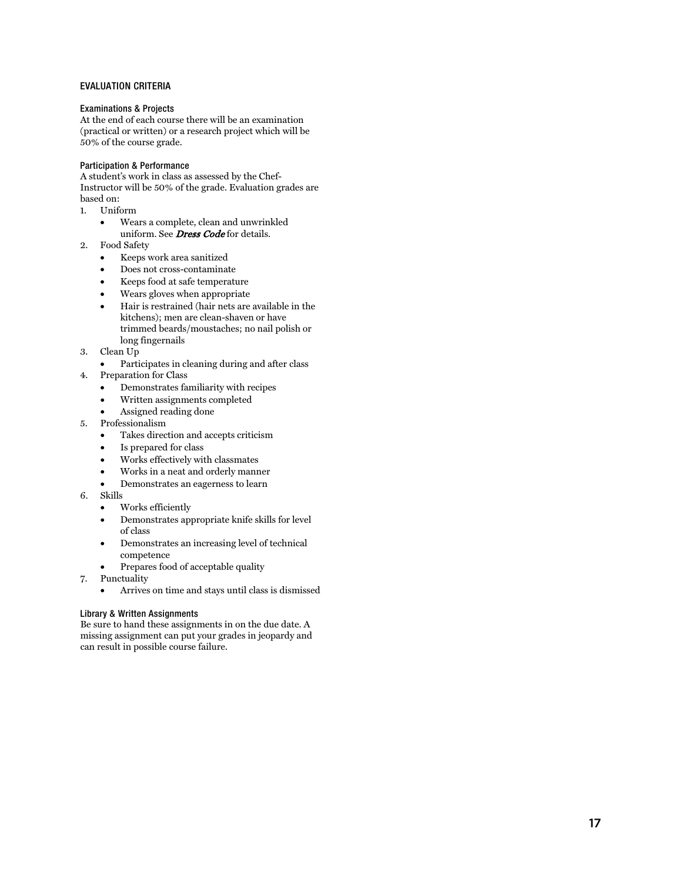## EVALUATION CRITERIA

### Examinations & Projects

At the end of each course there will be an examination (practical or written) or a research project which will be 50% of the course grade.

### Participation & Performance

A student's work in class as assessed by the Chef-Instructor will be 50% of the grade. Evaluation grades are based on:

1. Uniform
   - Wears a complete, clean and unwrinkled uniform. See ***Dress Code*** for details.
2. Food Safety
   - Keeps work area sanitized
   - Does not cross-contaminate
   - Keeps food at safe temperature
   - Wears gloves when appropriate
   - Hair is restrained (hair nets are available in the kitchens); men are clean-shaven or have trimmed beards/moustaches; no nail polish or long fingernails
3. Clean Up
   - Participates in cleaning during and after class
4. Preparation for Class
   - Demonstrates familiarity with recipes
   - Written assignments completed
   - Assigned reading done
5. Professionalism
   - Takes direction and accepts criticism
   - Is prepared for class
   - Works effectively with classmates
   - Works in a neat and orderly manner
   - Demonstrates an eagerness to learn
6. Skills
   - Works efficiently
   - Demonstrates appropriate knife skills for level of class
   - Demonstrates an increasing level of technical competence
   - Prepares food of acceptable quality
7. Punctuality
   - Arrives on time and stays until class is dismissed

### Library & Written Assignments

Be sure to hand these assignments in on the due date. A missing assignment can put your grades in jeopardy and can result in possible course failure.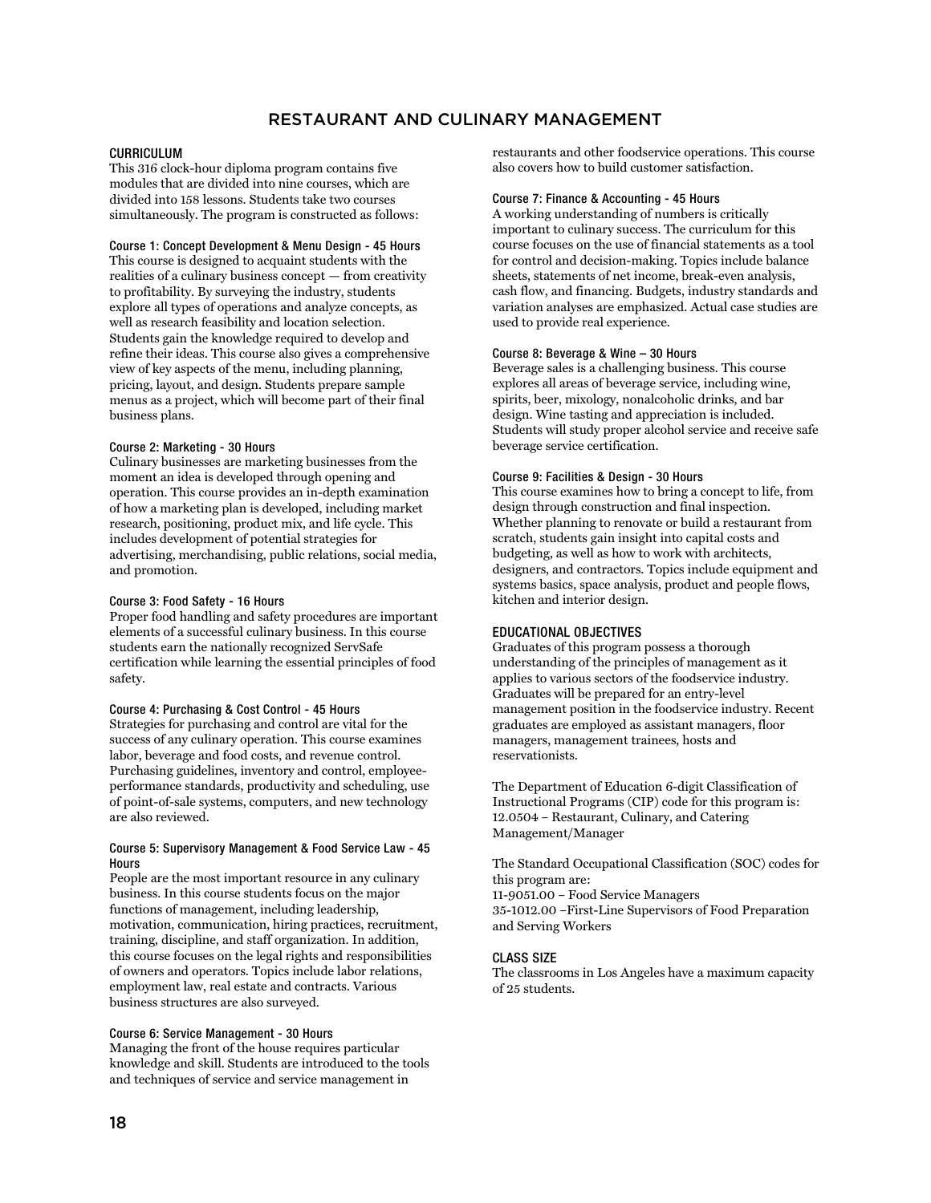# RESTAURANT AND CULINARY MANAGEMENT

## CURRICULUM

This 316 clock-hour diploma program contains five modules that are divided into nine courses, which are divided into 158 lessons. Students take two courses simultaneously. The program is constructed as follows:

### Course 1: Concept Development & Menu Design - 45 Hours

This course is designed to acquaint students with the realities of a culinary business concept — from creativity to profitability. By surveying the industry, students explore all types of operations and analyze concepts, as well as research feasibility and location selection. Students gain the knowledge required to develop and refine their ideas. This course also gives a comprehensive view of key aspects of the menu, including planning, pricing, layout, and design. Students prepare sample menus as a project, which will become part of their final business plans.

### Course 2: Marketing - 30 Hours

Culinary businesses are marketing businesses from the moment an idea is developed through opening and operation. This course provides an in-depth examination of how a marketing plan is developed, including market research, positioning, product mix, and life cycle. This includes development of potential strategies for advertising, merchandising, public relations, social media, and promotion.

### Course 3: Food Safety - 16 Hours

Proper food handling and safety procedures are important elements of a successful culinary business. In this course students earn the nationally recognized ServSafe certification while learning the essential principles of food safety.

### Course 4: Purchasing & Cost Control - 45 Hours

Strategies for purchasing and control are vital for the success of any culinary operation. This course examines labor, beverage and food costs, and revenue control. Purchasing guidelines, inventory and control, employee-performance standards, productivity and scheduling, use of point-of-sale systems, computers, and new technology are also reviewed.

### Course 5: Supervisory Management & Food Service Law - 45 Hours

People are the most important resource in any culinary business. In this course students focus on the major functions of management, including leadership, motivation, communication, hiring practices, recruitment, training, discipline, and staff organization. In addition, this course focuses on the legal rights and responsibilities of owners and operators. Topics include labor relations, employment law, real estate and contracts. Various business structures are also surveyed.

### Course 6: Service Management - 30 Hours

Managing the front of the house requires particular knowledge and skill. Students are introduced to the tools and techniques of service and service management in restaurants and other foodservice operations. This course also covers how to build customer satisfaction.

### Course 7: Finance & Accounting - 45 Hours

A working understanding of numbers is critically important to culinary success. The curriculum for this course focuses on the use of financial statements as a tool for control and decision-making. Topics include balance sheets, statements of net income, break-even analysis, cash flow, and financing. Budgets, industry standards and variation analyses are emphasized. Actual case studies are used to provide real experience.

### Course 8: Beverage & Wine – 30 Hours

Beverage sales is a challenging business. This course explores all areas of beverage service, including wine, spirits, beer, mixology, nonalcoholic drinks, and bar design. Wine tasting and appreciation is included. Students will study proper alcohol service and receive safe beverage service certification.

### Course 9: Facilities & Design - 30 Hours

This course examines how to bring a concept to life, from design through construction and final inspection. Whether planning to renovate or build a restaurant from scratch, students gain insight into capital costs and budgeting, as well as how to work with architects, designers, and contractors. Topics include equipment and systems basics, space analysis, product and people flows, kitchen and interior design.

## EDUCATIONAL OBJECTIVES

Graduates of this program possess a thorough understanding of the principles of management as it applies to various sectors of the foodservice industry. Graduates will be prepared for an entry-level management position in the foodservice industry. Recent graduates are employed as assistant managers, floor managers, management trainees, hosts and reservationists.

The Department of Education 6-digit Classification of Instructional Programs (CIP) code for this program is: 12.0504 – Restaurant, Culinary, and Catering Management/Manager

The Standard Occupational Classification (SOC) codes for this program are:
11-9051.00 – Food Service Managers
35-1012.00 –First-Line Supervisors of Food Preparation and Serving Workers

## CLASS SIZE

The classrooms in Los Angeles have a maximum capacity of 25 students.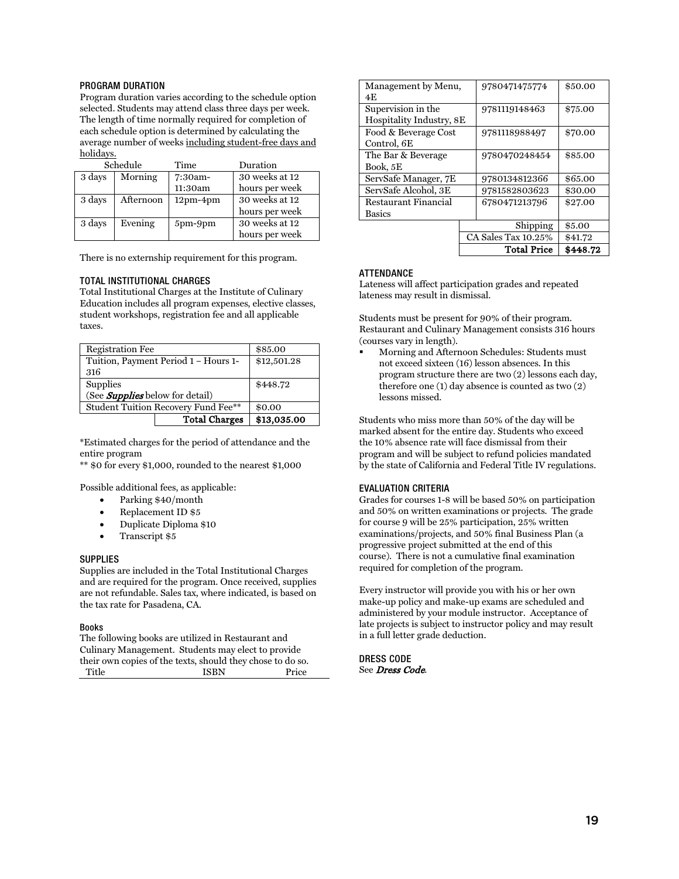### PROGRAM DURATION

Program duration varies according to the schedule option selected. Students may attend class three days per week. The length of time normally required for completion of each schedule option is determined by calculating the average number of weeks including student-free days and holidays.

| Schedule | | Time | Duration |
|---|---|---|---|
| 3 days | Morning | 7:30am-11:30am | 30 weeks at 12 hours per week |
| 3 days | Afternoon | 12pm-4pm | 30 weeks at 12 hours per week |
| 3 days | Evening | 5pm-9pm | 30 weeks at 12 hours per week |

There is no externship requirement for this program.

### TOTAL INSTITUTIONAL CHARGES

Total Institutional Charges at the Institute of Culinary Education includes all program expenses, elective classes, student workshops, registration fee and all applicable taxes.

| | |
|---|---|
| Registration Fee | $85.00 |
| Tuition, Payment Period 1 – Hours 1-316 | $12,501.28 |
| Supplies (See *Supplies* below for detail) | $448.72 |
| Student Tuition Recovery Fund Fee** | $0.00 |
| **Total Charges** | **$13,035.00** |

*Estimated charges for the period of attendance and the entire program

** $0 for every $1,000, rounded to the nearest $1,000

Possible additional fees, as applicable:

- Parking $40/month
- Replacement ID $5
- Duplicate Diploma $10
- Transcript $5

### SUPPLIES

Supplies are included in the Total Institutional Charges and are required for the program. Once received, supplies are not refundable. Sales tax, where indicated, is based on the tax rate for Pasadena, CA.

#### Books

The following books are utilized in Restaurant and Culinary Management. Students may elect to provide their own copies of the texts, should they chose to do so.

| Title | ISBN | Price |
|---|---|---|
| Management by Menu, 4E | 9780471475774 | $50.00 |
| Supervision in the Hospitality Industry, 8E | 9781119148463 | $75.00 |
| Food & Beverage Cost Control, 6E | 9781118988497 | $70.00 |
| The Bar & Beverage Book, 5E | 9780470248454 | $85.00 |
| ServSafe Manager, 7E | 9780134812366 | $65.00 |
| ServSafe Alcohol, 3E | 9781582803623 | $30.00 |
| Restaurant Financial Basics | 6780471213796 | $27.00 |
| | Shipping | $5.00 |
| | CA Sales Tax 10.25% | $41.72 |
| | **Total Price** | **$448.72** |

### ATTENDANCE

Lateness will affect participation grades and repeated lateness may result in dismissal.

Students must be present for 90% of their program. Restaurant and Culinary Management consists 316 hours (courses vary in length).

- Morning and Afternoon Schedules: Students must not exceed sixteen (16) lesson absences. In this program structure there are two (2) lessons each day, therefore one (1) day absence is counted as two (2) lessons missed.

Students who miss more than 50% of the day will be marked absent for the entire day. Students who exceed the 10% absence rate will face dismissal from their program and will be subject to refund policies mandated by the state of California and Federal Title IV regulations.

### EVALUATION CRITERIA

Grades for courses 1-8 will be based 50% on participation and 50% on written examinations or projects. The grade for course 9 will be 25% participation, 25% written examinations/projects, and 50% final Business Plan (a progressive project submitted at the end of this course). There is not a cumulative final examination required for completion of the program.

Every instructor will provide you with his or her own make-up policy and make-up exams are scheduled and administered by your module instructor. Acceptance of late projects is subject to instructor policy and may result in a full letter grade deduction.

### DRESS CODE

See *Dress Code*.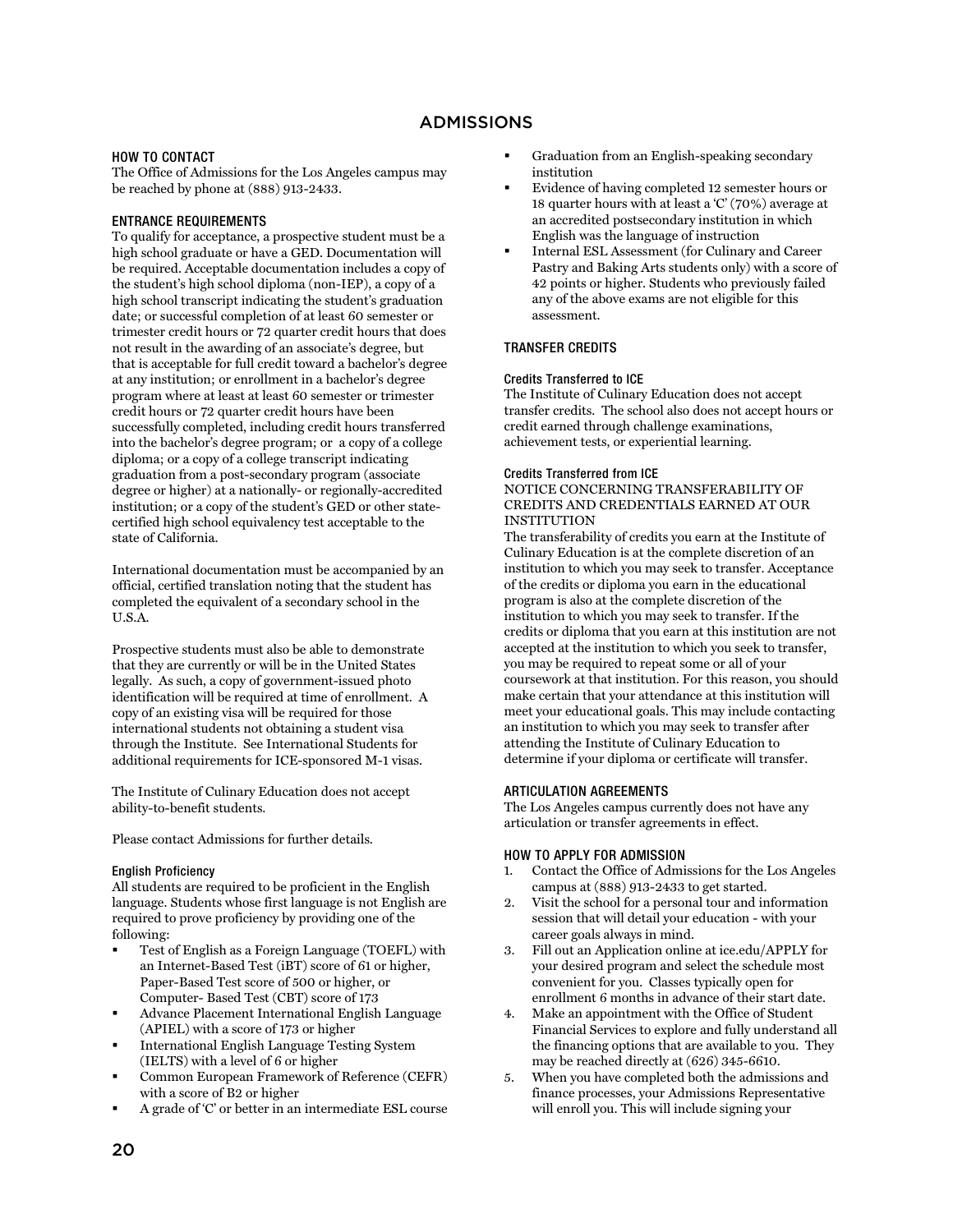# ADMISSIONS

## HOW TO CONTACT

The Office of Admissions for the Los Angeles campus may be reached by phone at (888) 913-2433.

## ENTRANCE REQUIREMENTS

To qualify for acceptance, a prospective student must be a high school graduate or have a GED. Documentation will be required. Acceptable documentation includes a copy of the student's high school diploma (non-IEP), a copy of a high school transcript indicating the student's graduation date; or successful completion of at least 60 semester or trimester credit hours or 72 quarter credit hours that does not result in the awarding of an associate's degree, but that is acceptable for full credit toward a bachelor's degree at any institution; or enrollment in a bachelor's degree program where at least at least 60 semester or trimester credit hours or 72 quarter credit hours have been successfully completed, including credit hours transferred into the bachelor's degree program; or a copy of a college diploma; or a copy of a college transcript indicating graduation from a post-secondary program (associate degree or higher) at a nationally- or regionally-accredited institution; or a copy of the student's GED or other state-certified high school equivalency test acceptable to the state of California.

International documentation must be accompanied by an official, certified translation noting that the student has completed the equivalent of a secondary school in the U.S.A.

Prospective students must also be able to demonstrate that they are currently or will be in the United States legally. As such, a copy of government-issued photo identification will be required at time of enrollment. A copy of an existing visa will be required for those international students not obtaining a student visa through the Institute. See International Students for additional requirements for ICE-sponsored M-1 visas.

The Institute of Culinary Education does not accept ability-to-benefit students.

Please contact Admissions for further details.

### English Proficiency

All students are required to be proficient in the English language. Students whose first language is not English are required to prove proficiency by providing one of the following:

- Test of English as a Foreign Language (TOEFL) with an Internet-Based Test (iBT) score of 61 or higher, Paper-Based Test score of 500 or higher, or Computer- Based Test (CBT) score of 173
- Advance Placement International English Language (APIEL) with a score of 173 or higher
- International English Language Testing System (IELTS) with a level of 6 or higher
- Common European Framework of Reference (CEFR) with a score of B2 or higher
- A grade of 'C' or better in an intermediate ESL course
- Graduation from an English-speaking secondary institution
- Evidence of having completed 12 semester hours or 18 quarter hours with at least a 'C' (70%) average at an accredited postsecondary institution in which English was the language of instruction
- Internal ESL Assessment (for Culinary and Career Pastry and Baking Arts students only) with a score of 42 points or higher. Students who previously failed any of the above exams are not eligible for this assessment.

## TRANSFER CREDITS

### Credits Transferred to ICE

The Institute of Culinary Education does not accept transfer credits. The school also does not accept hours or credit earned through challenge examinations, achievement tests, or experiential learning.

### Credits Transferred from ICE

NOTICE CONCERNING TRANSFERABILITY OF CREDITS AND CREDENTIALS EARNED AT OUR INSTITUTION

The transferability of credits you earn at the Institute of Culinary Education is at the complete discretion of an institution to which you may seek to transfer. Acceptance of the credits or diploma you earn in the educational program is also at the complete discretion of the institution to which you may seek to transfer. If the credits or diploma that you earn at this institution are not accepted at the institution to which you seek to transfer, you may be required to repeat some or all of your coursework at that institution. For this reason, you should make certain that your attendance at this institution will meet your educational goals. This may include contacting an institution to which you may seek to transfer after attending the Institute of Culinary Education to determine if your diploma or certificate will transfer.

## ARTICULATION AGREEMENTS

The Los Angeles campus currently does not have any articulation or transfer agreements in effect.

## HOW TO APPLY FOR ADMISSION

1. Contact the Office of Admissions for the Los Angeles campus at (888) 913-2433 to get started.
2. Visit the school for a personal tour and information session that will detail your education - with your career goals always in mind.
3. Fill out an Application online at ice.edu/APPLY for your desired program and select the schedule most convenient for you. Classes typically open for enrollment 6 months in advance of their start date.
4. Make an appointment with the Office of Student Financial Services to explore and fully understand all the financing options that are available to you. They may be reached directly at (626) 345-6610.
5. When you have completed both the admissions and finance processes, your Admissions Representative will enroll you. This will include signing your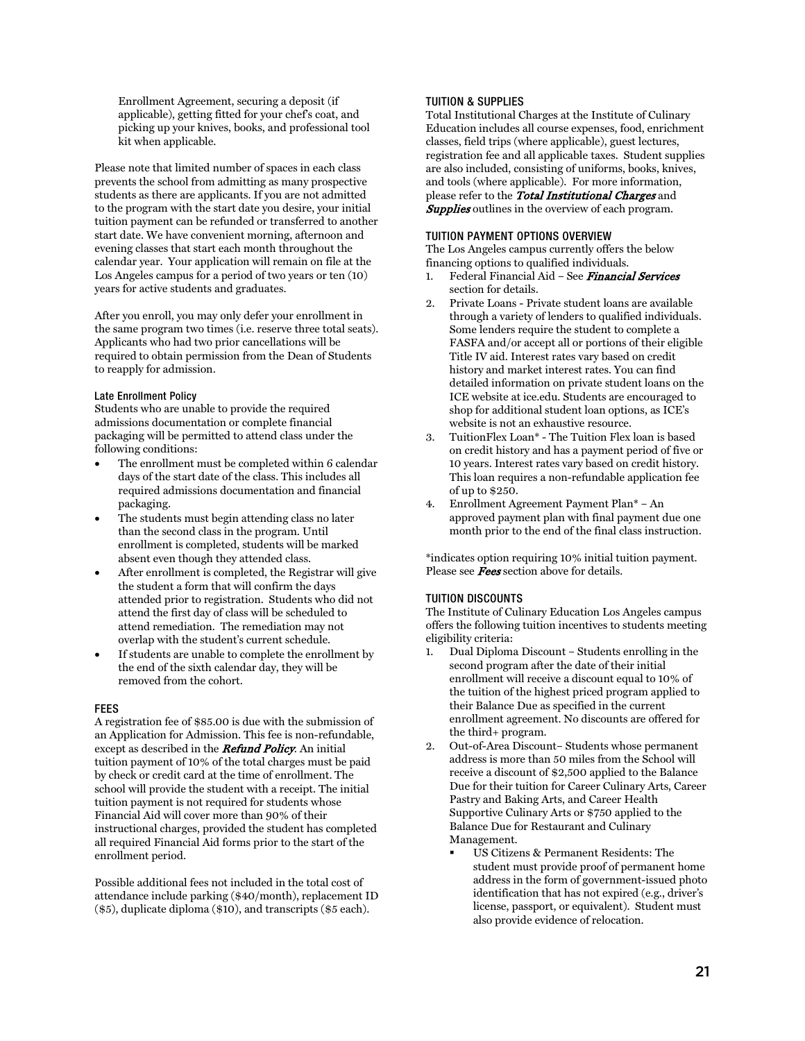Enrollment Agreement, securing a deposit (if applicable), getting fitted for your chef's coat, and picking up your knives, books, and professional tool kit when applicable.

Please note that limited number of spaces in each class prevents the school from admitting as many prospective students as there are applicants. If you are not admitted to the program with the start date you desire, your initial tuition payment can be refunded or transferred to another start date. We have convenient morning, afternoon and evening classes that start each month throughout the calendar year. Your application will remain on file at the Los Angeles campus for a period of two years or ten (10) years for active students and graduates.

After you enroll, you may only defer your enrollment in the same program two times (i.e. reserve three total seats). Applicants who had two prior cancellations will be required to obtain permission from the Dean of Students to reapply for admission.

#### Late Enrollment Policy

Students who are unable to provide the required admissions documentation or complete financial packaging will be permitted to attend class under the following conditions:

- The enrollment must be completed within 6 calendar days of the start date of the class. This includes all required admissions documentation and financial packaging.
- The students must begin attending class no later than the second class in the program. Until enrollment is completed, students will be marked absent even though they attended class.
- After enrollment is completed, the Registrar will give the student a form that will confirm the days attended prior to registration. Students who did not attend the first day of class will be scheduled to attend remediation. The remediation may not overlap with the student's current schedule.
- If students are unable to complete the enrollment by the end of the sixth calendar day, they will be removed from the cohort.

### FEES

A registration fee of $85.00 is due with the submission of an Application for Admission. This fee is non-refundable, except as described in the ***Refund Policy***. An initial tuition payment of 10% of the total charges must be paid by check or credit card at the time of enrollment. The school will provide the student with a receipt. The initial tuition payment is not required for students whose Financial Aid will cover more than 90% of their instructional charges, provided the student has completed all required Financial Aid forms prior to the start of the enrollment period.

Possible additional fees not included in the total cost of attendance include parking ($40/month), replacement ID ($5), duplicate diploma ($10), and transcripts ($5 each).

### TUITION & SUPPLIES

Total Institutional Charges at the Institute of Culinary Education includes all course expenses, food, enrichment classes, field trips (where applicable), guest lectures, registration fee and all applicable taxes. Student supplies are also included, consisting of uniforms, books, knives, and tools (where applicable). For more information, please refer to the ***Total Institutional Charges*** and ***Supplies*** outlines in the overview of each program.

### TUITION PAYMENT OPTIONS OVERVIEW

The Los Angeles campus currently offers the below financing options to qualified individuals.

1. Federal Financial Aid – See ***Financial Services*** section for details.
2. Private Loans - Private student loans are available through a variety of lenders to qualified individuals. Some lenders require the student to complete a FASFA and/or accept all or portions of their eligible Title IV aid. Interest rates vary based on credit history and market interest rates. You can find detailed information on private student loans on the ICE website at ice.edu. Students are encouraged to shop for additional student loan options, as ICE's website is not an exhaustive resource.
3. TuitionFlex Loan* - The Tuition Flex loan is based on credit history and has a payment period of five or 10 years. Interest rates vary based on credit history. This loan requires a non-refundable application fee of up to $250.
4. Enrollment Agreement Payment Plan* – An approved payment plan with final payment due one month prior to the end of the final class instruction.

*indicates option requiring 10% initial tuition payment. Please see ***Fees*** section above for details.

### TUITION DISCOUNTS

The Institute of Culinary Education Los Angeles campus offers the following tuition incentives to students meeting eligibility criteria:

1. Dual Diploma Discount – Students enrolling in the second program after the date of their initial enrollment will receive a discount equal to 10% of the tuition of the highest priced program applied to their Balance Due as specified in the current enrollment agreement. No discounts are offered for the third+ program.
2. Out-of-Area Discount– Students whose permanent address is more than 50 miles from the School will receive a discount of $2,500 applied to the Balance Due for their tuition for Career Culinary Arts, Career Pastry and Baking Arts, and Career Health Supportive Culinary Arts or $750 applied to the Balance Due for Restaurant and Culinary Management.
   - US Citizens & Permanent Residents: The student must provide proof of permanent home address in the form of government-issued photo identification that has not expired (e.g., driver's license, passport, or equivalent). Student must also provide evidence of relocation.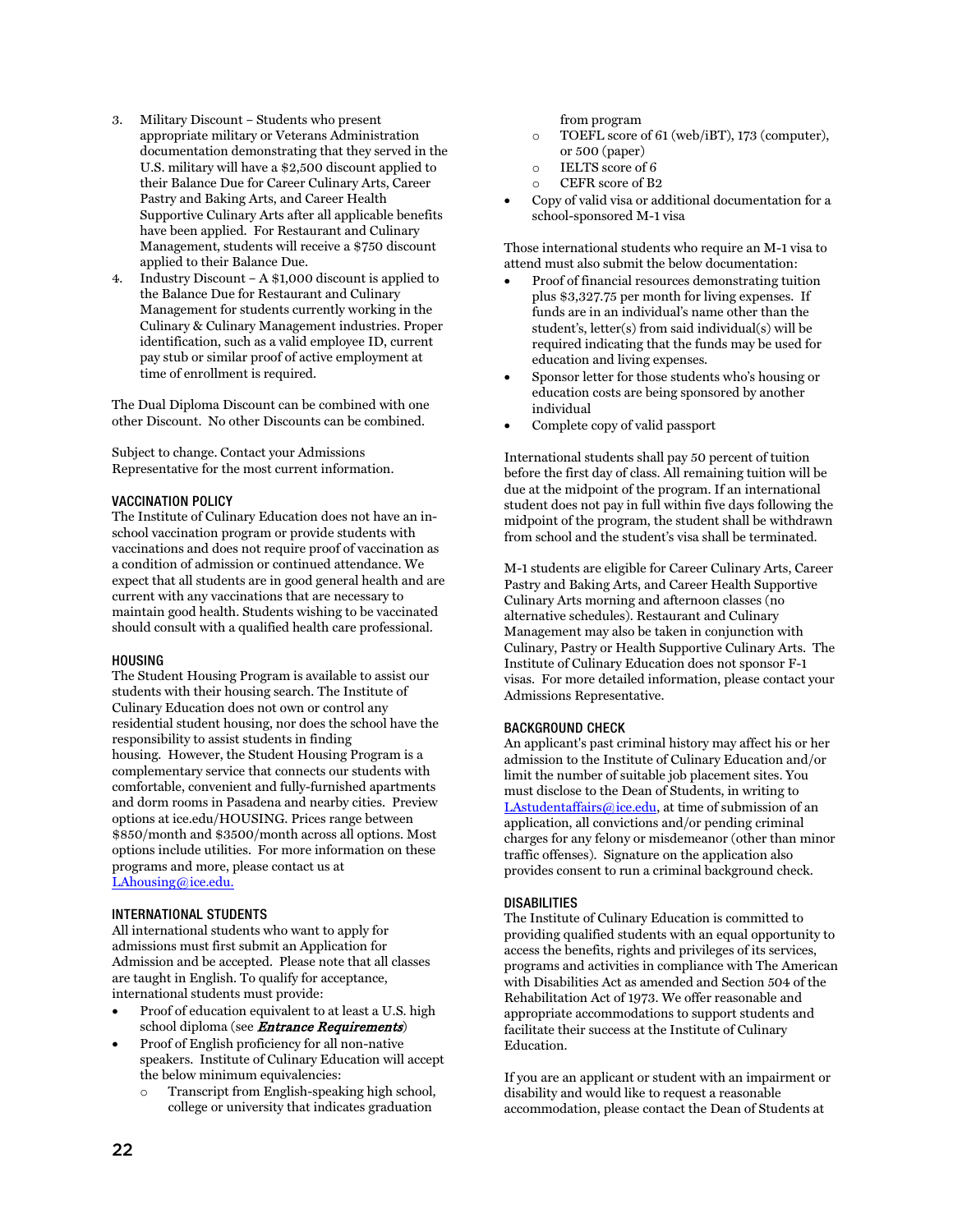3. Military Discount – Students who present appropriate military or Veterans Administration documentation demonstrating that they served in the U.S. military will have a $2,500 discount applied to their Balance Due for Career Culinary Arts, Career Pastry and Baking Arts, and Career Health Supportive Culinary Arts after all applicable benefits have been applied. For Restaurant and Culinary Management, students will receive a $750 discount applied to their Balance Due.
4. Industry Discount – A $1,000 discount is applied to the Balance Due for Restaurant and Culinary Management for students currently working in the Culinary & Culinary Management industries. Proper identification, such as a valid employee ID, current pay stub or similar proof of active employment at time of enrollment is required.

The Dual Diploma Discount can be combined with one other Discount. No other Discounts can be combined.

Subject to change. Contact your Admissions Representative for the most current information.

### VACCINATION POLICY

The Institute of Culinary Education does not have an in-school vaccination program or provide students with vaccinations and does not require proof of vaccination as a condition of admission or continued attendance. We expect that all students are in good general health and are current with any vaccinations that are necessary to maintain good health. Students wishing to be vaccinated should consult with a qualified health care professional.

### HOUSING

The Student Housing Program is available to assist our students with their housing search. The Institute of Culinary Education does not own or control any residential student housing, nor does the school have the responsibility to assist students in finding housing. However, the Student Housing Program is a complementary service that connects our students with comfortable, convenient and fully-furnished apartments and dorm rooms in Pasadena and nearby cities. Preview options at ice.edu/HOUSING. Prices range between $850/month and $3500/month across all options. Most options include utilities. For more information on these programs and more, please contact us at [LAhousing@ice.edu.](mailto:LAhousing@ice.edu)

### INTERNATIONAL STUDENTS

All international students who want to apply for admissions must first submit an Application for Admission and be accepted. Please note that all classes are taught in English. To qualify for acceptance, international students must provide:

- Proof of education equivalent to at least a U.S. high school diploma (see ***Entrance Requirements***)
- Proof of English proficiency for all non-native speakers. Institute of Culinary Education will accept the below minimum equivalencies:
  - Transcript from English-speaking high school, college or university that indicates graduation from program
  - TOEFL score of 61 (web/iBT), 173 (computer), or 500 (paper)
  - IELTS score of 6
  - CEFR score of B2
- Copy of valid visa or additional documentation for a school-sponsored M-1 visa

Those international students who require an M-1 visa to attend must also submit the below documentation:

- Proof of financial resources demonstrating tuition plus $3,327.75 per month for living expenses. If funds are in an individual's name other than the student's, letter(s) from said individual(s) will be required indicating that the funds may be used for education and living expenses.
- Sponsor letter for those students who's housing or education costs are being sponsored by another individual
- Complete copy of valid passport

International students shall pay 50 percent of tuition before the first day of class. All remaining tuition will be due at the midpoint of the program. If an international student does not pay in full within five days following the midpoint of the program, the student shall be withdrawn from school and the student's visa shall be terminated.

M-1 students are eligible for Career Culinary Arts, Career Pastry and Baking Arts, and Career Health Supportive Culinary Arts morning and afternoon classes (no alternative schedules). Restaurant and Culinary Management may also be taken in conjunction with Culinary, Pastry or Health Supportive Culinary Arts. The Institute of Culinary Education does not sponsor F-1 visas. For more detailed information, please contact your Admissions Representative.

### BACKGROUND CHECK

An applicant's past criminal history may affect his or her admission to the Institute of Culinary Education and/or limit the number of suitable job placement sites. You must disclose to the Dean of Students, in writing to [LAstudentaffairs@ice.edu](mailto:LAstudentaffairs@ice.edu), at time of submission of an application, all convictions and/or pending criminal charges for any felony or misdemeanor (other than minor traffic offenses). Signature on the application also provides consent to run a criminal background check.

### DISABILITIES

The Institute of Culinary Education is committed to providing qualified students with an equal opportunity to access the benefits, rights and privileges of its services, programs and activities in compliance with The American with Disabilities Act as amended and Section 504 of the Rehabilitation Act of 1973. We offer reasonable and appropriate accommodations to support students and facilitate their success at the Institute of Culinary Education.

If you are an applicant or student with an impairment or disability and would like to request a reasonable accommodation, please contact the Dean of Students at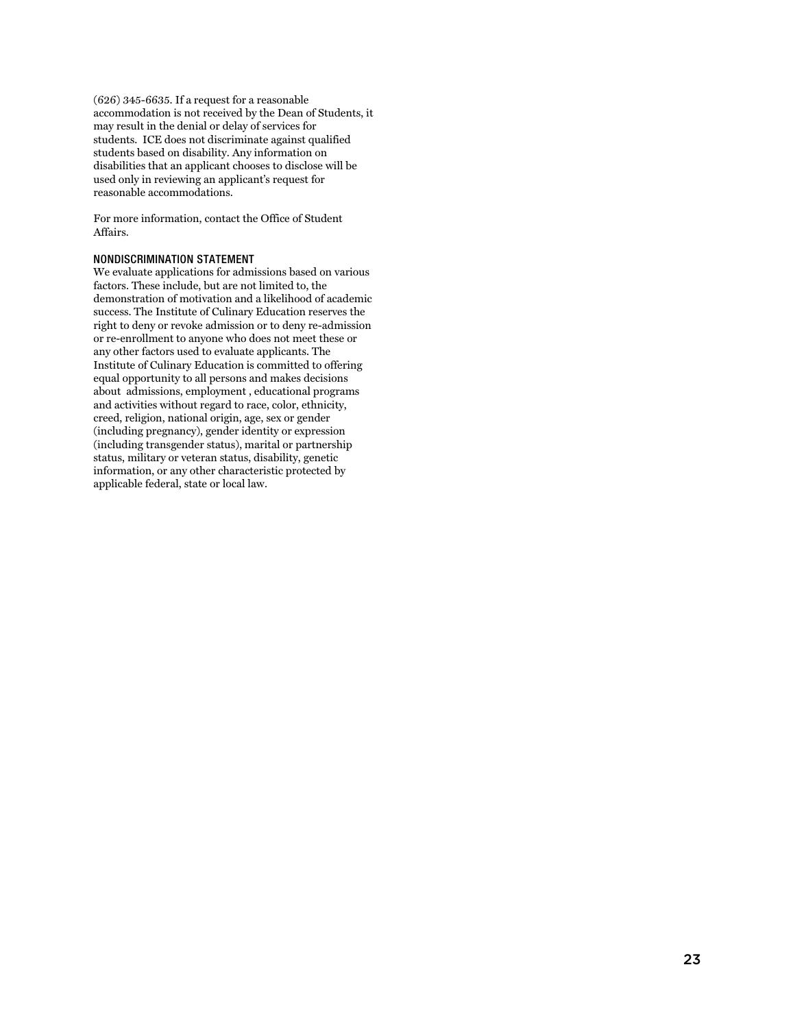(626) 345-6635. If a request for a reasonable accommodation is not received by the Dean of Students, it may result in the denial or delay of services for students. ICE does not discriminate against qualified students based on disability. Any information on disabilities that an applicant chooses to disclose will be used only in reviewing an applicant's request for reasonable accommodations.

For more information, contact the Office of Student Affairs.

### NONDISCRIMINATION STATEMENT

We evaluate applications for admissions based on various factors. These include, but are not limited to, the demonstration of motivation and a likelihood of academic success. The Institute of Culinary Education reserves the right to deny or revoke admission or to deny re-admission or re-enrollment to anyone who does not meet these or any other factors used to evaluate applicants. The Institute of Culinary Education is committed to offering equal opportunity to all persons and makes decisions about admissions, employment , educational programs and activities without regard to race, color, ethnicity, creed, religion, national origin, age, sex or gender (including pregnancy), gender identity or expression (including transgender status), marital or partnership status, military or veteran status, disability, genetic information, or any other characteristic protected by applicable federal, state or local law.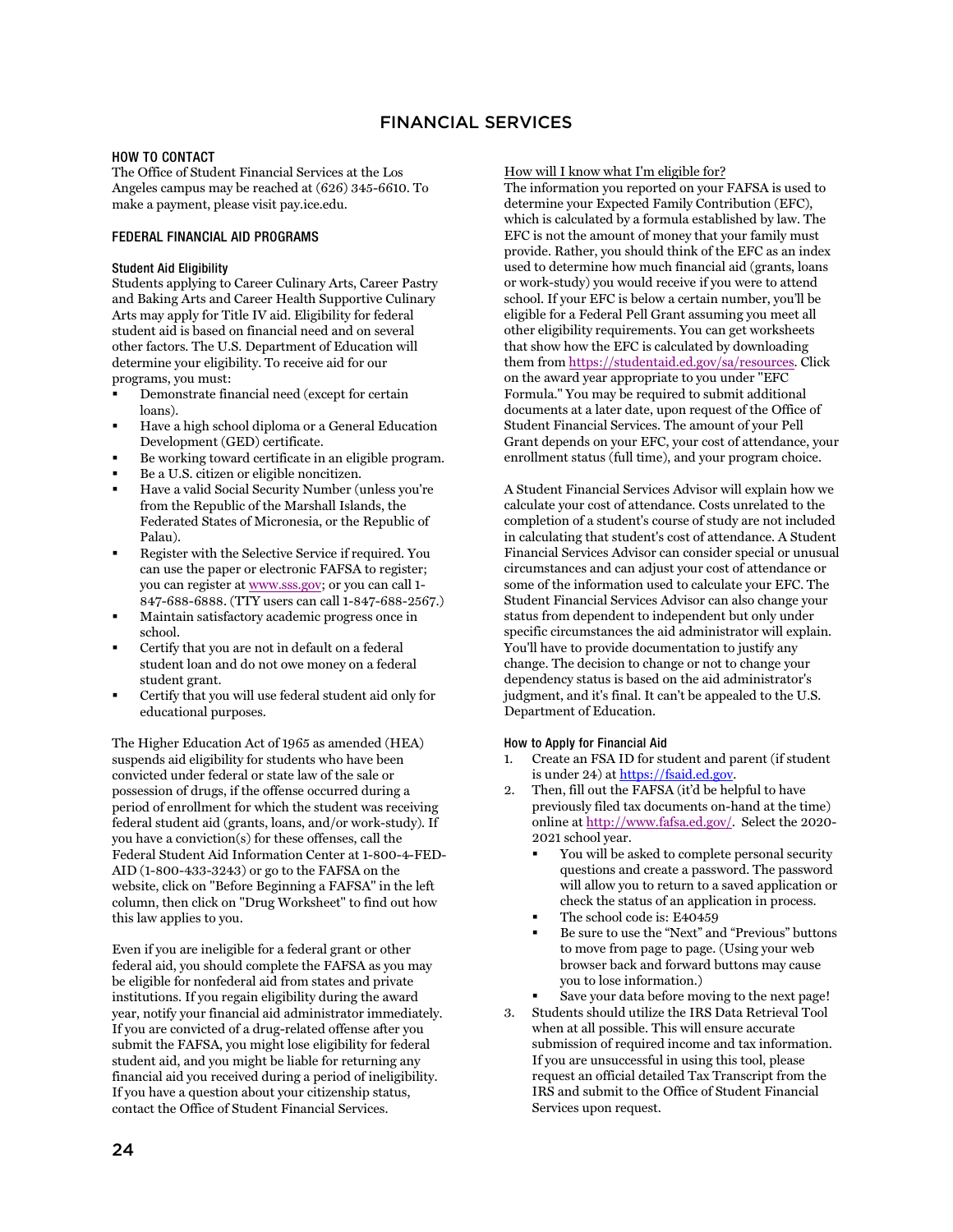# FINANCIAL SERVICES

## HOW TO CONTACT

The Office of Student Financial Services at the Los Angeles campus may be reached at (626) 345-6610. To make a payment, please visit pay.ice.edu.

## FEDERAL FINANCIAL AID PROGRAMS

### Student Aid Eligibility

Students applying to Career Culinary Arts, Career Pastry and Baking Arts and Career Health Supportive Culinary Arts may apply for Title IV aid. Eligibility for federal student aid is based on financial need and on several other factors. The U.S. Department of Education will determine your eligibility. To receive aid for our programs, you must:

- Demonstrate financial need (except for certain loans).
- Have a high school diploma or a General Education Development (GED) certificate.
- Be working toward certificate in an eligible program.
- Be a U.S. citizen or eligible noncitizen.
- Have a valid Social Security Number (unless you're from the Republic of the Marshall Islands, the Federated States of Micronesia, or the Republic of Palau).
- Register with the Selective Service if required. You can use the paper or electronic FAFSA to register; you can register at www.sss.gov; or you can call 1-847-688-6888. (TTY users can call 1-847-688-2567.)
- Maintain satisfactory academic progress once in school.
- Certify that you are not in default on a federal student loan and do not owe money on a federal student grant.
- Certify that you will use federal student aid only for educational purposes.

The Higher Education Act of 1965 as amended (HEA) suspends aid eligibility for students who have been convicted under federal or state law of the sale or possession of drugs, if the offense occurred during a period of enrollment for which the student was receiving federal student aid (grants, loans, and/or work-study). If you have a conviction(s) for these offenses, call the Federal Student Aid Information Center at 1-800-4-FED-AID (1-800-433-3243) or go to the FAFSA on the website, click on "Before Beginning a FAFSA" in the left column, then click on "Drug Worksheet" to find out how this law applies to you.

Even if you are ineligible for a federal grant or other federal aid, you should complete the FAFSA as you may be eligible for nonfederal aid from states and private institutions. If you regain eligibility during the award year, notify your financial aid administrator immediately. If you are convicted of a drug-related offense after you submit the FAFSA, you might lose eligibility for federal student aid, and you might be liable for returning any financial aid you received during a period of ineligibility. If you have a question about your citizenship status, contact the Office of Student Financial Services.

How will I know what I'm eligible for?

The information you reported on your FAFSA is used to determine your Expected Family Contribution (EFC), which is calculated by a formula established by law. The EFC is not the amount of money that your family must provide. Rather, you should think of the EFC as an index used to determine how much financial aid (grants, loans or work-study) you would receive if you were to attend school. If your EFC is below a certain number, you'll be eligible for a Federal Pell Grant assuming you meet all other eligibility requirements. You can get worksheets that show how the EFC is calculated by downloading them from https://studentaid.ed.gov/sa/resources. Click on the award year appropriate to you under "EFC Formula." You may be required to submit additional documents at a later date, upon request of the Office of Student Financial Services. The amount of your Pell Grant depends on your EFC, your cost of attendance, your enrollment status (full time), and your program choice.

A Student Financial Services Advisor will explain how we calculate your cost of attendance. Costs unrelated to the completion of a student's course of study are not included in calculating that student's cost of attendance. A Student Financial Services Advisor can consider special or unusual circumstances and can adjust your cost of attendance or some of the information used to calculate your EFC. The Student Financial Services Advisor can also change your status from dependent to independent but only under specific circumstances the aid administrator will explain. You'll have to provide documentation to justify any change. The decision to change or not to change your dependency status is based on the aid administrator's judgment, and it's final. It can't be appealed to the U.S. Department of Education.

### How to Apply for Financial Aid

1. Create an FSA ID for student and parent (if student is under 24) at https://fsaid.ed.gov.
2. Then, fill out the FAFSA (it'd be helpful to have previously filed tax documents on-hand at the time) online at http://www.fafsa.ed.gov/. Select the 2020-2021 school year.
   - You will be asked to complete personal security questions and create a password. The password will allow you to return to a saved application or check the status of an application in process.
   - The school code is: E40459
   - Be sure to use the "Next" and "Previous" buttons to move from page to page. (Using your web browser back and forward buttons may cause you to lose information.)
   - Save your data before moving to the next page!
3. Students should utilize the IRS Data Retrieval Tool when at all possible. This will ensure accurate submission of required income and tax information. If you are unsuccessful in using this tool, please request an official detailed Tax Transcript from the IRS and submit to the Office of Student Financial Services upon request.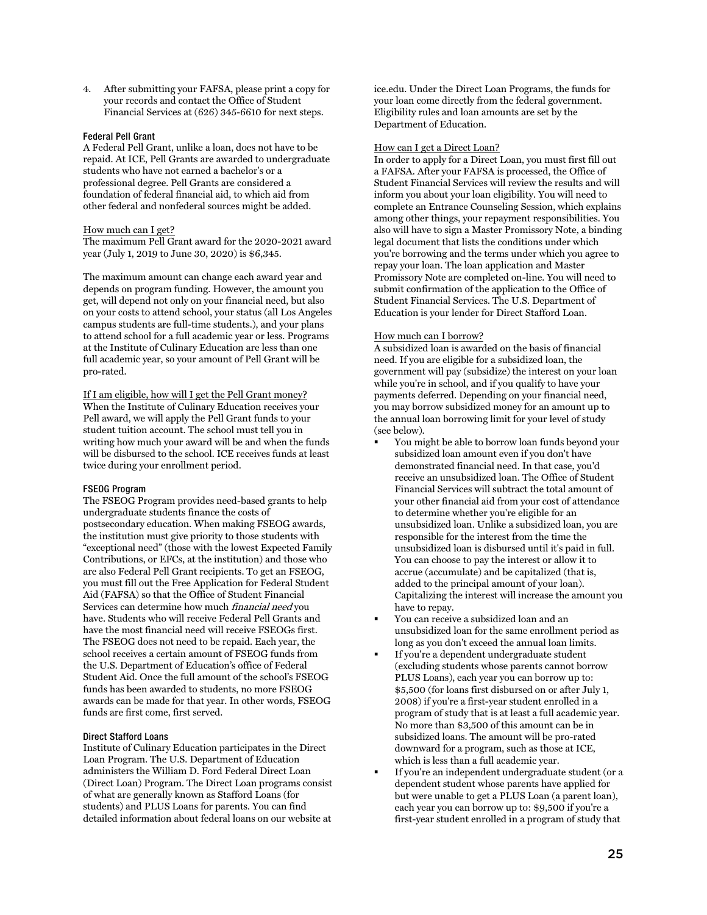4. After submitting your FAFSA, please print a copy for your records and contact the Office of Student Financial Services at (626) 345-6610 for next steps.

### Federal Pell Grant

A Federal Pell Grant, unlike a loan, does not have to be repaid. At ICE, Pell Grants are awarded to undergraduate students who have not earned a bachelor's or a professional degree. Pell Grants are considered a foundation of federal financial aid, to which aid from other federal and nonfederal sources might be added.

How much can I get?

The maximum Pell Grant award for the 2020-2021 award year (July 1, 2019 to June 30, 2020) is $6,345.

The maximum amount can change each award year and depends on program funding. However, the amount you get, will depend not only on your financial need, but also on your costs to attend school, your status (all Los Angeles campus students are full-time students.), and your plans to attend school for a full academic year or less. Programs at the Institute of Culinary Education are less than one full academic year, so your amount of Pell Grant will be pro-rated.

If I am eligible, how will I get the Pell Grant money?

When the Institute of Culinary Education receives your Pell award, we will apply the Pell Grant funds to your student tuition account. The school must tell you in writing how much your award will be and when the funds will be disbursed to the school. ICE receives funds at least twice during your enrollment period.

### FSEOG Program

The FSEOG Program provides need-based grants to help undergraduate students finance the costs of postsecondary education. When making FSEOG awards, the institution must give priority to those students with "exceptional need" (those with the lowest Expected Family Contributions, or EFCs, at the institution) and those who are also Federal Pell Grant recipients. To get an FSEOG, you must fill out the Free Application for Federal Student Aid (FAFSA) so that the Office of Student Financial Services can determine how much *financial need* you have. Students who will receive Federal Pell Grants and have the most financial need will receive FSEOGs first. The FSEOG does not need to be repaid. Each year, the school receives a certain amount of FSEOG funds from the U.S. Department of Education's office of Federal Student Aid. Once the full amount of the school's FSEOG funds has been awarded to students, no more FSEOG awards can be made for that year. In other words, FSEOG funds are first come, first served.

### Direct Stafford Loans

Institute of Culinary Education participates in the Direct Loan Program. The U.S. Department of Education administers the William D. Ford Federal Direct Loan (Direct Loan) Program. The Direct Loan programs consist of what are generally known as Stafford Loans (for students) and PLUS Loans for parents. You can find detailed information about federal loans on our website at ice.edu. Under the Direct Loan Programs, the funds for your loan come directly from the federal government. Eligibility rules and loan amounts are set by the Department of Education.

How can I get a Direct Loan?

In order to apply for a Direct Loan, you must first fill out a FAFSA. After your FAFSA is processed, the Office of Student Financial Services will review the results and will inform you about your loan eligibility. You will need to complete an Entrance Counseling Session, which explains among other things, your repayment responsibilities. You also will have to sign a Master Promissory Note, a binding legal document that lists the conditions under which you're borrowing and the terms under which you agree to repay your loan. The loan application and Master Promissory Note are completed on-line. You will need to submit confirmation of the application to the Office of Student Financial Services. The U.S. Department of Education is your lender for Direct Stafford Loan.

How much can I borrow?

A subsidized loan is awarded on the basis of financial need. If you are eligible for a subsidized loan, the government will pay (subsidize) the interest on your loan while you're in school, and if you qualify to have your payments deferred. Depending on your financial need, you may borrow subsidized money for an amount up to the annual loan borrowing limit for your level of study (see below).

- You might be able to borrow loan funds beyond your subsidized loan amount even if you don't have demonstrated financial need. In that case, you'd receive an unsubsidized loan. The Office of Student Financial Services will subtract the total amount of your other financial aid from your cost of attendance to determine whether you're eligible for an unsubsidized loan. Unlike a subsidized loan, you are responsible for the interest from the time the unsubsidized loan is disbursed until it's paid in full. You can choose to pay the interest or allow it to accrue (accumulate) and be capitalized (that is, added to the principal amount of your loan). Capitalizing the interest will increase the amount you have to repay.
- You can receive a subsidized loan and an unsubsidized loan for the same enrollment period as long as you don't exceed the annual loan limits.
- If you're a dependent undergraduate student (excluding students whose parents cannot borrow PLUS Loans), each year you can borrow up to: $5,500 (for loans first disbursed on or after July 1, 2008) if you're a first-year student enrolled in a program of study that is at least a full academic year. No more than $3,500 of this amount can be in subsidized loans. The amount will be pro-rated downward for a program, such as those at ICE, which is less than a full academic year.
- If you're an independent undergraduate student (or a dependent student whose parents have applied for but were unable to get a PLUS Loan (a parent loan), each year you can borrow up to: $9,500 if you're a first-year student enrolled in a program of study that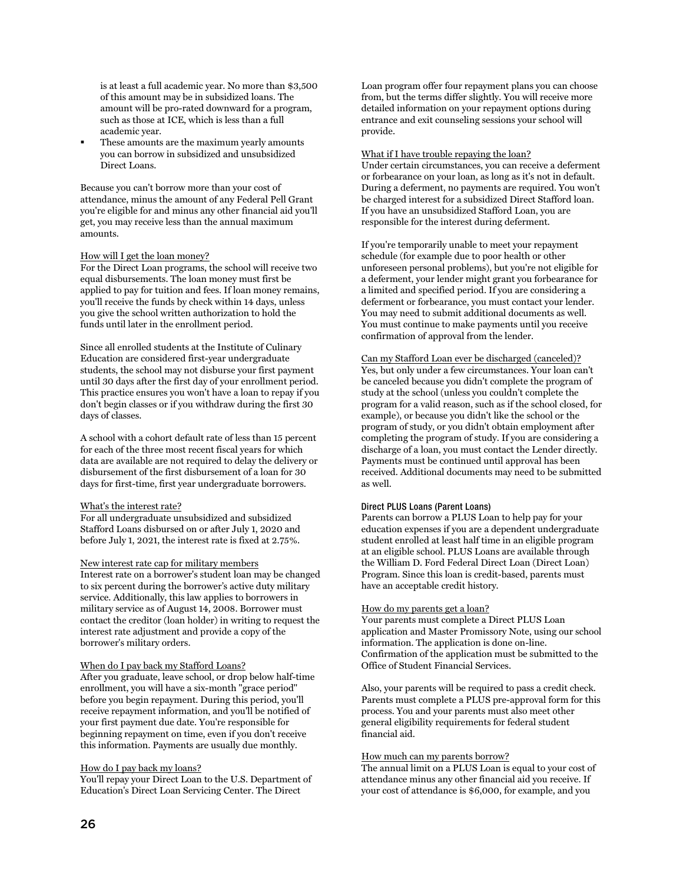is at least a full academic year. No more than $3,500 of this amount may be in subsidized loans. The amount will be pro-rated downward for a program, such as those at ICE, which is less than a full academic year.

- These amounts are the maximum yearly amounts you can borrow in subsidized and unsubsidized Direct Loans.

Because you can't borrow more than your cost of attendance, minus the amount of any Federal Pell Grant you're eligible for and minus any other financial aid you'll get, you may receive less than the annual maximum amounts.

How will I get the loan money?

For the Direct Loan programs, the school will receive two equal disbursements. The loan money must first be applied to pay for tuition and fees. If loan money remains, you'll receive the funds by check within 14 days, unless you give the school written authorization to hold the funds until later in the enrollment period.

Since all enrolled students at the Institute of Culinary Education are considered first-year undergraduate students, the school may not disburse your first payment until 30 days after the first day of your enrollment period. This practice ensures you won't have a loan to repay if you don't begin classes or if you withdraw during the first 30 days of classes.

A school with a cohort default rate of less than 15 percent for each of the three most recent fiscal years for which data are available are not required to delay the delivery or disbursement of the first disbursement of a loan for 30 days for first-time, first year undergraduate borrowers.

What's the interest rate?

For all undergraduate unsubsidized and subsidized Stafford Loans disbursed on or after July 1, 2020 and before July 1, 2021, the interest rate is fixed at 2.75%.

New interest rate cap for military members

Interest rate on a borrower's student loan may be changed to six percent during the borrower's active duty military service. Additionally, this law applies to borrowers in military service as of August 14, 2008. Borrower must contact the creditor (loan holder) in writing to request the interest rate adjustment and provide a copy of the borrower's military orders.

When do I pay back my Stafford Loans?

After you graduate, leave school, or drop below half-time enrollment, you will have a six-month "grace period" before you begin repayment. During this period, you'll receive repayment information, and you'll be notified of your first payment due date. You're responsible for beginning repayment on time, even if you don't receive this information. Payments are usually due monthly.

How do I pay back my loans?

You'll repay your Direct Loan to the U.S. Department of Education's Direct Loan Servicing Center. The Direct Loan program offer four repayment plans you can choose from, but the terms differ slightly. You will receive more detailed information on your repayment options during entrance and exit counseling sessions your school will provide.

What if I have trouble repaying the loan?

Under certain circumstances, you can receive a deferment or forbearance on your loan, as long as it's not in default. During a deferment, no payments are required. You won't be charged interest for a subsidized Direct Stafford loan. If you have an unsubsidized Stafford Loan, you are responsible for the interest during deferment.

If you're temporarily unable to meet your repayment schedule (for example due to poor health or other unforeseen personal problems), but you're not eligible for a deferment, your lender might grant you forbearance for a limited and specified period. If you are considering a deferment or forbearance, you must contact your lender. You may need to submit additional documents as well. You must continue to make payments until you receive confirmation of approval from the lender.

Can my Stafford Loan ever be discharged (canceled)?

Yes, but only under a few circumstances. Your loan can't be canceled because you didn't complete the program of study at the school (unless you couldn't complete the program for a valid reason, such as if the school closed, for example), or because you didn't like the school or the program of study, or you didn't obtain employment after completing the program of study. If you are considering a discharge of a loan, you must contact the Lender directly. Payments must be continued until approval has been received. Additional documents may need to be submitted as well.

#### Direct PLUS Loans (Parent Loans)

Parents can borrow a PLUS Loan to help pay for your education expenses if you are a dependent undergraduate student enrolled at least half time in an eligible program at an eligible school. PLUS Loans are available through the William D. Ford Federal Direct Loan (Direct Loan) Program. Since this loan is credit-based, parents must have an acceptable credit history.

How do my parents get a loan?

Your parents must complete a Direct PLUS Loan application and Master Promissory Note, using our school information. The application is done on-line. Confirmation of the application must be submitted to the Office of Student Financial Services.

Also, your parents will be required to pass a credit check. Parents must complete a PLUS pre-approval form for this process. You and your parents must also meet other general eligibility requirements for federal student financial aid.

How much can my parents borrow?

The annual limit on a PLUS Loan is equal to your cost of attendance minus any other financial aid you receive. If your cost of attendance is $6,000, for example, and you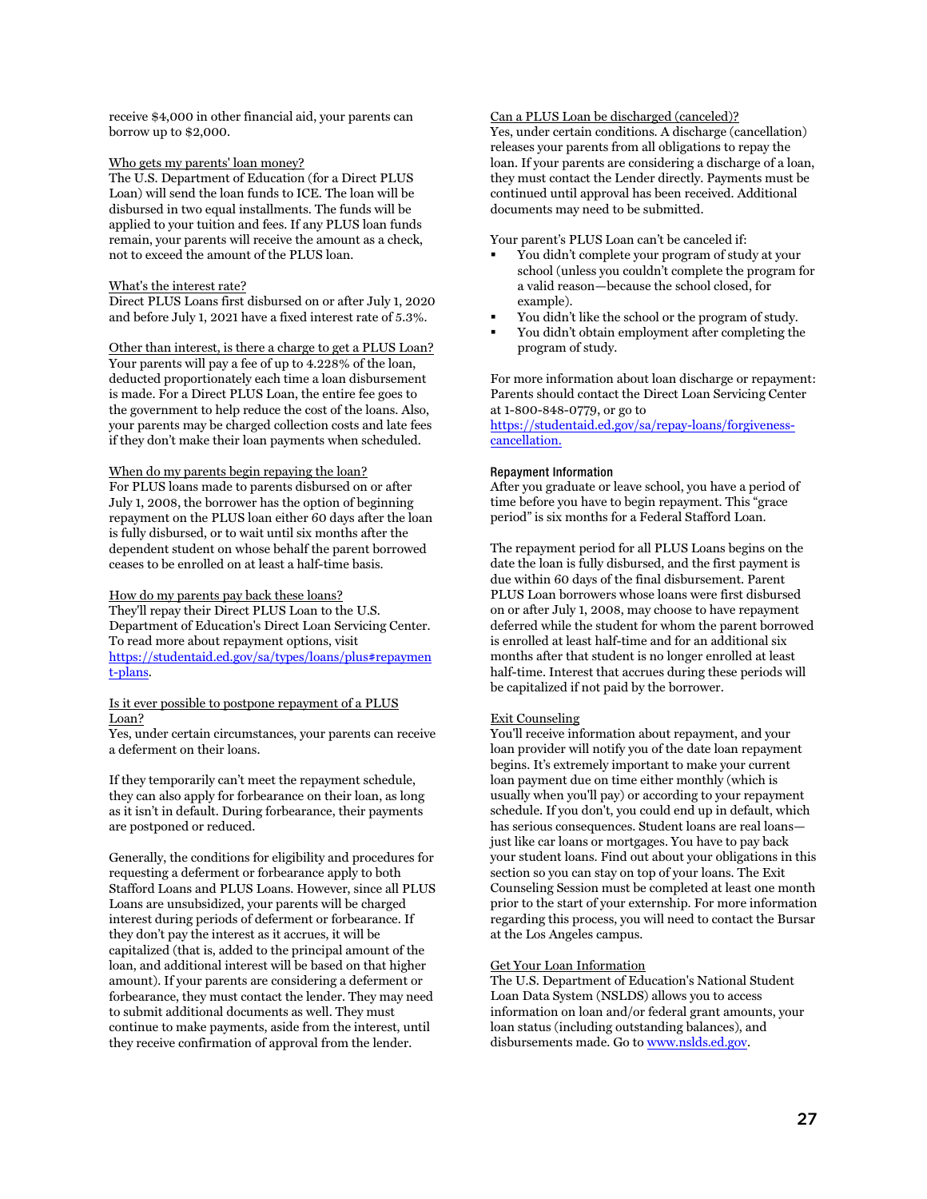receive $4,000 in other financial aid, your parents can borrow up to $2,000.

Who gets my parents' loan money?
The U.S. Department of Education (for a Direct PLUS Loan) will send the loan funds to ICE. The loan will be disbursed in two equal installments. The funds will be applied to your tuition and fees. If any PLUS loan funds remain, your parents will receive the amount as a check, not to exceed the amount of the PLUS loan.

What's the interest rate?
Direct PLUS Loans first disbursed on or after July 1, 2020 and before July 1, 2021 have a fixed interest rate of 5.3%.

Other than interest, is there a charge to get a PLUS Loan?
Your parents will pay a fee of up to 4.228% of the loan, deducted proportionately each time a loan disbursement is made. For a Direct PLUS Loan, the entire fee goes to the government to help reduce the cost of the loans. Also, your parents may be charged collection costs and late fees if they don't make their loan payments when scheduled.

When do my parents begin repaying the loan?
For PLUS loans made to parents disbursed on or after July 1, 2008, the borrower has the option of beginning repayment on the PLUS loan either 60 days after the loan is fully disbursed, or to wait until six months after the dependent student on whose behalf the parent borrowed ceases to be enrolled on at least a half-time basis.

How do my parents pay back these loans?
They'll repay their Direct PLUS Loan to the U.S. Department of Education's Direct Loan Servicing Center. To read more about repayment options, visit https://studentaid.ed.gov/sa/types/loans/plus#repayment-plans.

Is it ever possible to postpone repayment of a PLUS Loan?
Yes, under certain circumstances, your parents can receive a deferment on their loans.

If they temporarily can't meet the repayment schedule, they can also apply for forbearance on their loan, as long as it isn't in default. During forbearance, their payments are postponed or reduced.

Generally, the conditions for eligibility and procedures for requesting a deferment or forbearance apply to both Stafford Loans and PLUS Loans. However, since all PLUS Loans are unsubsidized, your parents will be charged interest during periods of deferment or forbearance. If they don't pay the interest as it accrues, it will be capitalized (that is, added to the principal amount of the loan, and additional interest will be based on that higher amount). If your parents are considering a deferment or forbearance, they must contact the lender. They may need to submit additional documents as well. They must continue to make payments, aside from the interest, until they receive confirmation of approval from the lender.

Can a PLUS Loan be discharged (canceled)?
Yes, under certain conditions. A discharge (cancellation) releases your parents from all obligations to repay the loan. If your parents are considering a discharge of a loan, they must contact the Lender directly. Payments must be continued until approval has been received. Additional documents may need to be submitted.

Your parent's PLUS Loan can't be canceled if:

- You didn't complete your program of study at your school (unless you couldn't complete the program for a valid reason—because the school closed, for example).
- You didn't like the school or the program of study.
- You didn't obtain employment after completing the program of study.

For more information about loan discharge or repayment: Parents should contact the Direct Loan Servicing Center at 1-800-848-0779, or go to https://studentaid.ed.gov/sa/repay-loans/forgiveness-cancellation.

#### Repayment Information

After you graduate or leave school, you have a period of time before you have to begin repayment. This "grace period" is six months for a Federal Stafford Loan.

The repayment period for all PLUS Loans begins on the date the loan is fully disbursed, and the first payment is due within 60 days of the final disbursement. Parent PLUS Loan borrowers whose loans were first disbursed on or after July 1, 2008, may choose to have repayment deferred while the student for whom the parent borrowed is enrolled at least half-time and for an additional six months after that student is no longer enrolled at least half-time. Interest that accrues during these periods will be capitalized if not paid by the borrower.

Exit Counseling
You'll receive information about repayment, and your loan provider will notify you of the date loan repayment begins. It's extremely important to make your current loan payment due on time either monthly (which is usually when you'll pay) or according to your repayment schedule. If you don't, you could end up in default, which has serious consequences. Student loans are real loans—just like car loans or mortgages. You have to pay back your student loans. Find out about your obligations in this section so you can stay on top of your loans. The Exit Counseling Session must be completed at least one month prior to the start of your externship. For more information regarding this process, you will need to contact the Bursar at the Los Angeles campus.

Get Your Loan Information
The U.S. Department of Education's National Student Loan Data System (NSLDS) allows you to access information on loan and/or federal grant amounts, your loan status (including outstanding balances), and disbursements made. Go to www.nslds.ed.gov.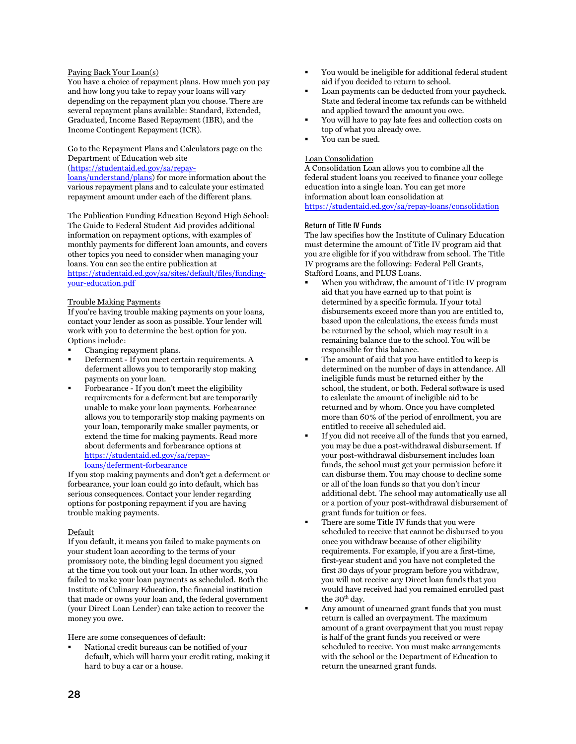Paying Back Your Loan(s)

You have a choice of repayment plans. How much you pay and how long you take to repay your loans will vary depending on the repayment plan you choose. There are several repayment plans available: Standard, Extended, Graduated, Income Based Repayment (IBR), and the Income Contingent Repayment (ICR).

Go to the Repayment Plans and Calculators page on the Department of Education web site (https://studentaid.ed.gov/sa/repay-loans/understand/plans) for more information about the various repayment plans and to calculate your estimated repayment amount under each of the different plans.

The Publication Funding Education Beyond High School: The Guide to Federal Student Aid provides additional information on repayment options, with examples of monthly payments for different loan amounts, and covers other topics you need to consider when managing your loans. You can see the entire publication at https://studentaid.ed.gov/sa/sites/default/files/funding-your-education.pdf

Trouble Making Payments

If you're having trouble making payments on your loans, contact your lender as soon as possible. Your lender will work with you to determine the best option for you. Options include:

- Changing repayment plans.
- Deferment - If you meet certain requirements. A deferment allows you to temporarily stop making payments on your loan.
- Forbearance - If you don't meet the eligibility requirements for a deferment but are temporarily unable to make your loan payments. Forbearance allows you to temporarily stop making payments on your loan, temporarily make smaller payments, or extend the time for making payments. Read more about deferments and forbearance options at https://studentaid.ed.gov/sa/repay-loans/deferment-forbearance

If you stop making payments and don't get a deferment or forbearance, your loan could go into default, which has serious consequences. Contact your lender regarding options for postponing repayment if you are having trouble making payments.

Default

If you default, it means you failed to make payments on your student loan according to the terms of your promissory note, the binding legal document you signed at the time you took out your loan. In other words, you failed to make your loan payments as scheduled. Both the Institute of Culinary Education, the financial institution that made or owns your loan and, the federal government (your Direct Loan Lender) can take action to recover the money you owe.

Here are some consequences of default:

- National credit bureaus can be notified of your default, which will harm your credit rating, making it hard to buy a car or a house.
- You would be ineligible for additional federal student aid if you decided to return to school.
- Loan payments can be deducted from your paycheck. State and federal income tax refunds can be withheld and applied toward the amount you owe.
- You will have to pay late fees and collection costs on top of what you already owe.
- You can be sued.

Loan Consolidation

A Consolidation Loan allows you to combine all the federal student loans you received to finance your college education into a single loan. You can get more information about loan consolidation at https://studentaid.ed.gov/sa/repay-loans/consolidation

### Return of Title IV Funds

The law specifies how the Institute of Culinary Education must determine the amount of Title IV program aid that you are eligible for if you withdraw from school. The Title IV programs are the following: Federal Pell Grants, Stafford Loans, and PLUS Loans.

- When you withdraw, the amount of Title IV program aid that you have earned up to that point is determined by a specific formula. If your total disbursements exceed more than you are entitled to, based upon the calculations, the excess funds must be returned by the school, which may result in a remaining balance due to the school. You will be responsible for this balance.
- The amount of aid that you have entitled to keep is determined on the number of days in attendance. All ineligible funds must be returned either by the school, the student, or both. Federal software is used to calculate the amount of ineligible aid to be returned and by whom. Once you have completed more than 60% of the period of enrollment, you are entitled to receive all scheduled aid.
- If you did not receive all of the funds that you earned, you may be due a post-withdrawal disbursement. If your post-withdrawal disbursement includes loan funds, the school must get your permission before it can disburse them. You may choose to decline some or all of the loan funds so that you don't incur additional debt. The school may automatically use all or a portion of your post-withdrawal disbursement of grant funds for tuition or fees.
- There are some Title IV funds that you were scheduled to receive that cannot be disbursed to you once you withdraw because of other eligibility requirements. For example, if you are a first-time, first-year student and you have not completed the first 30 days of your program before you withdraw, you will not receive any Direct loan funds that you would have received had you remained enrolled past the 30th day.
- Any amount of unearned grant funds that you must return is called an overpayment. The maximum amount of a grant overpayment that you must repay is half of the grant funds you received or were scheduled to receive. You must make arrangements with the school or the Department of Education to return the unearned grant funds.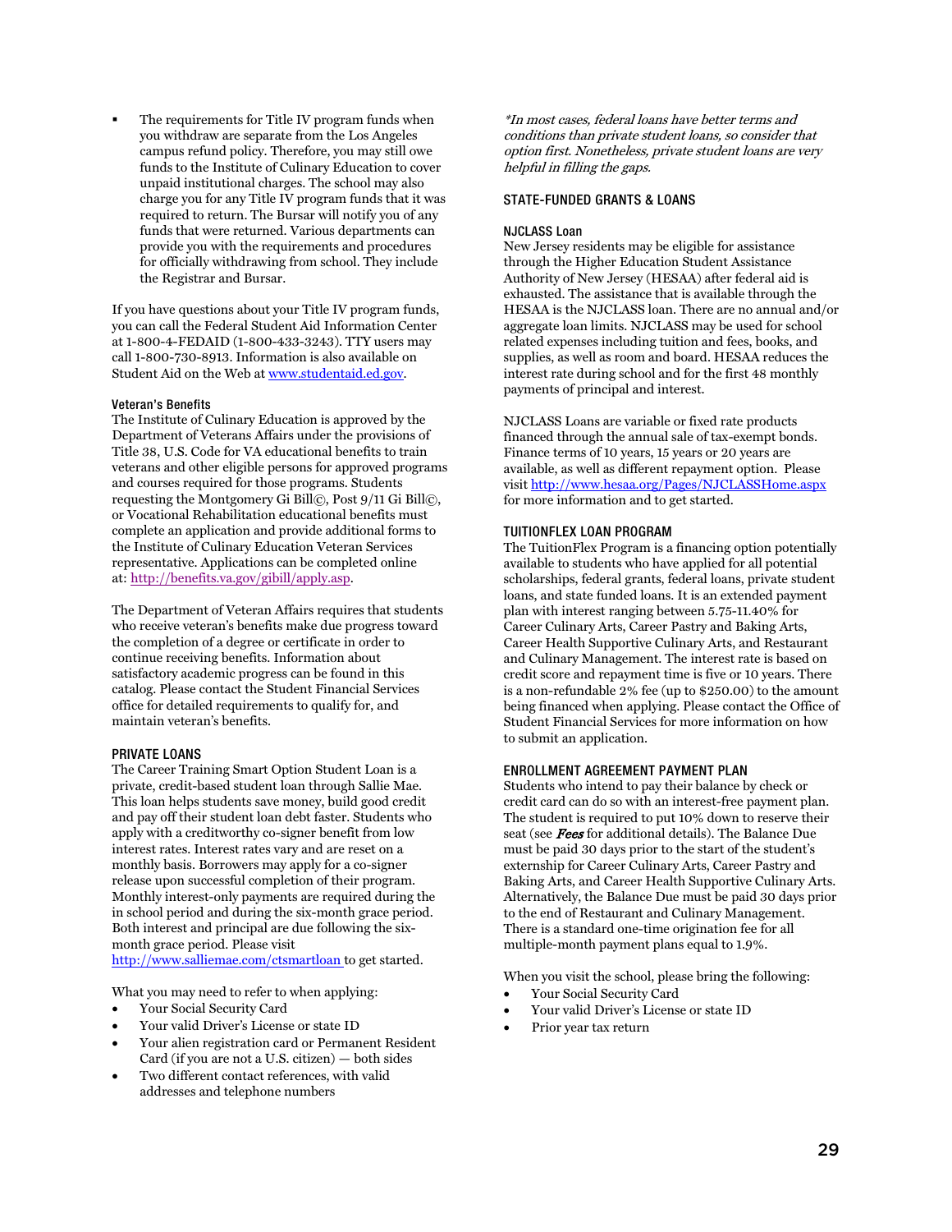- The requirements for Title IV program funds when you withdraw are separate from the Los Angeles campus refund policy. Therefore, you may still owe funds to the Institute of Culinary Education to cover unpaid institutional charges. The school may also charge you for any Title IV program funds that it was required to return. The Bursar will notify you of any funds that were returned. Various departments can provide you with the requirements and procedures for officially withdrawing from school. They include the Registrar and Bursar.

If you have questions about your Title IV program funds, you can call the Federal Student Aid Information Center at 1-800-4-FEDAID (1-800-433-3243). TTY users may call 1-800-730-8913. Information is also available on Student Aid on the Web at [www.studentaid.ed.gov](http://www.studentaid.ed.gov).

#### Veteran's Benefits

The Institute of Culinary Education is approved by the Department of Veterans Affairs under the provisions of Title 38, U.S. Code for VA educational benefits to train veterans and other eligible persons for approved programs and courses required for those programs. Students requesting the Montgomery Gi Bill©, Post 9/11 Gi Bill©, or Vocational Rehabilitation educational benefits must complete an application and provide additional forms to the Institute of Culinary Education Veteran Services representative. Applications can be completed online at: [http://benefits.va.gov/gibill/apply.asp](http://benefits.va.gov/gibill/apply.asp).

The Department of Veteran Affairs requires that students who receive veteran's benefits make due progress toward the completion of a degree or certificate in order to continue receiving benefits. Information about satisfactory academic progress can be found in this catalog. Please contact the Student Financial Services office for detailed requirements to qualify for, and maintain veteran's benefits.

### PRIVATE LOANS

The Career Training Smart Option Student Loan is a private, credit-based student loan through Sallie Mae. This loan helps students save money, build good credit and pay off their student loan debt faster. Students who apply with a creditworthy co-signer benefit from low interest rates. Interest rates vary and are reset on a monthly basis. Borrowers may apply for a co-signer release upon successful completion of their program. Monthly interest-only payments are required during the in school period and during the six-month grace period. Both interest and principal are due following the six-month grace period. Please visit [http://www.salliemae.com/ctsmartloan](http://www.salliemae.com/ctsmartloan) to get started.

What you may need to refer to when applying:

- Your Social Security Card
- Your valid Driver's License or state ID
- Your alien registration card or Permanent Resident Card (if you are not a U.S. citizen) — both sides
- Two different contact references, with valid addresses and telephone numbers

*\*In most cases, federal loans have better terms and conditions than private student loans, so consider that option first. Nonetheless, private student loans are very helpful in filling the gaps.*

### STATE-FUNDED GRANTS & LOANS

#### NJCLASS Loan

New Jersey residents may be eligible for assistance through the Higher Education Student Assistance Authority of New Jersey (HESAA) after federal aid is exhausted. The assistance that is available through the HESAA is the NJCLASS loan. There are no annual and/or aggregate loan limits. NJCLASS may be used for school related expenses including tuition and fees, books, and supplies, as well as room and board. HESAA reduces the interest rate during school and for the first 48 monthly payments of principal and interest.

NJCLASS Loans are variable or fixed rate products financed through the annual sale of tax-exempt bonds. Finance terms of 10 years, 15 years or 20 years are available, as well as different repayment option. Please visit [http://www.hesaa.org/Pages/NJCLASSHome.aspx](http://www.hesaa.org/Pages/NJCLASSHome.aspx) for more information and to get started.

### TUITIONFLEX LOAN PROGRAM

The TuitionFlex Program is a financing option potentially available to students who have applied for all potential scholarships, federal grants, federal loans, private student loans, and state funded loans. It is an extended payment plan with interest ranging between 5.75-11.40% for Career Culinary Arts, Career Pastry and Baking Arts, Career Health Supportive Culinary Arts, and Restaurant and Culinary Management. The interest rate is based on credit score and repayment time is five or 10 years. There is a non-refundable 2% fee (up to $250.00) to the amount being financed when applying. Please contact the Office of Student Financial Services for more information on how to submit an application.

### ENROLLMENT AGREEMENT PAYMENT PLAN

Students who intend to pay their balance by check or credit card can do so with an interest-free payment plan. The student is required to put 10% down to reserve their seat (see ***Fees*** for additional details). The Balance Due must be paid 30 days prior to the start of the student's externship for Career Culinary Arts, Career Pastry and Baking Arts, and Career Health Supportive Culinary Arts. Alternatively, the Balance Due must be paid 30 days prior to the end of Restaurant and Culinary Management. There is a standard one-time origination fee for all multiple-month payment plans equal to 1.9%.

When you visit the school, please bring the following:

- Your Social Security Card
- Your valid Driver's License or state ID
- Prior year tax return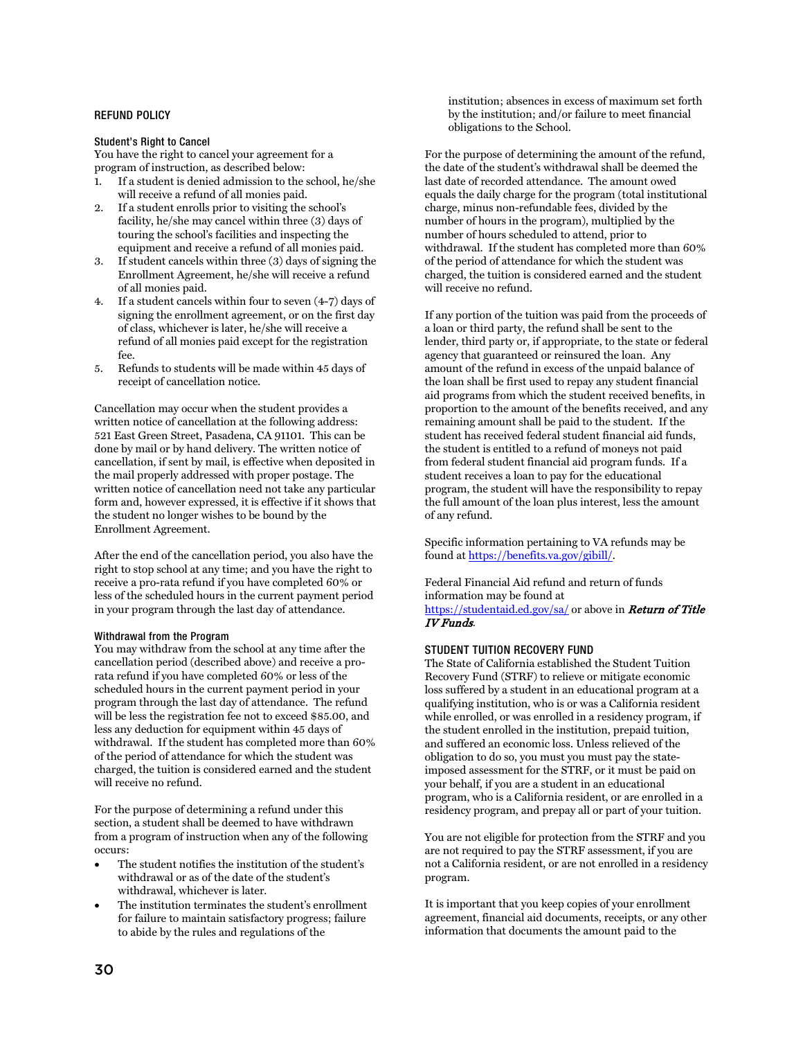## REFUND POLICY

### Student's Right to Cancel

You have the right to cancel your agreement for a program of instruction, as described below:

1. If a student is denied admission to the school, he/she will receive a refund of all monies paid.
2. If a student enrolls prior to visiting the school's facility, he/she may cancel within three (3) days of touring the school's facilities and inspecting the equipment and receive a refund of all monies paid.
3. If student cancels within three (3) days of signing the Enrollment Agreement, he/she will receive a refund of all monies paid.
4. If a student cancels within four to seven (4-7) days of signing the enrollment agreement, or on the first day of class, whichever is later, he/she will receive a refund of all monies paid except for the registration fee.
5. Refunds to students will be made within 45 days of receipt of cancellation notice.

Cancellation may occur when the student provides a written notice of cancellation at the following address: 521 East Green Street, Pasadena, CA 91101. This can be done by mail or by hand delivery. The written notice of cancellation, if sent by mail, is effective when deposited in the mail properly addressed with proper postage. The written notice of cancellation need not take any particular form and, however expressed, it is effective if it shows that the student no longer wishes to be bound by the Enrollment Agreement.

After the end of the cancellation period, you also have the right to stop school at any time; and you have the right to receive a pro-rata refund if you have completed 60% or less of the scheduled hours in the current payment period in your program through the last day of attendance.

### Withdrawal from the Program

You may withdraw from the school at any time after the cancellation period (described above) and receive a pro-rata refund if you have completed 60% or less of the scheduled hours in the current payment period in your program through the last day of attendance. The refund will be less the registration fee not to exceed $85.00, and less any deduction for equipment within 45 days of withdrawal. If the student has completed more than 60% of the period of attendance for which the student was charged, the tuition is considered earned and the student will receive no refund.

For the purpose of determining a refund under this section, a student shall be deemed to have withdrawn from a program of instruction when any of the following occurs:

- The student notifies the institution of the student's withdrawal or as of the date of the student's withdrawal, whichever is later.
- The institution terminates the student's enrollment for failure to maintain satisfactory progress; failure to abide by the rules and regulations of the institution; absences in excess of maximum set forth by the institution; and/or failure to meet financial obligations to the School.

For the purpose of determining the amount of the refund, the date of the student's withdrawal shall be deemed the last date of recorded attendance. The amount owed equals the daily charge for the program (total institutional charge, minus non-refundable fees, divided by the number of hours in the program), multiplied by the number of hours scheduled to attend, prior to withdrawal. If the student has completed more than 60% of the period of attendance for which the student was charged, the tuition is considered earned and the student will receive no refund.

If any portion of the tuition was paid from the proceeds of a loan or third party, the refund shall be sent to the lender, third party or, if appropriate, to the state or federal agency that guaranteed or reinsured the loan. Any amount of the refund in excess of the unpaid balance of the loan shall be first used to repay any student financial aid programs from which the student received benefits, in proportion to the amount of the benefits received, and any remaining amount shall be paid to the student. If the student has received federal student financial aid funds, the student is entitled to a refund of moneys not paid from federal student financial aid program funds. If a student receives a loan to pay for the educational program, the student will have the responsibility to repay the full amount of the loan plus interest, less the amount of any refund.

Specific information pertaining to VA refunds may be found at https://benefits.va.gov/gibill/.

Federal Financial Aid refund and return of funds information may be found at https://studentaid.ed.gov/sa/ or above in ***Return of Title IV Funds***.

## STUDENT TUITION RECOVERY FUND

The State of California established the Student Tuition Recovery Fund (STRF) to relieve or mitigate economic loss suffered by a student in an educational program at a qualifying institution, who is or was a California resident while enrolled, or was enrolled in a residency program, if the student enrolled in the institution, prepaid tuition, and suffered an economic loss. Unless relieved of the obligation to do so, you must you must pay the state-imposed assessment for the STRF, or it must be paid on your behalf, if you are a student in an educational program, who is a California resident, or are enrolled in a residency program, and prepay all or part of your tuition.

You are not eligible for protection from the STRF and you are not required to pay the STRF assessment, if you are not a California resident, or are not enrolled in a residency program.

It is important that you keep copies of your enrollment agreement, financial aid documents, receipts, or any other information that documents the amount paid to the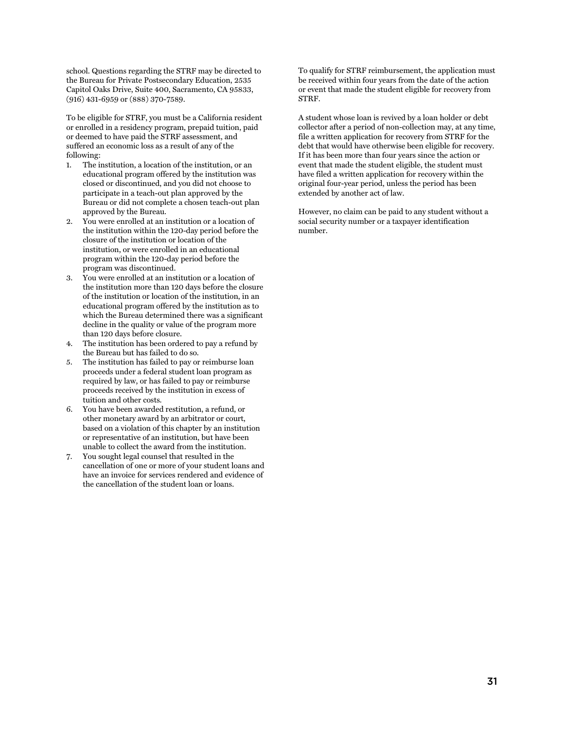school. Questions regarding the STRF may be directed to the Bureau for Private Postsecondary Education, 2535 Capitol Oaks Drive, Suite 400, Sacramento, CA 95833, (916) 431-6959 or (888) 370-7589.

To be eligible for STRF, you must be a California resident or enrolled in a residency program, prepaid tuition, paid or deemed to have paid the STRF assessment, and suffered an economic loss as a result of any of the following:

1. The institution, a location of the institution, or an educational program offered by the institution was closed or discontinued, and you did not choose to participate in a teach-out plan approved by the Bureau or did not complete a chosen teach-out plan approved by the Bureau.
2. You were enrolled at an institution or a location of the institution within the 120-day period before the closure of the institution or location of the institution, or were enrolled in an educational program within the 120-day period before the program was discontinued.
3. You were enrolled at an institution or a location of the institution more than 120 days before the closure of the institution or location of the institution, in an educational program offered by the institution as to which the Bureau determined there was a significant decline in the quality or value of the program more than 120 days before closure.
4. The institution has been ordered to pay a refund by the Bureau but has failed to do so.
5. The institution has failed to pay or reimburse loan proceeds under a federal student loan program as required by law, or has failed to pay or reimburse proceeds received by the institution in excess of tuition and other costs.
6. You have been awarded restitution, a refund, or other monetary award by an arbitrator or court, based on a violation of this chapter by an institution or representative of an institution, but have been unable to collect the award from the institution.
7. You sought legal counsel that resulted in the cancellation of one or more of your student loans and have an invoice for services rendered and evidence of the cancellation of the student loan or loans.

To qualify for STRF reimbursement, the application must be received within four years from the date of the action or event that made the student eligible for recovery from STRF.

A student whose loan is revived by a loan holder or debt collector after a period of non-collection may, at any time, file a written application for recovery from STRF for the debt that would have otherwise been eligible for recovery. If it has been more than four years since the action or event that made the student eligible, the student must have filed a written application for recovery within the original four-year period, unless the period has been extended by another act of law.

However, no claim can be paid to any student without a social security number or a taxpayer identification number.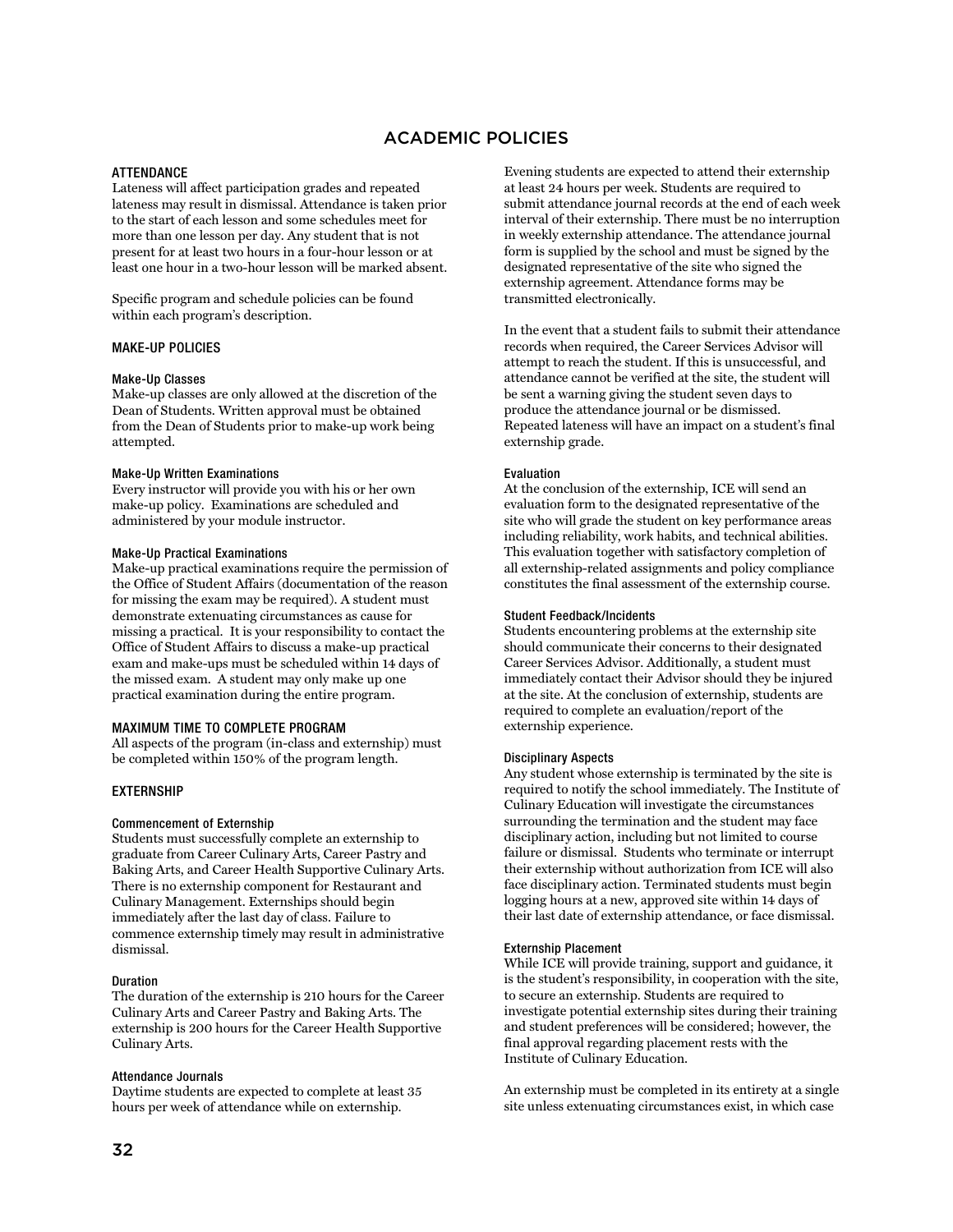# ACADEMIC POLICIES

## ATTENDANCE

Lateness will affect participation grades and repeated lateness may result in dismissal. Attendance is taken prior to the start of each lesson and some schedules meet for more than one lesson per day. Any student that is not present for at least two hours in a four-hour lesson or at least one hour in a two-hour lesson will be marked absent.

Specific program and schedule policies can be found within each program's description.

## MAKE-UP POLICIES

### Make-Up Classes

Make-up classes are only allowed at the discretion of the Dean of Students. Written approval must be obtained from the Dean of Students prior to make-up work being attempted.

### Make-Up Written Examinations

Every instructor will provide you with his or her own make-up policy. Examinations are scheduled and administered by your module instructor.

### Make-Up Practical Examinations

Make-up practical examinations require the permission of the Office of Student Affairs (documentation of the reason for missing the exam may be required). A student must demonstrate extenuating circumstances as cause for missing a practical. It is your responsibility to contact the Office of Student Affairs to discuss a make-up practical exam and make-ups must be scheduled within 14 days of the missed exam. A student may only make up one practical examination during the entire program.

## MAXIMUM TIME TO COMPLETE PROGRAM

All aspects of the program (in-class and externship) must be completed within 150% of the program length.

## EXTERNSHIP

### Commencement of Externship

Students must successfully complete an externship to graduate from Career Culinary Arts, Career Pastry and Baking Arts, and Career Health Supportive Culinary Arts. There is no externship component for Restaurant and Culinary Management. Externships should begin immediately after the last day of class. Failure to commence externship timely may result in administrative dismissal.

### Duration

The duration of the externship is 210 hours for the Career Culinary Arts and Career Pastry and Baking Arts. The externship is 200 hours for the Career Health Supportive Culinary Arts.

### Attendance Journals

Daytime students are expected to complete at least 35 hours per week of attendance while on externship. Evening students are expected to attend their externship at least 24 hours per week. Students are required to submit attendance journal records at the end of each week interval of their externship. There must be no interruption in weekly externship attendance. The attendance journal form is supplied by the school and must be signed by the designated representative of the site who signed the externship agreement. Attendance forms may be transmitted electronically.

In the event that a student fails to submit their attendance records when required, the Career Services Advisor will attempt to reach the student. If this is unsuccessful, and attendance cannot be verified at the site, the student will be sent a warning giving the student seven days to produce the attendance journal or be dismissed. Repeated lateness will have an impact on a student's final externship grade.

### Evaluation

At the conclusion of the externship, ICE will send an evaluation form to the designated representative of the site who will grade the student on key performance areas including reliability, work habits, and technical abilities. This evaluation together with satisfactory completion of all externship-related assignments and policy compliance constitutes the final assessment of the externship course.

### Student Feedback/Incidents

Students encountering problems at the externship site should communicate their concerns to their designated Career Services Advisor. Additionally, a student must immediately contact their Advisor should they be injured at the site. At the conclusion of externship, students are required to complete an evaluation/report of the externship experience.

### Disciplinary Aspects

Any student whose externship is terminated by the site is required to notify the school immediately. The Institute of Culinary Education will investigate the circumstances surrounding the termination and the student may face disciplinary action, including but not limited to course failure or dismissal. Students who terminate or interrupt their externship without authorization from ICE will also face disciplinary action. Terminated students must begin logging hours at a new, approved site within 14 days of their last date of externship attendance, or face dismissal.

### Externship Placement

While ICE will provide training, support and guidance, it is the student's responsibility, in cooperation with the site, to secure an externship. Students are required to investigate potential externship sites during their training and student preferences will be considered; however, the final approval regarding placement rests with the Institute of Culinary Education.

An externship must be completed in its entirety at a single site unless extenuating circumstances exist, in which case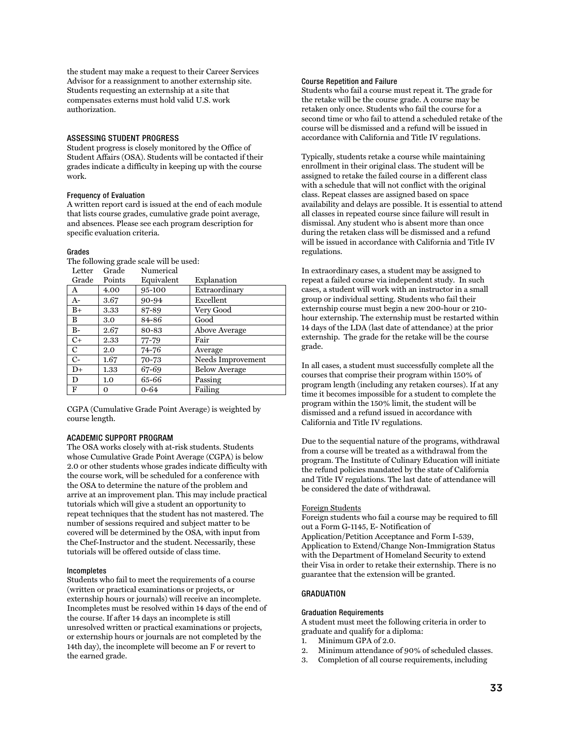the student may make a request to their Career Services Advisor for a reassignment to another externship site. Students requesting an externship at a site that compensates externs must hold valid U.S. work authorization.

## ASSESSING STUDENT PROGRESS

Student progress is closely monitored by the Office of Student Affairs (OSA). Students will be contacted if their grades indicate a difficulty in keeping up with the course work.

### Frequency of Evaluation

A written report card is issued at the end of each module that lists course grades, cumulative grade point average, and absences. Please see each program description for specific evaluation criteria.

### Grades

The following grade scale will be used:

| Letter Grade | Grade Points | Numerical Equivalent | Explanation |
|---|---|---|---|
| A | 4.00 | 95-100 | Extraordinary |
| A- | 3.67 | 90-94 | Excellent |
| B+ | 3.33 | 87-89 | Very Good |
| B | 3.0 | 84-86 | Good |
| B- | 2.67 | 80-83 | Above Average |
| C+ | 2.33 | 77-79 | Fair |
| C | 2.0 | 74-76 | Average |
| C- | 1.67 | 70-73 | Needs Improvement |
| D+ | 1.33 | 67-69 | Below Average |
| D | 1.0 | 65-66 | Passing |
| F | 0 | 0-64 | Failing |

CGPA (Cumulative Grade Point Average) is weighted by course length.

## ACADEMIC SUPPORT PROGRAM

The OSA works closely with at-risk students. Students whose Cumulative Grade Point Average (CGPA) is below 2.0 or other students whose grades indicate difficulty with the course work, will be scheduled for a conference with the OSA to determine the nature of the problem and arrive at an improvement plan. This may include practical tutorials which will give a student an opportunity to repeat techniques that the student has not mastered. The number of sessions required and subject matter to be covered will be determined by the OSA, with input from the Chef-Instructor and the student. Necessarily, these tutorials will be offered outside of class time.

### Incompletes

Students who fail to meet the requirements of a course (written or practical examinations or projects, or externship hours or journals) will receive an incomplete. Incompletes must be resolved within 14 days of the end of the course. If after 14 days an incomplete is still unresolved written or practical examinations or projects, or externship hours or journals are not completed by the 14th day), the incomplete will become an F or revert to the earned grade.

### Course Repetition and Failure

Students who fail a course must repeat it. The grade for the retake will be the course grade. A course may be retaken only once. Students who fail the course for a second time or who fail to attend a scheduled retake of the course will be dismissed and a refund will be issued in accordance with California and Title IV regulations.

Typically, students retake a course while maintaining enrollment in their original class. The student will be assigned to retake the failed course in a different class with a schedule that will not conflict with the original class. Repeat classes are assigned based on space availability and delays are possible. It is essential to attend all classes in repeated course since failure will result in dismissal. Any student who is absent more than once during the retaken class will be dismissed and a refund will be issued in accordance with California and Title IV regulations.

In extraordinary cases, a student may be assigned to repeat a failed course via independent study. In such cases, a student will work with an instructor in a small group or individual setting. Students who fail their externship course must begin a new 200-hour or 210-hour externship. The externship must be restarted within 14 days of the LDA (last date of attendance) at the prior externship. The grade for the retake will be the course grade.

In all cases, a student must successfully complete all the courses that comprise their program within 150% of program length (including any retaken courses). If at any time it becomes impossible for a student to complete the program within the 150% limit, the student will be dismissed and a refund issued in accordance with California and Title IV regulations.

Due to the sequential nature of the programs, withdrawal from a course will be treated as a withdrawal from the program. The Institute of Culinary Education will initiate the refund policies mandated by the state of California and Title IV regulations. The last date of attendance will be considered the date of withdrawal.

#### Foreign Students

Foreign students who fail a course may be required to fill out a Form G-1145, E- Notification of Application/Petition Acceptance and Form I-539, Application to Extend/Change Non-Immigration Status with the Department of Homeland Security to extend their Visa in order to retake their externship. There is no guarantee that the extension will be granted.

## GRADUATION

### Graduation Requirements

A student must meet the following criteria in order to graduate and qualify for a diploma:

1. Minimum GPA of 2.0.
2. Minimum attendance of 90% of scheduled classes.
3. Completion of all course requirements, including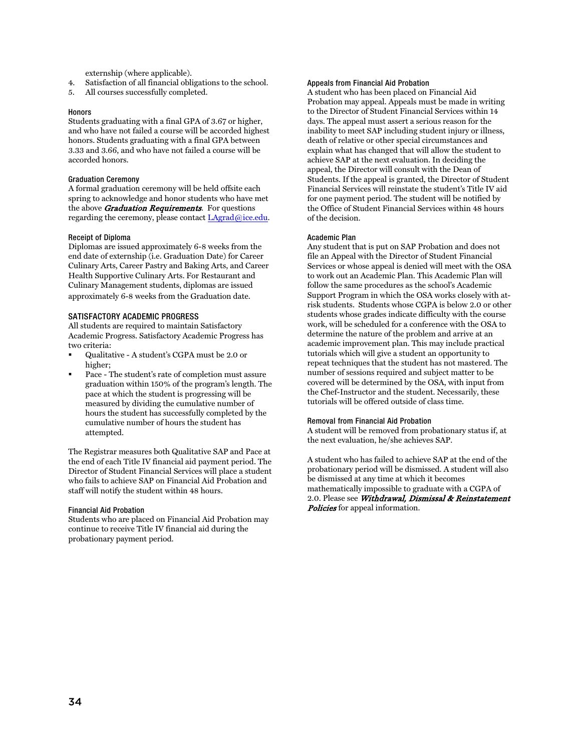externship (where applicable).

4. Satisfaction of all financial obligations to the school.
5. All courses successfully completed.

### Honors

Students graduating with a final GPA of 3.67 or higher, and who have not failed a course will be accorded highest honors. Students graduating with a final GPA between 3.33 and 3.66, and who have not failed a course will be accorded honors.

### Graduation Ceremony

A formal graduation ceremony will be held offsite each spring to acknowledge and honor students who have met the above ***Graduation Requirements***. For questions regarding the ceremony, please contact LAgrad@ice.edu.

### Receipt of Diploma

Diplomas are issued approximately 6-8 weeks from the end date of externship (i.e. Graduation Date) for Career Culinary Arts, Career Pastry and Baking Arts, and Career Health Supportive Culinary Arts. For Restaurant and Culinary Management students, diplomas are issued approximately 6-8 weeks from the Graduation date.

## SATISFACTORY ACADEMIC PROGRESS

All students are required to maintain Satisfactory Academic Progress. Satisfactory Academic Progress has two criteria:

- Qualitative - A student's CGPA must be 2.0 or higher;
- Pace - The student's rate of completion must assure graduation within 150% of the program's length. The pace at which the student is progressing will be measured by dividing the cumulative number of hours the student has successfully completed by the cumulative number of hours the student has attempted.

The Registrar measures both Qualitative SAP and Pace at the end of each Title IV financial aid payment period. The Director of Student Financial Services will place a student who fails to achieve SAP on Financial Aid Probation and staff will notify the student within 48 hours.

### Financial Aid Probation

Students who are placed on Financial Aid Probation may continue to receive Title IV financial aid during the probationary payment period.

### Appeals from Financial Aid Probation

A student who has been placed on Financial Aid Probation may appeal. Appeals must be made in writing to the Director of Student Financial Services within 14 days. The appeal must assert a serious reason for the inability to meet SAP including student injury or illness, death of relative or other special circumstances and explain what has changed that will allow the student to achieve SAP at the next evaluation. In deciding the appeal, the Director will consult with the Dean of Students. If the appeal is granted, the Director of Student Financial Services will reinstate the student's Title IV aid for one payment period. The student will be notified by the Office of Student Financial Services within 48 hours of the decision.

### Academic Plan

Any student that is put on SAP Probation and does not file an Appeal with the Director of Student Financial Services or whose appeal is denied will meet with the OSA to work out an Academic Plan. This Academic Plan will follow the same procedures as the school's Academic Support Program in which the OSA works closely with at-risk students. Students whose CGPA is below 2.0 or other students whose grades indicate difficulty with the course work, will be scheduled for a conference with the OSA to determine the nature of the problem and arrive at an academic improvement plan. This may include practical tutorials which will give a student an opportunity to repeat techniques that the student has not mastered. The number of sessions required and subject matter to be covered will be determined by the OSA, with input from the Chef-Instructor and the student. Necessarily, these tutorials will be offered outside of class time.

### Removal from Financial Aid Probation

A student will be removed from probationary status if, at the next evaluation, he/she achieves SAP.

A student who has failed to achieve SAP at the end of the probationary period will be dismissed. A student will also be dismissed at any time at which it becomes mathematically impossible to graduate with a CGPA of 2.0. Please see ***Withdrawal, Dismissal & Reinstatement Policies*** for appeal information.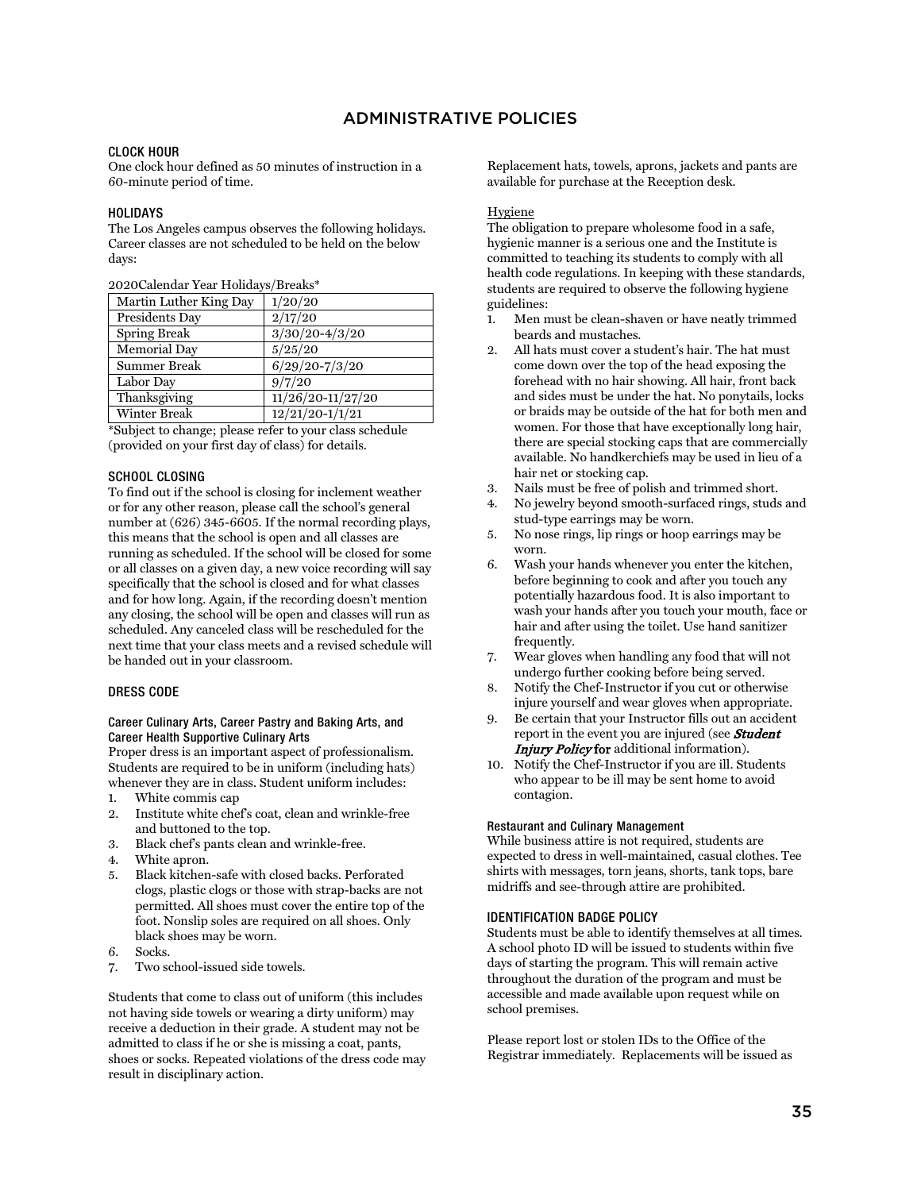## ADMINISTRATIVE POLICIES

### CLOCK HOUR

One clock hour defined as 50 minutes of instruction in a 60-minute period of time.

### HOLIDAYS

The Los Angeles campus observes the following holidays. Career classes are not scheduled to be held on the below days:

2020Calendar Year Holidays/Breaks*

| Martin Luther King Day | 1/20/20 |
|---|---|
| Presidents Day | 2/17/20 |
| Spring Break | 3/30/20-4/3/20 |
| Memorial Day | 5/25/20 |
| Summer Break | 6/29/20-7/3/20 |
| Labor Day | 9/7/20 |
| Thanksgiving | 11/26/20-11/27/20 |
| Winter Break | 12/21/20-1/1/21 |

*Subject to change; please refer to your class schedule (provided on your first day of class) for details.

### SCHOOL CLOSING

To find out if the school is closing for inclement weather or for any other reason, please call the school's general number at (626) 345-6605. If the normal recording plays, this means that the school is open and all classes are running as scheduled. If the school will be closed for some or all classes on a given day, a new voice recording will say specifically that the school is closed and for what classes and for how long. Again, if the recording doesn't mention any closing, the school will be open and classes will run as scheduled. Any canceled class will be rescheduled for the next time that your class meets and a revised schedule will be handed out in your classroom.

### DRESS CODE

#### Career Culinary Arts, Career Pastry and Baking Arts, and Career Health Supportive Culinary Arts

Proper dress is an important aspect of professionalism. Students are required to be in uniform (including hats) whenever they are in class. Student uniform includes:

1. White commis cap
2. Institute white chef's coat, clean and wrinkle-free and buttoned to the top.
3. Black chef's pants clean and wrinkle-free.
4. White apron.
5. Black kitchen-safe with closed backs. Perforated clogs, plastic clogs or those with strap-backs are not permitted. All shoes must cover the entire top of the foot. Nonslip soles are required on all shoes. Only black shoes may be worn.
6. Socks.
7. Two school-issued side towels.

Students that come to class out of uniform (this includes not having side towels or wearing a dirty uniform) may receive a deduction in their grade. A student may not be admitted to class if he or she is missing a coat, pants, shoes or socks. Repeated violations of the dress code may result in disciplinary action.

Replacement hats, towels, aprons, jackets and pants are available for purchase at the Reception desk.

Hygiene

The obligation to prepare wholesome food in a safe, hygienic manner is a serious one and the Institute is committed to teaching its students to comply with all health code regulations. In keeping with these standards, students are required to observe the following hygiene guidelines:

1. Men must be clean-shaven or have neatly trimmed beards and mustaches.
2. All hats must cover a student's hair. The hat must come down over the top of the head exposing the forehead with no hair showing. All hair, front back and sides must be under the hat. No ponytails, locks or braids may be outside of the hat for both men and women. For those that have exceptionally long hair, there are special stocking caps that are commercially available. No handkerchiefs may be used in lieu of a hair net or stocking cap.
3. Nails must be free of polish and trimmed short.
4. No jewelry beyond smooth-surfaced rings, studs and stud-type earrings may be worn.
5. No nose rings, lip rings or hoop earrings may be worn.
6. Wash your hands whenever you enter the kitchen, before beginning to cook and after you touch any potentially hazardous food. It is also important to wash your hands after you touch your mouth, face or hair and after using the toilet. Use hand sanitizer frequently.
7. Wear gloves when handling any food that will not undergo further cooking before being served.
8. Notify the Chef-Instructor if you cut or otherwise injure yourself and wear gloves when appropriate.
9. Be certain that your Instructor fills out an accident report in the event you are injured (see ***Student Injury Policy* for** additional information).
10. Notify the Chef-Instructor if you are ill. Students who appear to be ill may be sent home to avoid contagion.

#### Restaurant and Culinary Management

While business attire is not required, students are expected to dress in well-maintained, casual clothes. Tee shirts with messages, torn jeans, shorts, tank tops, bare midriffs and see-through attire are prohibited.

### IDENTIFICATION BADGE POLICY

Students must be able to identify themselves at all times. A school photo ID will be issued to students within five days of starting the program. This will remain active throughout the duration of the program and must be accessible and made available upon request while on school premises.

Please report lost or stolen IDs to the Office of the Registrar immediately. Replacements will be issued as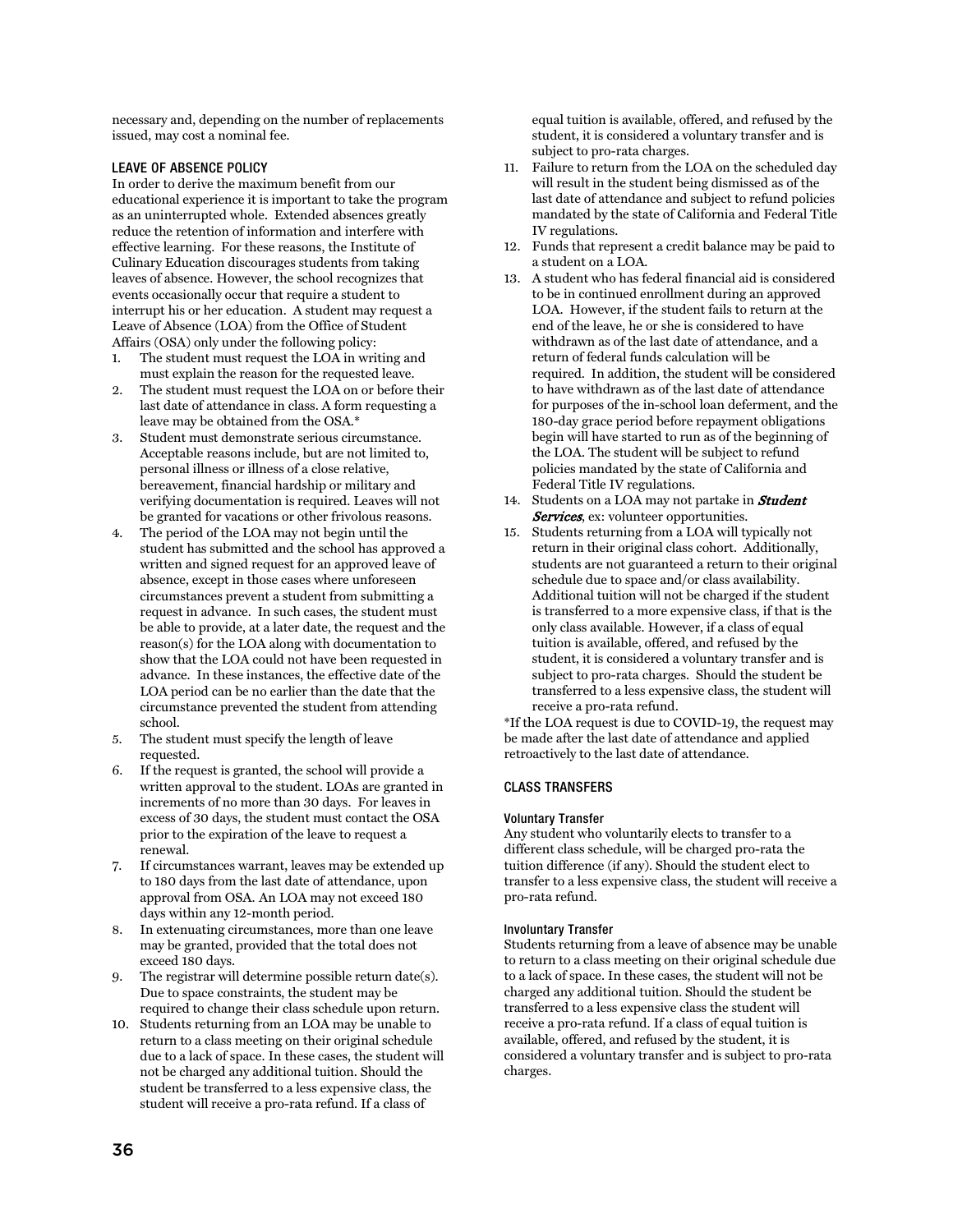necessary and, depending on the number of replacements issued, may cost a nominal fee.

### LEAVE OF ABSENCE POLICY

In order to derive the maximum benefit from our educational experience it is important to take the program as an uninterrupted whole. Extended absences greatly reduce the retention of information and interfere with effective learning. For these reasons, the Institute of Culinary Education discourages students from taking leaves of absence. However, the school recognizes that events occasionally occur that require a student to interrupt his or her education. A student may request a Leave of Absence (LOA) from the Office of Student Affairs (OSA) only under the following policy:

1. The student must request the LOA in writing and must explain the reason for the requested leave.
2. The student must request the LOA on or before their last date of attendance in class. A form requesting a leave may be obtained from the OSA.*
3. Student must demonstrate serious circumstance. Acceptable reasons include, but are not limited to, personal illness or illness of a close relative, bereavement, financial hardship or military and verifying documentation is required. Leaves will not be granted for vacations or other frivolous reasons.
4. The period of the LOA may not begin until the student has submitted and the school has approved a written and signed request for an approved leave of absence, except in those cases where unforeseen circumstances prevent a student from submitting a request in advance. In such cases, the student must be able to provide, at a later date, the request and the reason(s) for the LOA along with documentation to show that the LOA could not have been requested in advance. In these instances, the effective date of the LOA period can be no earlier than the date that the circumstance prevented the student from attending school.
5. The student must specify the length of leave requested.
6. If the request is granted, the school will provide a written approval to the student. LOAs are granted in increments of no more than 30 days. For leaves in excess of 30 days, the student must contact the OSA prior to the expiration of the leave to request a renewal.
7. If circumstances warrant, leaves may be extended up to 180 days from the last date of attendance, upon approval from OSA. An LOA may not exceed 180 days within any 12-month period.
8. In extenuating circumstances, more than one leave may be granted, provided that the total does not exceed 180 days.
9. The registrar will determine possible return date(s). Due to space constraints, the student may be required to change their class schedule upon return.
10. Students returning from an LOA may be unable to return to a class meeting on their original schedule due to a lack of space. In these cases, the student will not be charged any additional tuition. Should the student be transferred to a less expensive class, the student will receive a pro-rata refund. If a class of equal tuition is available, offered, and refused by the student, it is considered a voluntary transfer and is subject to pro-rata charges.
11. Failure to return from the LOA on the scheduled day will result in the student being dismissed as of the last date of attendance and subject to refund policies mandated by the state of California and Federal Title IV regulations.
12. Funds that represent a credit balance may be paid to a student on a LOA.
13. A student who has federal financial aid is considered to be in continued enrollment during an approved LOA. However, if the student fails to return at the end of the leave, he or she is considered to have withdrawn as of the last date of attendance, and a return of federal funds calculation will be required. In addition, the student will be considered to have withdrawn as of the last date of attendance for purposes of the in-school loan deferment, and the 180-day grace period before repayment obligations begin will have started to run as of the beginning of the LOA. The student will be subject to refund policies mandated by the state of California and Federal Title IV regulations.
14. Students on a LOA may not partake in ***Student Services***, ex: volunteer opportunities.
15. Students returning from a LOA will typically not return in their original class cohort. Additionally, students are not guaranteed a return to their original schedule due to space and/or class availability. Additional tuition will not be charged if the student is transferred to a more expensive class, if that is the only class available. However, if a class of equal tuition is available, offered, and refused by the student, it is considered a voluntary transfer and is subject to pro-rata charges. Should the student be transferred to a less expensive class, the student will receive a pro-rata refund.

*If the LOA request is due to COVID-19, the request may be made after the last date of attendance and applied retroactively to the last date of attendance.

### CLASS TRANSFERS

#### Voluntary Transfer

Any student who voluntarily elects to transfer to a different class schedule, will be charged pro-rata the tuition difference (if any). Should the student elect to transfer to a less expensive class, the student will receive a pro-rata refund.

#### Involuntary Transfer

Students returning from a leave of absence may be unable to return to a class meeting on their original schedule due to a lack of space. In these cases, the student will not be charged any additional tuition. Should the student be transferred to a less expensive class the student will receive a pro-rata refund. If a class of equal tuition is available, offered, and refused by the student, it is considered a voluntary transfer and is subject to pro-rata charges.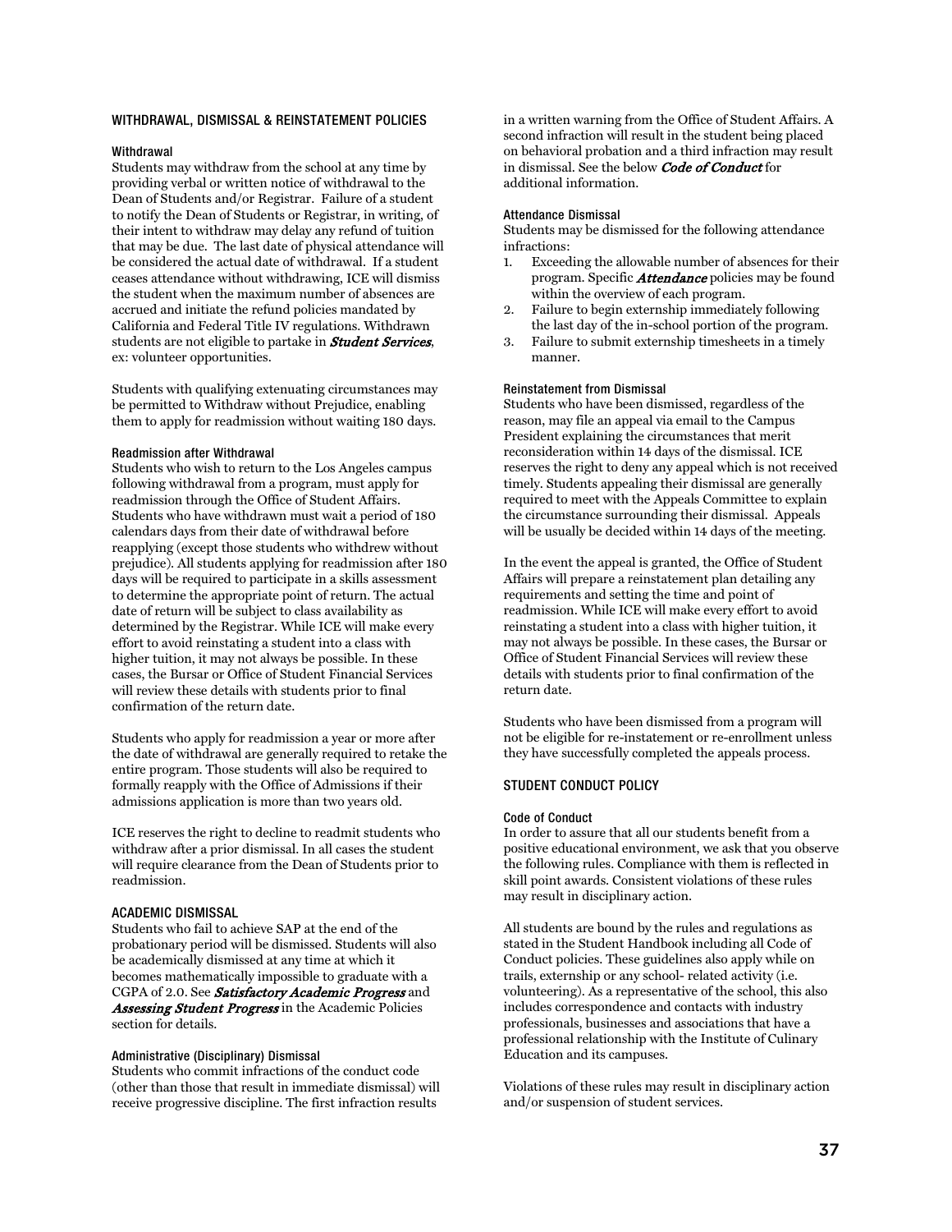## WITHDRAWAL, DISMISSAL & REINSTATEMENT POLICIES

### Withdrawal

Students may withdraw from the school at any time by providing verbal or written notice of withdrawal to the Dean of Students and/or Registrar. Failure of a student to notify the Dean of Students or Registrar, in writing, of their intent to withdraw may delay any refund of tuition that may be due. The last date of physical attendance will be considered the actual date of withdrawal. If a student ceases attendance without withdrawing, ICE will dismiss the student when the maximum number of absences are accrued and initiate the refund policies mandated by California and Federal Title IV regulations. Withdrawn students are not eligible to partake in ***Student Services***, ex: volunteer opportunities.

Students with qualifying extenuating circumstances may be permitted to Withdraw without Prejudice, enabling them to apply for readmission without waiting 180 days.

### Readmission after Withdrawal

Students who wish to return to the Los Angeles campus following withdrawal from a program, must apply for readmission through the Office of Student Affairs. Students who have withdrawn must wait a period of 180 calendars days from their date of withdrawal before reapplying (except those students who withdrew without prejudice). All students applying for readmission after 180 days will be required to participate in a skills assessment to determine the appropriate point of return. The actual date of return will be subject to class availability as determined by the Registrar. While ICE will make every effort to avoid reinstating a student into a class with higher tuition, it may not always be possible. In these cases, the Bursar or Office of Student Financial Services will review these details with students prior to final confirmation of the return date.

Students who apply for readmission a year or more after the date of withdrawal are generally required to retake the entire program. Those students will also be required to formally reapply with the Office of Admissions if their admissions application is more than two years old.

ICE reserves the right to decline to readmit students who withdraw after a prior dismissal. In all cases the student will require clearance from the Dean of Students prior to readmission.

## ACADEMIC DISMISSAL

Students who fail to achieve SAP at the end of the probationary period will be dismissed. Students will also be academically dismissed at any time at which it becomes mathematically impossible to graduate with a CGPA of 2.0. See ***Satisfactory Academic Progress*** and ***Assessing Student Progress*** in the Academic Policies section for details.

### Administrative (Disciplinary) Dismissal

Students who commit infractions of the conduct code (other than those that result in immediate dismissal) will receive progressive discipline. The first infraction results in a written warning from the Office of Student Affairs. A second infraction will result in the student being placed on behavioral probation and a third infraction may result in dismissal. See the below ***Code of Conduct*** for additional information.

### Attendance Dismissal

Students may be dismissed for the following attendance infractions:

1. Exceeding the allowable number of absences for their program. Specific ***Attendance*** policies may be found within the overview of each program.
2. Failure to begin externship immediately following the last day of the in-school portion of the program.
3. Failure to submit externship timesheets in a timely manner.

### Reinstatement from Dismissal

Students who have been dismissed, regardless of the reason, may file an appeal via email to the Campus President explaining the circumstances that merit reconsideration within 14 days of the dismissal. ICE reserves the right to deny any appeal which is not received timely. Students appealing their dismissal are generally required to meet with the Appeals Committee to explain the circumstance surrounding their dismissal. Appeals will be usually be decided within 14 days of the meeting.

In the event the appeal is granted, the Office of Student Affairs will prepare a reinstatement plan detailing any requirements and setting the time and point of readmission. While ICE will make every effort to avoid reinstating a student into a class with higher tuition, it may not always be possible. In these cases, the Bursar or Office of Student Financial Services will review these details with students prior to final confirmation of the return date.

Students who have been dismissed from a program will not be eligible for re-instatement or re-enrollment unless they have successfully completed the appeals process.

## STUDENT CONDUCT POLICY

### Code of Conduct

In order to assure that all our students benefit from a positive educational environment, we ask that you observe the following rules. Compliance with them is reflected in skill point awards. Consistent violations of these rules may result in disciplinary action.

All students are bound by the rules and regulations as stated in the Student Handbook including all Code of Conduct policies. These guidelines also apply while on trails, externship or any school- related activity (i.e. volunteering). As a representative of the school, this also includes correspondence and contacts with industry professionals, businesses and associations that have a professional relationship with the Institute of Culinary Education and its campuses.

Violations of these rules may result in disciplinary action and/or suspension of student services.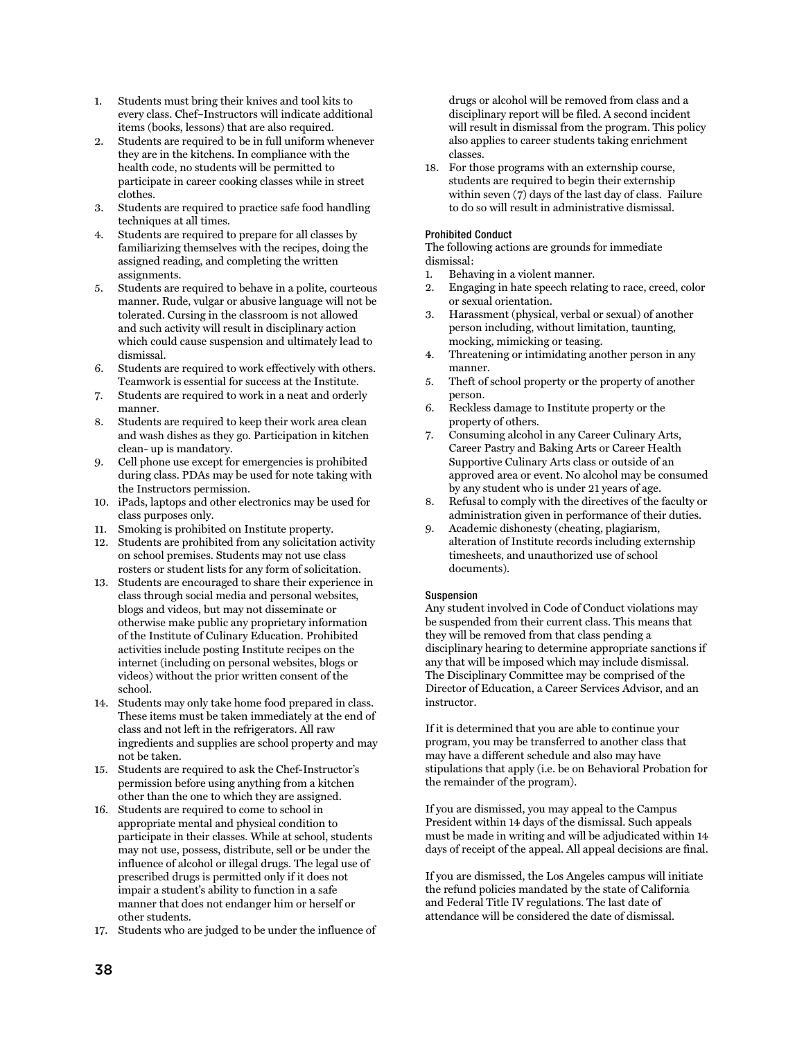1. Students must bring their knives and tool kits to every class. Chef–Instructors will indicate additional items (books, lessons) that are also required.
2. Students are required to be in full uniform whenever they are in the kitchens. In compliance with the health code, no students will be permitted to participate in career cooking classes while in street clothes.
3. Students are required to practice safe food handling techniques at all times.
4. Students are required to prepare for all classes by familiarizing themselves with the recipes, doing the assigned reading, and completing the written assignments.
5. Students are required to behave in a polite, courteous manner. Rude, vulgar or abusive language will not be tolerated. Cursing in the classroom is not allowed and such activity will result in disciplinary action which could cause suspension and ultimately lead to dismissal.
6. Students are required to work effectively with others. Teamwork is essential for success at the Institute.
7. Students are required to work in a neat and orderly manner.
8. Students are required to keep their work area clean and wash dishes as they go. Participation in kitchen clean- up is mandatory.
9. Cell phone use except for emergencies is prohibited during class. PDAs may be used for note taking with the Instructors permission.
10. iPads, laptops and other electronics may be used for class purposes only.
11. Smoking is prohibited on Institute property.
12. Students are prohibited from any solicitation activity on school premises. Students may not use class rosters or student lists for any form of solicitation.
13. Students are encouraged to share their experience in class through social media and personal websites, blogs and videos, but may not disseminate or otherwise make public any proprietary information of the Institute of Culinary Education. Prohibited activities include posting Institute recipes on the internet (including on personal websites, blogs or videos) without the prior written consent of the school.
14. Students may only take home food prepared in class. These items must be taken immediately at the end of class and not left in the refrigerators. All raw ingredients and supplies are school property and may not be taken.
15. Students are required to ask the Chef-Instructor's permission before using anything from a kitchen other than the one to which they are assigned.
16. Students are required to come to school in appropriate mental and physical condition to participate in their classes. While at school, students may not use, possess, distribute, sell or be under the influence of alcohol or illegal drugs. The legal use of prescribed drugs is permitted only if it does not impair a student's ability to function in a safe manner that does not endanger him or herself or other students.
17. Students who are judged to be under the influence of drugs or alcohol will be removed from class and a disciplinary report will be filed. A second incident will result in dismissal from the program. This policy also applies to career students taking enrichment classes.
18. For those programs with an externship course, students are required to begin their externship within seven (7) days of the last day of class. Failure to do so will result in administrative dismissal.

#### Prohibited Conduct

The following actions are grounds for immediate dismissal:

1. Behaving in a violent manner.
2. Engaging in hate speech relating to race, creed, color or sexual orientation.
3. Harassment (physical, verbal or sexual) of another person including, without limitation, taunting, mocking, mimicking or teasing.
4. Threatening or intimidating another person in any manner.
5. Theft of school property or the property of another person.
6. Reckless damage to Institute property or the property of others.
7. Consuming alcohol in any Career Culinary Arts, Career Pastry and Baking Arts or Career Health Supportive Culinary Arts class or outside of an approved area or event. No alcohol may be consumed by any student who is under 21 years of age.
8. Refusal to comply with the directives of the faculty or administration given in performance of their duties.
9. Academic dishonesty (cheating, plagiarism, alteration of Institute records including externship timesheets, and unauthorized use of school documents).

#### Suspension

Any student involved in Code of Conduct violations may be suspended from their current class. This means that they will be removed from that class pending a disciplinary hearing to determine appropriate sanctions if any that will be imposed which may include dismissal. The Disciplinary Committee may be comprised of the Director of Education, a Career Services Advisor, and an instructor.

If it is determined that you are able to continue your program, you may be transferred to another class that may have a different schedule and also may have stipulations that apply (i.e. be on Behavioral Probation for the remainder of the program).

If you are dismissed, you may appeal to the Campus President within 14 days of the dismissal. Such appeals must be made in writing and will be adjudicated within 14 days of receipt of the appeal. All appeal decisions are final.

If you are dismissed, the Los Angeles campus will initiate the refund policies mandated by the state of California and Federal Title IV regulations. The last date of attendance will be considered the date of dismissal.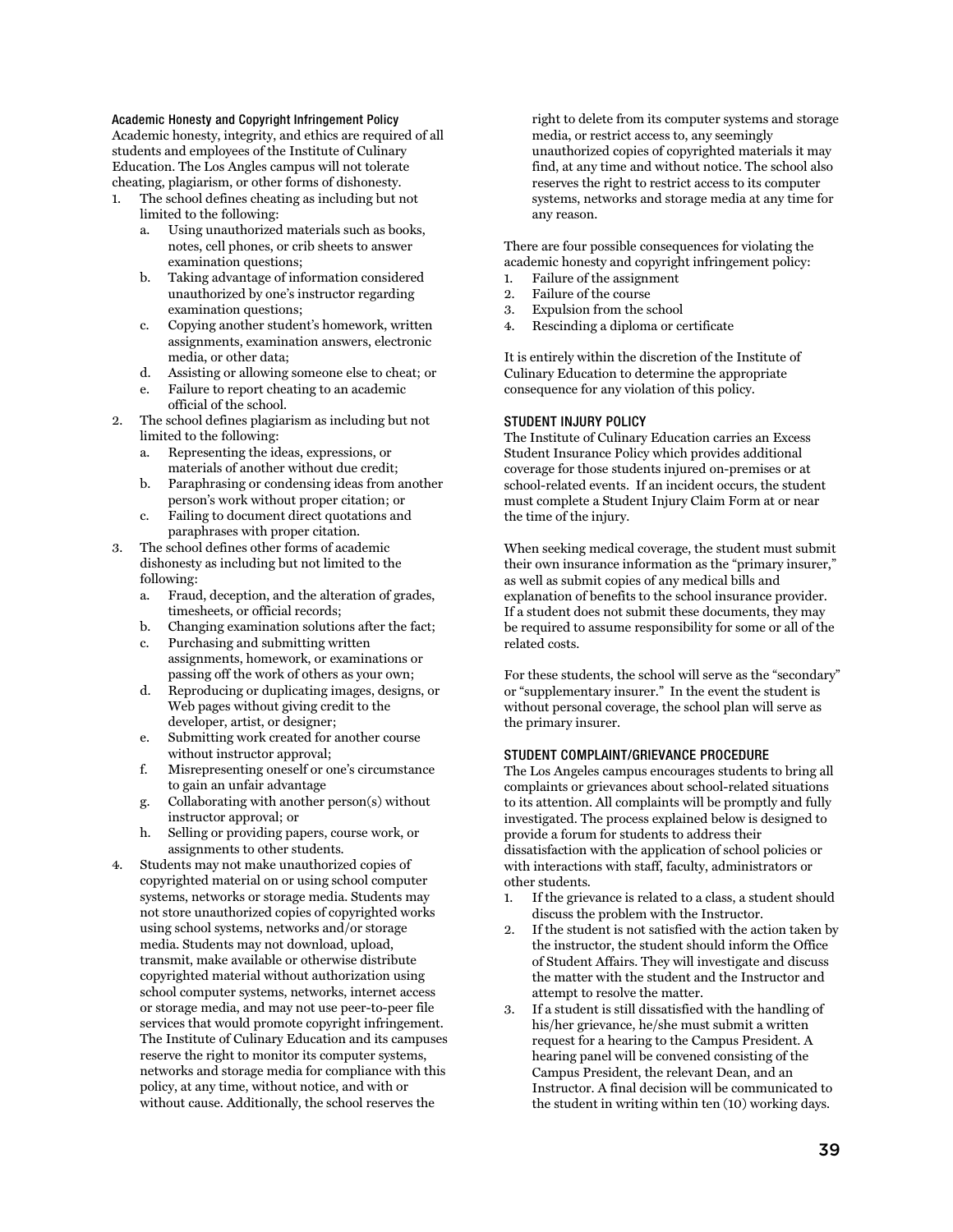### Academic Honesty and Copyright Infringement Policy

Academic honesty, integrity, and ethics are required of all students and employees of the Institute of Culinary Education. The Los Angles campus will not tolerate cheating, plagiarism, or other forms of dishonesty.

1. The school defines cheating as including but not limited to the following:
   a. Using unauthorized materials such as books, notes, cell phones, or crib sheets to answer examination questions;
   b. Taking advantage of information considered unauthorized by one's instructor regarding examination questions;
   c. Copying another student's homework, written assignments, examination answers, electronic media, or other data;
   d. Assisting or allowing someone else to cheat; or
   e. Failure to report cheating to an academic official of the school.
2. The school defines plagiarism as including but not limited to the following:
   a. Representing the ideas, expressions, or materials of another without due credit;
   b. Paraphrasing or condensing ideas from another person's work without proper citation; or
   c. Failing to document direct quotations and paraphrases with proper citation.
3. The school defines other forms of academic dishonesty as including but not limited to the following:
   a. Fraud, deception, and the alteration of grades, timesheets, or official records;
   b. Changing examination solutions after the fact;
   c. Purchasing and submitting written assignments, homework, or examinations or passing off the work of others as your own;
   d. Reproducing or duplicating images, designs, or Web pages without giving credit to the developer, artist, or designer;
   e. Submitting work created for another course without instructor approval;
   f. Misrepresenting oneself or one's circumstance to gain an unfair advantage
   g. Collaborating with another person(s) without instructor approval; or
   h. Selling or providing papers, course work, or assignments to other students.
4. Students may not make unauthorized copies of copyrighted material on or using school computer systems, networks or storage media. Students may not store unauthorized copies of copyrighted works using school systems, networks and/or storage media. Students may not download, upload, transmit, make available or otherwise distribute copyrighted material without authorization using school computer systems, networks, internet access or storage media, and may not use peer-to-peer file services that would promote copyright infringement. The Institute of Culinary Education and its campuses reserve the right to monitor its computer systems, networks and storage media for compliance with this policy, at any time, without notice, and with or without cause. Additionally, the school reserves the right to delete from its computer systems and storage media, or restrict access to, any seemingly unauthorized copies of copyrighted materials it may find, at any time and without notice. The school also reserves the right to restrict access to its computer systems, networks and storage media at any time for any reason.

There are four possible consequences for violating the academic honesty and copyright infringement policy:

1. Failure of the assignment
2. Failure of the course
3. Expulsion from the school
4. Rescinding a diploma or certificate

It is entirely within the discretion of the Institute of Culinary Education to determine the appropriate consequence for any violation of this policy.

### STUDENT INJURY POLICY

The Institute of Culinary Education carries an Excess Student Insurance Policy which provides additional coverage for those students injured on-premises or at school-related events. If an incident occurs, the student must complete a Student Injury Claim Form at or near the time of the injury.

When seeking medical coverage, the student must submit their own insurance information as the "primary insurer," as well as submit copies of any medical bills and explanation of benefits to the school insurance provider. If a student does not submit these documents, they may be required to assume responsibility for some or all of the related costs.

For these students, the school will serve as the "secondary" or "supplementary insurer." In the event the student is without personal coverage, the school plan will serve as the primary insurer.

### STUDENT COMPLAINT/GRIEVANCE PROCEDURE

The Los Angeles campus encourages students to bring all complaints or grievances about school-related situations to its attention. All complaints will be promptly and fully investigated. The process explained below is designed to provide a forum for students to address their dissatisfaction with the application of school policies or with interactions with staff, faculty, administrators or other students.

1. If the grievance is related to a class, a student should discuss the problem with the Instructor.
2. If the student is not satisfied with the action taken by the instructor, the student should inform the Office of Student Affairs. They will investigate and discuss the matter with the student and the Instructor and attempt to resolve the matter.
3. If a student is still dissatisfied with the handling of his/her grievance, he/she must submit a written request for a hearing to the Campus President. A hearing panel will be convened consisting of the Campus President, the relevant Dean, and an Instructor. A final decision will be communicated to the student in writing within ten (10) working days.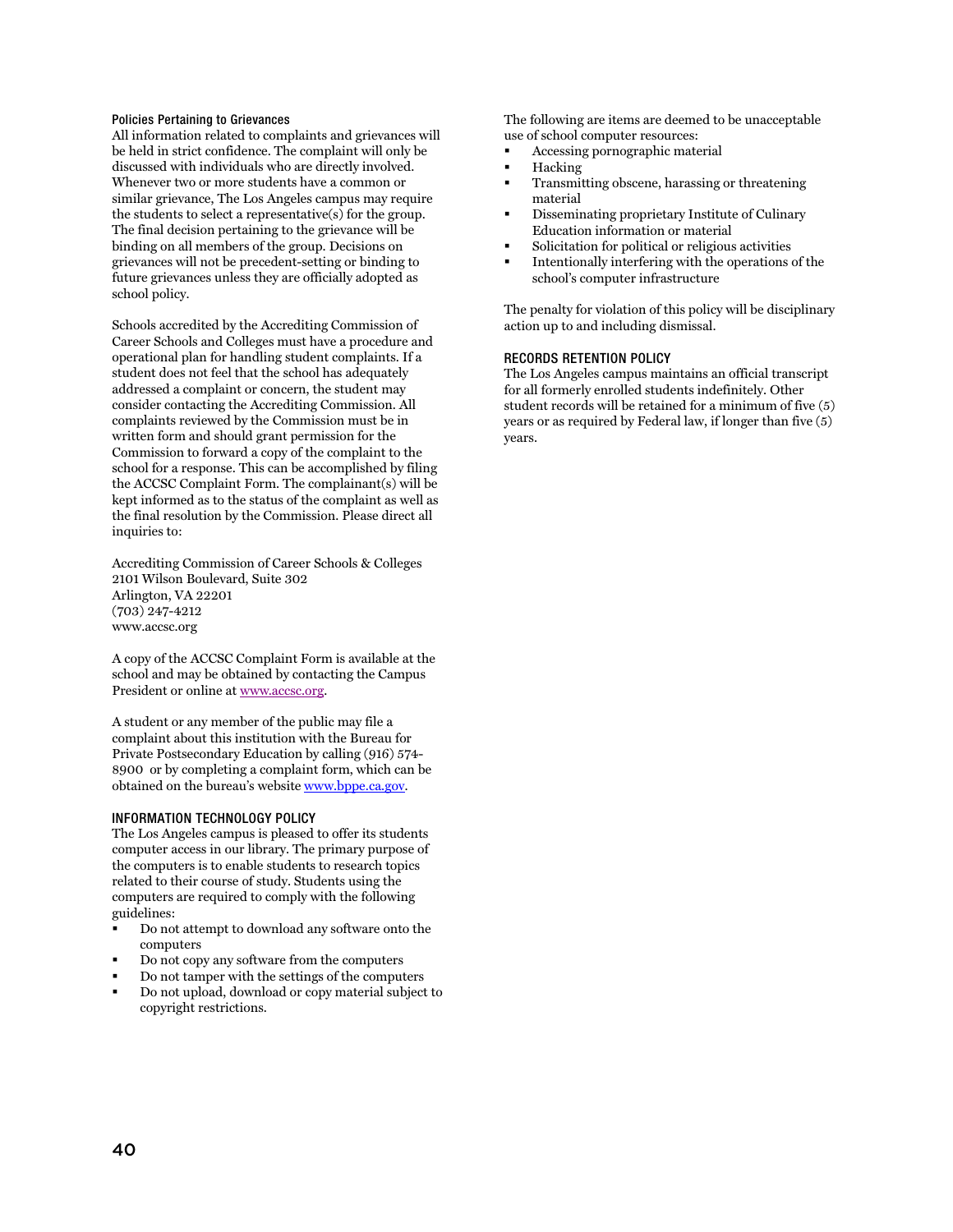### Policies Pertaining to Grievances

All information related to complaints and grievances will be held in strict confidence. The complaint will only be discussed with individuals who are directly involved. Whenever two or more students have a common or similar grievance, The Los Angeles campus may require the students to select a representative(s) for the group. The final decision pertaining to the grievance will be binding on all members of the group. Decisions on grievances will not be precedent-setting or binding to future grievances unless they are officially adopted as school policy.

Schools accredited by the Accrediting Commission of Career Schools and Colleges must have a procedure and operational plan for handling student complaints. If a student does not feel that the school has adequately addressed a complaint or concern, the student may consider contacting the Accrediting Commission. All complaints reviewed by the Commission must be in written form and should grant permission for the Commission to forward a copy of the complaint to the school for a response. This can be accomplished by filing the ACCSC Complaint Form. The complainant(s) will be kept informed as to the status of the complaint as well as the final resolution by the Commission. Please direct all inquiries to:

Accrediting Commission of Career Schools & Colleges
2101 Wilson Boulevard, Suite 302
Arlington, VA 22201
(703) 247-4212
www.accsc.org

A copy of the ACCSC Complaint Form is available at the school and may be obtained by contacting the Campus President or online at www.accsc.org.

A student or any member of the public may file a complaint about this institution with the Bureau for Private Postsecondary Education by calling (916) 574-8900 or by completing a complaint form, which can be obtained on the bureau's website www.bppe.ca.gov.

### INFORMATION TECHNOLOGY POLICY

The Los Angeles campus is pleased to offer its students computer access in our library. The primary purpose of the computers is to enable students to research topics related to their course of study. Students using the computers are required to comply with the following guidelines:

- Do not attempt to download any software onto the computers
- Do not copy any software from the computers
- Do not tamper with the settings of the computers
- Do not upload, download or copy material subject to copyright restrictions.

The following are items are deemed to be unacceptable use of school computer resources:

- Accessing pornographic material
- Hacking
- Transmitting obscene, harassing or threatening material
- Disseminating proprietary Institute of Culinary Education information or material
- Solicitation for political or religious activities
- Intentionally interfering with the operations of the school's computer infrastructure

The penalty for violation of this policy will be disciplinary action up to and including dismissal.

### RECORDS RETENTION POLICY

The Los Angeles campus maintains an official transcript for all formerly enrolled students indefinitely. Other student records will be retained for a minimum of five (5) years or as required by Federal law, if longer than five (5) years.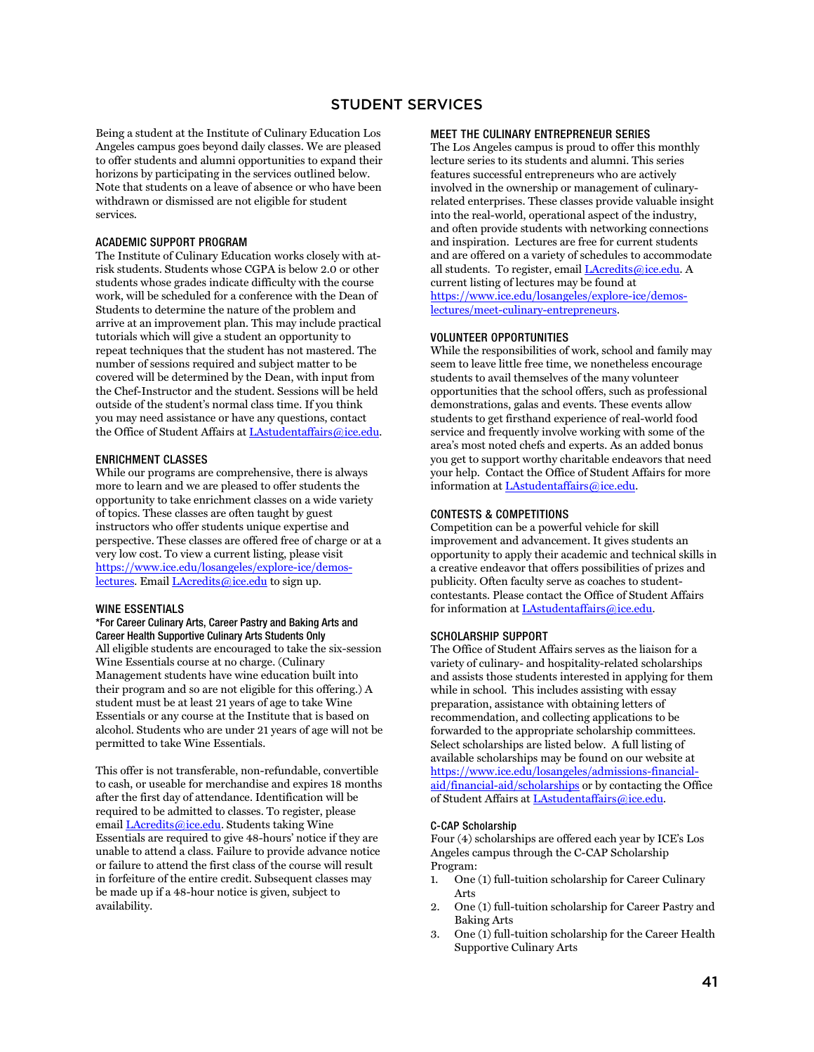# STUDENT SERVICES

Being a student at the Institute of Culinary Education Los Angeles campus goes beyond daily classes. We are pleased to offer students and alumni opportunities to expand their horizons by participating in the services outlined below. Note that students on a leave of absence or who have been withdrawn or dismissed are not eligible for student services.

## ACADEMIC SUPPORT PROGRAM

The Institute of Culinary Education works closely with at-risk students. Students whose CGPA is below 2.0 or other students whose grades indicate difficulty with the course work, will be scheduled for a conference with the Dean of Students to determine the nature of the problem and arrive at an improvement plan. This may include practical tutorials which will give a student an opportunity to repeat techniques that the student has not mastered. The number of sessions required and subject matter to be covered will be determined by the Dean, with input from the Chef-Instructor and the student. Sessions will be held outside of the student's normal class time. If you think you may need assistance or have any questions, contact the Office of Student Affairs at LAstudentaffairs@ice.edu.

## ENRICHMENT CLASSES

While our programs are comprehensive, there is always more to learn and we are pleased to offer students the opportunity to take enrichment classes on a wide variety of topics. These classes are often taught by guest instructors who offer students unique expertise and perspective. These classes are offered free of charge or at a very low cost. To view a current listing, please visit https://www.ice.edu/losangeles/explore-ice/demos-lectures. Email LAcredits@ice.edu to sign up.

## WINE ESSENTIALS

**\*For Career Culinary Arts, Career Pastry and Baking Arts and Career Health Supportive Culinary Arts Students Only**

All eligible students are encouraged to take the six-session Wine Essentials course at no charge. (Culinary Management students have wine education built into their program and so are not eligible for this offering.) A student must be at least 21 years of age to take Wine Essentials or any course at the Institute that is based on alcohol. Students who are under 21 years of age will not be permitted to take Wine Essentials.

This offer is not transferable, non-refundable, convertible to cash, or useable for merchandise and expires 18 months after the first day of attendance. Identification will be required to be admitted to classes. To register, please email LAcredits@ice.edu. Students taking Wine Essentials are required to give 48-hours' notice if they are unable to attend a class. Failure to provide advance notice or failure to attend the first class of the course will result in forfeiture of the entire credit. Subsequent classes may be made up if a 48-hour notice is given, subject to availability.

## MEET THE CULINARY ENTREPRENEUR SERIES

The Los Angeles campus is proud to offer this monthly lecture series to its students and alumni. This series features successful entrepreneurs who are actively involved in the ownership or management of culinary-related enterprises. These classes provide valuable insight into the real-world, operational aspect of the industry, and often provide students with networking connections and inspiration. Lectures are free for current students and are offered on a variety of schedules to accommodate all students. To register, email LAcredits@ice.edu. A current listing of lectures may be found at https://www.ice.edu/losangeles/explore-ice/demos-lectures/meet-culinary-entrepreneurs.

## VOLUNTEER OPPORTUNITIES

While the responsibilities of work, school and family may seem to leave little free time, we nonetheless encourage students to avail themselves of the many volunteer opportunities that the school offers, such as professional demonstrations, galas and events. These events allow students to get firsthand experience of real-world food service and frequently involve working with some of the area's most noted chefs and experts. As an added bonus you get to support worthy charitable endeavors that need your help. Contact the Office of Student Affairs for more information at LAstudentaffairs@ice.edu.

## CONTESTS & COMPETITIONS

Competition can be a powerful vehicle for skill improvement and advancement. It gives students an opportunity to apply their academic and technical skills in a creative endeavor that offers possibilities of prizes and publicity. Often faculty serve as coaches to student-contestants. Please contact the Office of Student Affairs for information at LAstudentaffairs@ice.edu.

## SCHOLARSHIP SUPPORT

The Office of Student Affairs serves as the liaison for a variety of culinary- and hospitality-related scholarships and assists those students interested in applying for them while in school. This includes assisting with essay preparation, assistance with obtaining letters of recommendation, and collecting applications to be forwarded to the appropriate scholarship committees. Select scholarships are listed below. A full listing of available scholarships may be found on our website at https://www.ice.edu/losangeles/admissions-financial-aid/financial-aid/scholarships or by contacting the Office of Student Affairs at LAstudentaffairs@ice.edu.

### C-CAP Scholarship

Four (4) scholarships are offered each year by ICE's Los Angeles campus through the C-CAP Scholarship Program:

1. One (1) full-tuition scholarship for Career Culinary Arts
2. One (1) full-tuition scholarship for Career Pastry and Baking Arts
3. One (1) full-tuition scholarship for the Career Health Supportive Culinary Arts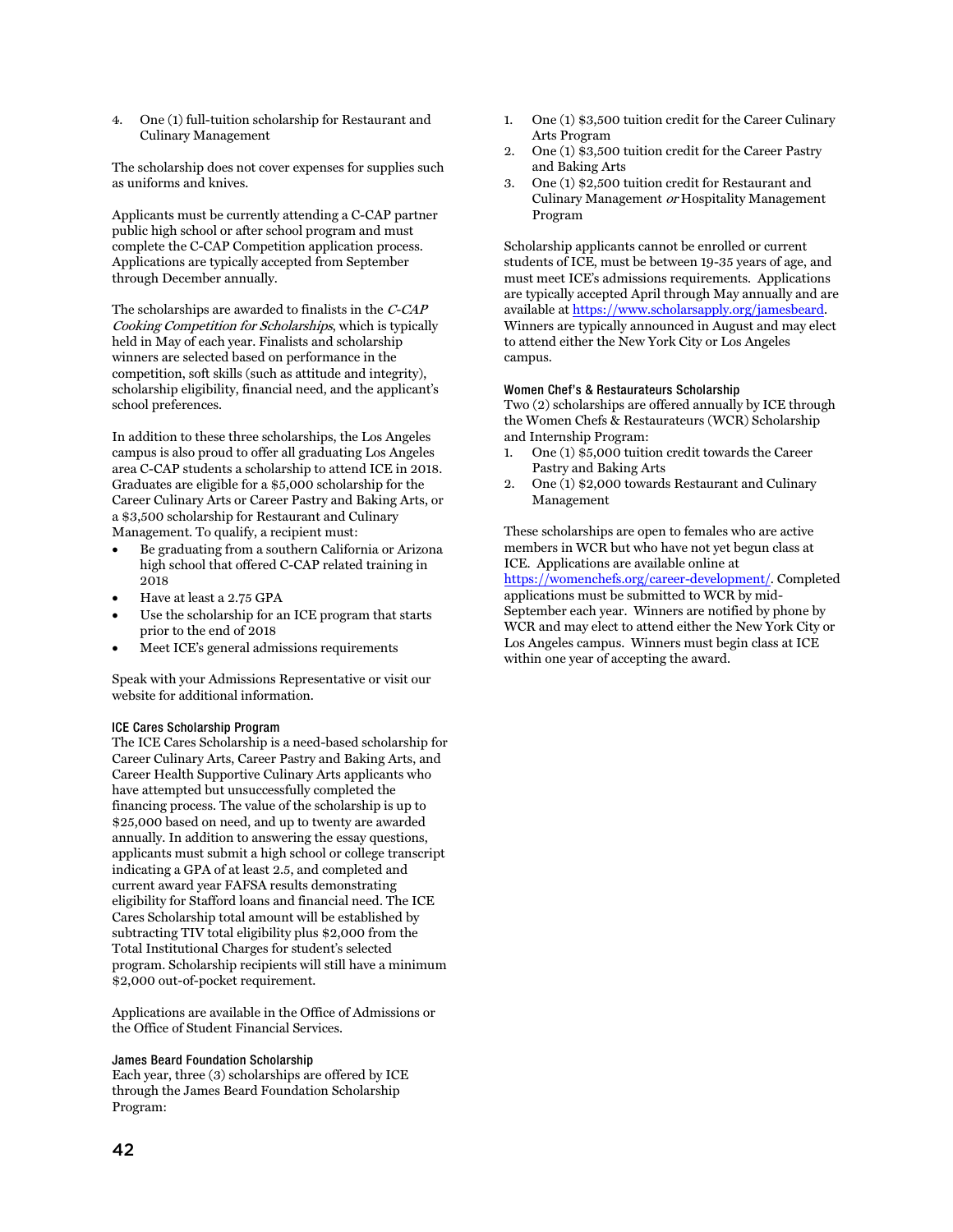4. One (1) full-tuition scholarship for Restaurant and Culinary Management

The scholarship does not cover expenses for supplies such as uniforms and knives.

Applicants must be currently attending a C-CAP partner public high school or after school program and must complete the C-CAP Competition application process. Applications are typically accepted from September through December annually.

The scholarships are awarded to finalists in the *C-CAP Cooking Competition for Scholarships*, which is typically held in May of each year. Finalists and scholarship winners are selected based on performance in the competition, soft skills (such as attitude and integrity), scholarship eligibility, financial need, and the applicant's school preferences.

In addition to these three scholarships, the Los Angeles campus is also proud to offer all graduating Los Angeles area C-CAP students a scholarship to attend ICE in 2018. Graduates are eligible for a $5,000 scholarship for the Career Culinary Arts or Career Pastry and Baking Arts, or a $3,500 scholarship for Restaurant and Culinary Management. To qualify, a recipient must:

- Be graduating from a southern California or Arizona high school that offered C-CAP related training in 2018
- Have at least a 2.75 GPA
- Use the scholarship for an ICE program that starts prior to the end of 2018
- Meet ICE's general admissions requirements

Speak with your Admissions Representative or visit our website for additional information.

### ICE Cares Scholarship Program

The ICE Cares Scholarship is a need-based scholarship for Career Culinary Arts, Career Pastry and Baking Arts, and Career Health Supportive Culinary Arts applicants who have attempted but unsuccessfully completed the financing process. The value of the scholarship is up to $25,000 based on need, and up to twenty are awarded annually. In addition to answering the essay questions, applicants must submit a high school or college transcript indicating a GPA of at least 2.5, and completed and current award year FAFSA results demonstrating eligibility for Stafford loans and financial need. The ICE Cares Scholarship total amount will be established by subtracting TIV total eligibility plus $2,000 from the Total Institutional Charges for student's selected program. Scholarship recipients will still have a minimum $2,000 out-of-pocket requirement.

Applications are available in the Office of Admissions or the Office of Student Financial Services.

### James Beard Foundation Scholarship

Each year, three (3) scholarships are offered by ICE through the James Beard Foundation Scholarship Program:

1. One (1) $3,500 tuition credit for the Career Culinary Arts Program
2. One (1) $3,500 tuition credit for the Career Pastry and Baking Arts
3. One (1) $2,500 tuition credit for Restaurant and Culinary Management *or* Hospitality Management Program

Scholarship applicants cannot be enrolled or current students of ICE, must be between 19-35 years of age, and must meet ICE's admissions requirements. Applications are typically accepted April through May annually and are available at https://www.scholarsapply.org/jamesbeard. Winners are typically announced in August and may elect to attend either the New York City or Los Angeles campus.

### Women Chef's & Restaurateurs Scholarship

Two (2) scholarships are offered annually by ICE through the Women Chefs & Restaurateurs (WCR) Scholarship and Internship Program:

1. One (1) $5,000 tuition credit towards the Career Pastry and Baking Arts
2. One (1) $2,000 towards Restaurant and Culinary Management

These scholarships are open to females who are active members in WCR but who have not yet begun class at ICE. Applications are available online at https://womenchefs.org/career-development/. Completed applications must be submitted to WCR by mid-September each year. Winners are notified by phone by WCR and may elect to attend either the New York City or Los Angeles campus. Winners must begin class at ICE within one year of accepting the award.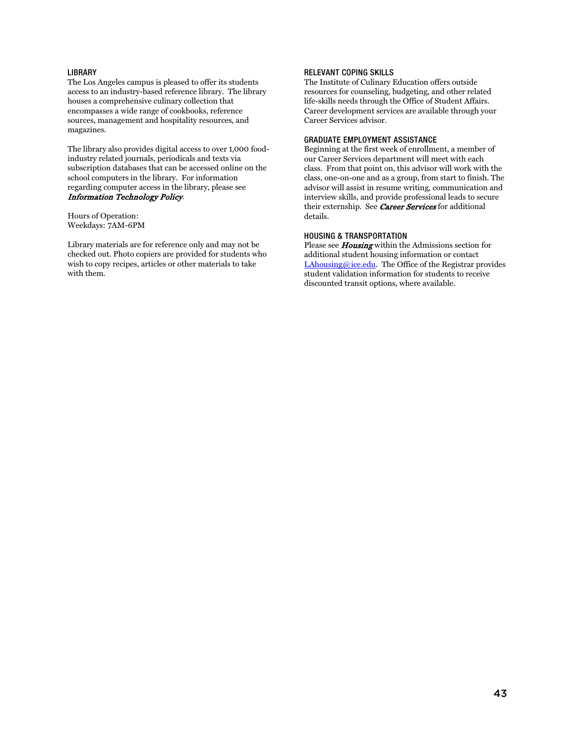### LIBRARY

The Los Angeles campus is pleased to offer its students access to an industry-based reference library. The library houses a comprehensive culinary collection that encompasses a wide range of cookbooks, reference sources, management and hospitality resources, and magazines.

The library also provides digital access to over 1,000 food-industry related journals, periodicals and texts via subscription databases that can be accessed online on the school computers in the library. For information regarding computer access in the library, please see ***Information Technology Policy***.

Hours of Operation:
Weekdays: 7AM-6PM

Library materials are for reference only and may not be checked out. Photo copiers are provided for students who wish to copy recipes, articles or other materials to take with them.

### RELEVANT COPING SKILLS

The Institute of Culinary Education offers outside resources for counseling, budgeting, and other related life-skills needs through the Office of Student Affairs. Career development services are available through your Career Services advisor.

### GRADUATE EMPLOYMENT ASSISTANCE

Beginning at the first week of enrollment, a member of our Career Services department will meet with each class. From that point on, this advisor will work with the class, one-on-one and as a group, from start to finish. The advisor will assist in resume writing, communication and interview skills, and provide professional leads to secure their externship. See ***Career Services*** for additional details.

### HOUSING & TRANSPORTATION

Please see ***Housing*** within the Admissions section for additional student housing information or contact LAhousing@ice.edu. The Office of the Registrar provides student validation information for students to receive discounted transit options, where available.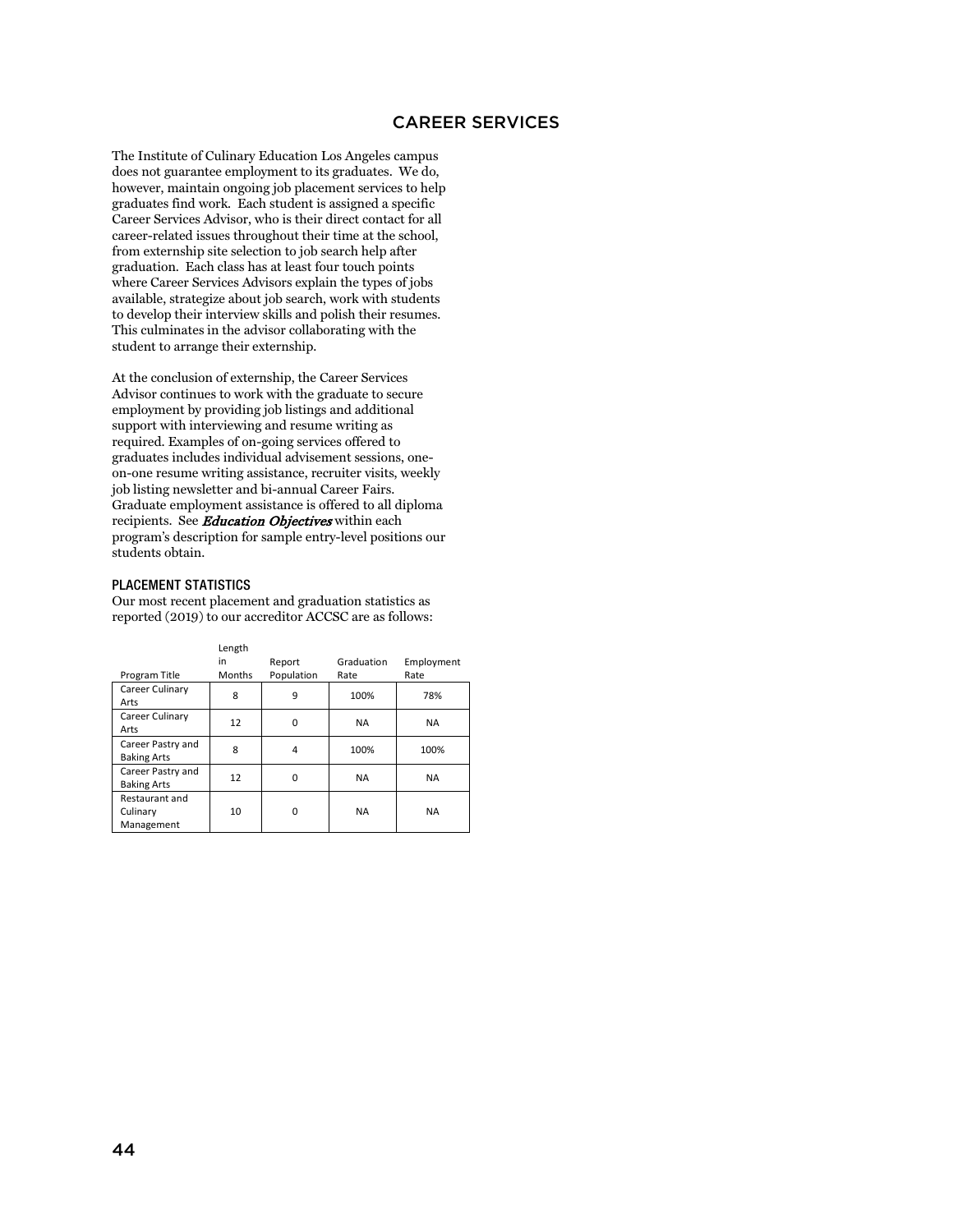# CAREER SERVICES

The Institute of Culinary Education Los Angeles campus does not guarantee employment to its graduates. We do, however, maintain ongoing job placement services to help graduates find work. Each student is assigned a specific Career Services Advisor, who is their direct contact for all career-related issues throughout their time at the school, from externship site selection to job search help after graduation. Each class has at least four touch points where Career Services Advisors explain the types of jobs available, strategize about job search, work with students to develop their interview skills and polish their resumes. This culminates in the advisor collaborating with the student to arrange their externship.

At the conclusion of externship, the Career Services Advisor continues to work with the graduate to secure employment by providing job listings and additional support with interviewing and resume writing as required. Examples of on-going services offered to graduates includes individual advisement sessions, one-on-one resume writing assistance, recruiter visits, weekly job listing newsletter and bi-annual Career Fairs. Graduate employment assistance is offered to all diploma recipients. See ***Education Objectives*** within each program's description for sample entry-level positions our students obtain.

## PLACEMENT STATISTICS

Our most recent placement and graduation statistics as reported (2019) to our accreditor ACCSC are as follows:

| Program Title | Length in Months | Report Population | Graduation Rate | Employment Rate |
|---|---|---|---|---|
| Career Culinary Arts | 8 | 9 | 100% | 78% |
| Career Culinary Arts | 12 | 0 | NA | NA |
| Career Pastry and Baking Arts | 8 | 4 | 100% | 100% |
| Career Pastry and Baking Arts | 12 | 0 | NA | NA |
| Restaurant and Culinary Management | 10 | 0 | NA | NA |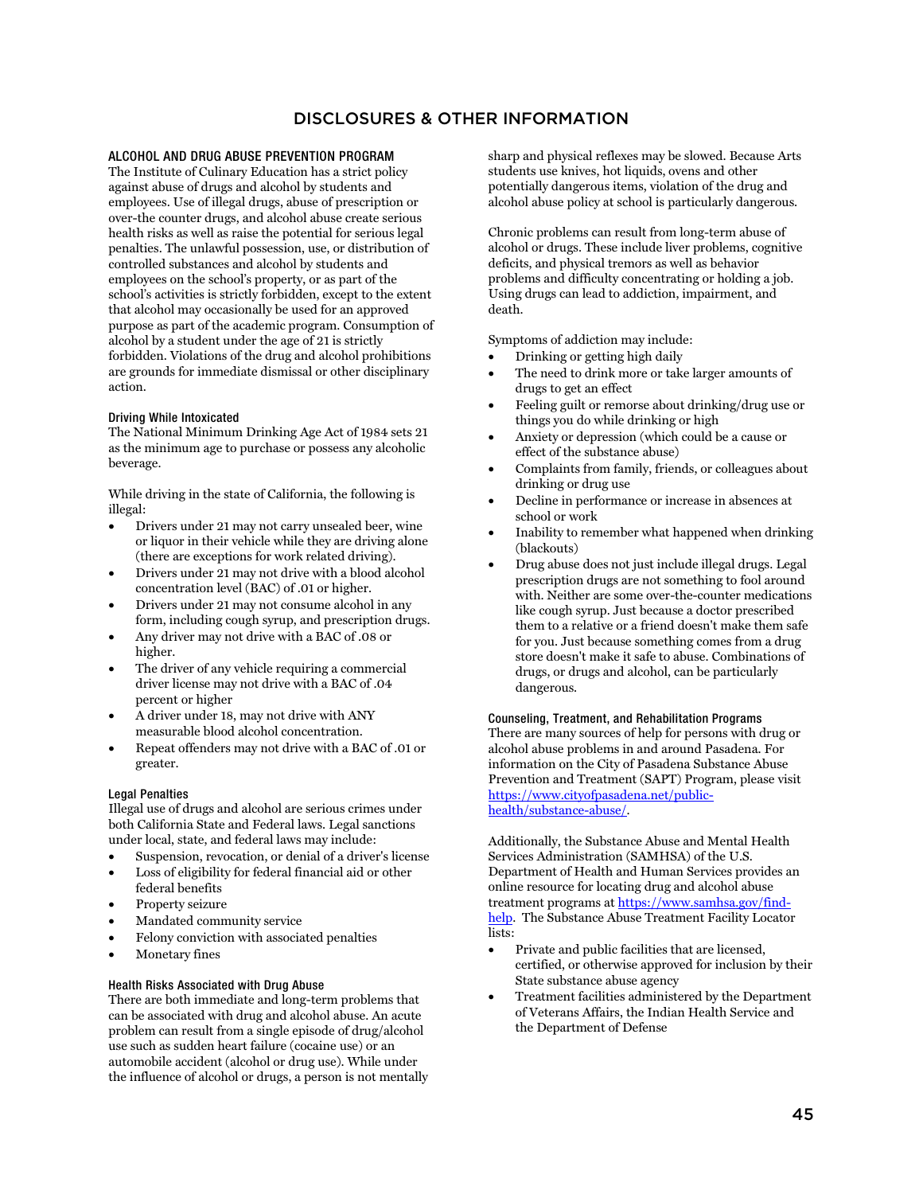# DISCLOSURES & OTHER INFORMATION

## ALCOHOL AND DRUG ABUSE PREVENTION PROGRAM

The Institute of Culinary Education has a strict policy against abuse of drugs and alcohol by students and employees. Use of illegal drugs, abuse of prescription or over-the counter drugs, and alcohol abuse create serious health risks as well as raise the potential for serious legal penalties. The unlawful possession, use, or distribution of controlled substances and alcohol by students and employees on the school's property, or as part of the school's activities is strictly forbidden, except to the extent that alcohol may occasionally be used for an approved purpose as part of the academic program. Consumption of alcohol by a student under the age of 21 is strictly forbidden. Violations of the drug and alcohol prohibitions are grounds for immediate dismissal or other disciplinary action.

### Driving While Intoxicated

The National Minimum Drinking Age Act of 1984 sets 21 as the minimum age to purchase or possess any alcoholic beverage.

While driving in the state of California, the following is illegal:

- Drivers under 21 may not carry unsealed beer, wine or liquor in their vehicle while they are driving alone (there are exceptions for work related driving).
- Drivers under 21 may not drive with a blood alcohol concentration level (BAC) of .01 or higher.
- Drivers under 21 may not consume alcohol in any form, including cough syrup, and prescription drugs.
- Any driver may not drive with a BAC of .08 or higher.
- The driver of any vehicle requiring a commercial driver license may not drive with a BAC of .04 percent or higher
- A driver under 18, may not drive with ANY measurable blood alcohol concentration.
- Repeat offenders may not drive with a BAC of .01 or greater.

### Legal Penalties

Illegal use of drugs and alcohol are serious crimes under both California State and Federal laws. Legal sanctions under local, state, and federal laws may include:

- Suspension, revocation, or denial of a driver's license
- Loss of eligibility for federal financial aid or other federal benefits
- Property seizure
- Mandated community service
- Felony conviction with associated penalties
- Monetary fines

### Health Risks Associated with Drug Abuse

There are both immediate and long-term problems that can be associated with drug and alcohol abuse. An acute problem can result from a single episode of drug/alcohol use such as sudden heart failure (cocaine use) or an automobile accident (alcohol or drug use). While under the influence of alcohol or drugs, a person is not mentally sharp and physical reflexes may be slowed. Because Arts students use knives, hot liquids, ovens and other potentially dangerous items, violation of the drug and alcohol abuse policy at school is particularly dangerous.

Chronic problems can result from long-term abuse of alcohol or drugs. These include liver problems, cognitive deficits, and physical tremors as well as behavior problems and difficulty concentrating or holding a job. Using drugs can lead to addiction, impairment, and death.

Symptoms of addiction may include:

- Drinking or getting high daily
- The need to drink more or take larger amounts of drugs to get an effect
- Feeling guilt or remorse about drinking/drug use or things you do while drinking or high
- Anxiety or depression (which could be a cause or effect of the substance abuse)
- Complaints from family, friends, or colleagues about drinking or drug use
- Decline in performance or increase in absences at school or work
- Inability to remember what happened when drinking (blackouts)
- Drug abuse does not just include illegal drugs. Legal prescription drugs are not something to fool around with. Neither are some over-the-counter medications like cough syrup. Just because a doctor prescribed them to a relative or a friend doesn't make them safe for you. Just because something comes from a drug store doesn't make it safe to abuse. Combinations of drugs, or drugs and alcohol, can be particularly dangerous.

### Counseling, Treatment, and Rehabilitation Programs

There are many sources of help for persons with drug or alcohol abuse problems in and around Pasadena. For information on the City of Pasadena Substance Abuse Prevention and Treatment (SAPT) Program, please visit [https://www.cityofpasadena.net/public-health/substance-abuse/](https://www.cityofpasadena.net/public-health/substance-abuse/).

Additionally, the Substance Abuse and Mental Health Services Administration (SAMHSA) of the U.S. Department of Health and Human Services provides an online resource for locating drug and alcohol abuse treatment programs at [https://www.samhsa.gov/find-help](https://www.samhsa.gov/find-help). The Substance Abuse Treatment Facility Locator lists:

- Private and public facilities that are licensed, certified, or otherwise approved for inclusion by their State substance abuse agency
- Treatment facilities administered by the Department of Veterans Affairs, the Indian Health Service and the Department of Defense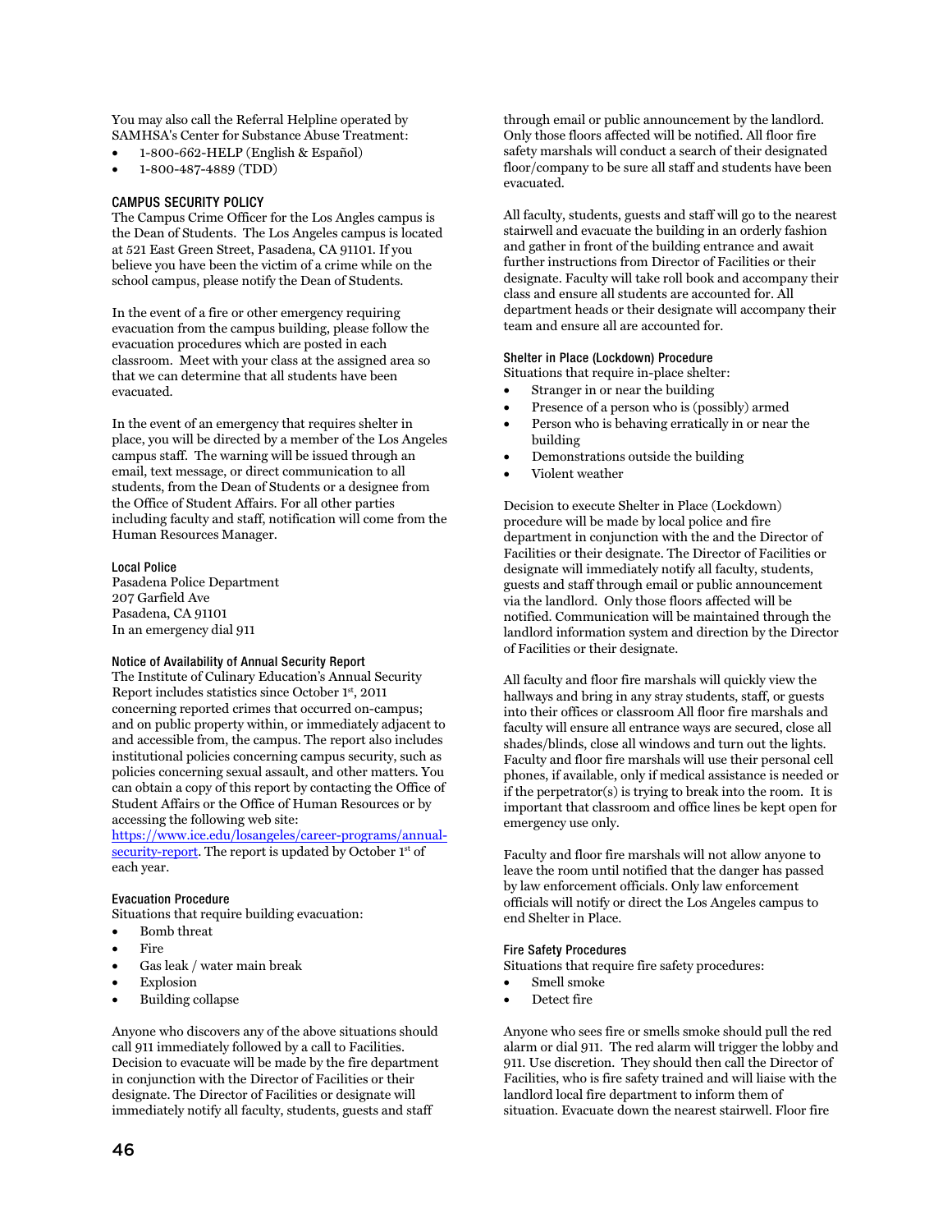You may also call the Referral Helpline operated by SAMHSA's Center for Substance Abuse Treatment:

- 1-800-662-HELP (English & Español)
- 1-800-487-4889 (TDD)

### CAMPUS SECURITY POLICY

The Campus Crime Officer for the Los Angles campus is the Dean of Students. The Los Angeles campus is located at 521 East Green Street, Pasadena, CA 91101. If you believe you have been the victim of a crime while on the school campus, please notify the Dean of Students.

In the event of a fire or other emergency requiring evacuation from the campus building, please follow the evacuation procedures which are posted in each classroom. Meet with your class at the assigned area so that we can determine that all students have been evacuated.

In the event of an emergency that requires shelter in place, you will be directed by a member of the Los Angeles campus staff. The warning will be issued through an email, text message, or direct communication to all students, from the Dean of Students or a designee from the Office of Student Affairs. For all other parties including faculty and staff, notification will come from the Human Resources Manager.

#### Local Police

Pasadena Police Department
207 Garfield Ave
Pasadena, CA 91101
In an emergency dial 911

#### Notice of Availability of Annual Security Report

The Institute of Culinary Education's Annual Security Report includes statistics since October 1st, 2011 concerning reported crimes that occurred on-campus; and on public property within, or immediately adjacent to and accessible from, the campus. The report also includes institutional policies concerning campus security, such as policies concerning sexual assault, and other matters. You can obtain a copy of this report by contacting the Office of Student Affairs or the Office of Human Resources or by accessing the following web site: [https://www.ice.edu/losangeles/career-programs/annual-security-report](https://www.ice.edu/losangeles/career-programs/annual-security-report). The report is updated by October 1st of each year.

#### Evacuation Procedure

Situations that require building evacuation:

- Bomb threat
- Fire
- Gas leak / water main break
- Explosion
- Building collapse

Anyone who discovers any of the above situations should call 911 immediately followed by a call to Facilities. Decision to evacuate will be made by the fire department in conjunction with the Director of Facilities or their designate. The Director of Facilities or designate will immediately notify all faculty, students, guests and staff through email or public announcement by the landlord. Only those floors affected will be notified. All floor fire safety marshals will conduct a search of their designated floor/company to be sure all staff and students have been evacuated.

All faculty, students, guests and staff will go to the nearest stairwell and evacuate the building in an orderly fashion and gather in front of the building entrance and await further instructions from Director of Facilities or their designate. Faculty will take roll book and accompany their class and ensure all students are accounted for. All department heads or their designate will accompany their team and ensure all are accounted for.

#### Shelter in Place (Lockdown) Procedure

Situations that require in-place shelter:

- Stranger in or near the building
- Presence of a person who is (possibly) armed
- Person who is behaving erratically in or near the building
- Demonstrations outside the building
- Violent weather

Decision to execute Shelter in Place (Lockdown) procedure will be made by local police and fire department in conjunction with the and the Director of Facilities or their designate. The Director of Facilities or designate will immediately notify all faculty, students, guests and staff through email or public announcement via the landlord. Only those floors affected will be notified. Communication will be maintained through the landlord information system and direction by the Director of Facilities or their designate.

All faculty and floor fire marshals will quickly view the hallways and bring in any stray students, staff, or guests into their offices or classroom All floor fire marshals and faculty will ensure all entrance ways are secured, close all shades/blinds, close all windows and turn out the lights. Faculty and floor fire marshals will use their personal cell phones, if available, only if medical assistance is needed or if the perpetrator(s) is trying to break into the room. It is important that classroom and office lines be kept open for emergency use only.

Faculty and floor fire marshals will not allow anyone to leave the room until notified that the danger has passed by law enforcement officials. Only law enforcement officials will notify or direct the Los Angeles campus to end Shelter in Place.

#### Fire Safety Procedures

Situations that require fire safety procedures:

- Smell smoke
- Detect fire

Anyone who sees fire or smells smoke should pull the red alarm or dial 911. The red alarm will trigger the lobby and 911. Use discretion. They should then call the Director of Facilities, who is fire safety trained and will liaise with the landlord local fire department to inform them of situation. Evacuate down the nearest stairwell. Floor fire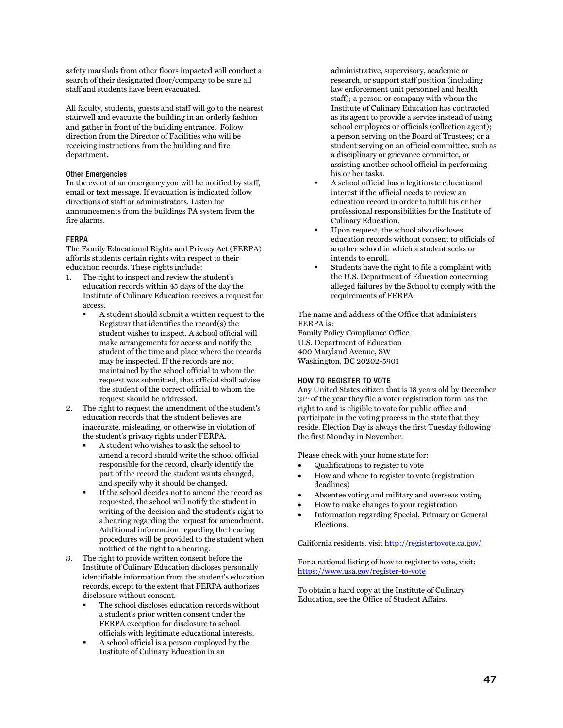safety marshals from other floors impacted will conduct a search of their designated floor/company to be sure all staff and students have been evacuated.

All faculty, students, guests and staff will go to the nearest stairwell and evacuate the building in an orderly fashion and gather in front of the building entrance. Follow direction from the Director of Facilities who will be receiving instructions from the building and fire department.

#### Other Emergencies

In the event of an emergency you will be notified by staff, email or text message. If evacuation is indicated follow directions of staff or administrators. Listen for announcements from the buildings PA system from the fire alarms.

### FERPA

The Family Educational Rights and Privacy Act (FERPA) affords students certain rights with respect to their education records. These rights include:

1. The right to inspect and review the student's education records within 45 days of the day the Institute of Culinary Education receives a request for access.
   - A student should submit a written request to the Registrar that identifies the record(s) the student wishes to inspect. A school official will make arrangements for access and notify the student of the time and place where the records may be inspected. If the records are not maintained by the school official to whom the request was submitted, that official shall advise the student of the correct official to whom the request should be addressed.
2. The right to request the amendment of the student's education records that the student believes are inaccurate, misleading, or otherwise in violation of the student's privacy rights under FERPA.
   - A student who wishes to ask the school to amend a record should write the school official responsible for the record, clearly identify the part of the record the student wants changed, and specify why it should be changed.
   - If the school decides not to amend the record as requested, the school will notify the student in writing of the decision and the student's right to a hearing regarding the request for amendment. Additional information regarding the hearing procedures will be provided to the student when notified of the right to a hearing.
3. The right to provide written consent before the Institute of Culinary Education discloses personally identifiable information from the student's education records, except to the extent that FERPA authorizes disclosure without consent.
   - The school discloses education records without a student's prior written consent under the FERPA exception for disclosure to school officials with legitimate educational interests.
   - A school official is a person employed by the Institute of Culinary Education in an administrative, supervisory, academic or research, or support staff position (including law enforcement unit personnel and health staff); a person or company with whom the Institute of Culinary Education has contracted as its agent to provide a service instead of using school employees or officials (collection agent); a person serving on the Board of Trustees; or a student serving on an official committee, such as a disciplinary or grievance committee, or assisting another school official in performing his or her tasks.
   - A school official has a legitimate educational interest if the official needs to review an education record in order to fulfill his or her professional responsibilities for the Institute of Culinary Education.
   - Upon request, the school also discloses education records without consent to officials of another school in which a student seeks or intends to enroll.
   - Students have the right to file a complaint with the U.S. Department of Education concerning alleged failures by the School to comply with the requirements of FERPA.

The name and address of the Office that administers FERPA is:
Family Policy Compliance Office
U.S. Department of Education
400 Maryland Avenue, SW
Washington, DC 20202-5901

### HOW TO REGISTER TO VOTE

Any United States citizen that is 18 years old by December 31st of the year they file a voter registration form has the right to and is eligible to vote for public office and participate in the voting process in the state that they reside. Election Day is always the first Tuesday following the first Monday in November.

Please check with your home state for:

- Qualifications to register to vote
- How and where to register to vote (registration deadlines)
- Absentee voting and military and overseas voting
- How to make changes to your registration
- Information regarding Special, Primary or General Elections.

California residents, visit http://registertovote.ca.gov/

For a national listing of how to register to vote, visit: https://www.usa.gov/register-to-vote

To obtain a hard copy at the Institute of Culinary Education, see the Office of Student Affairs.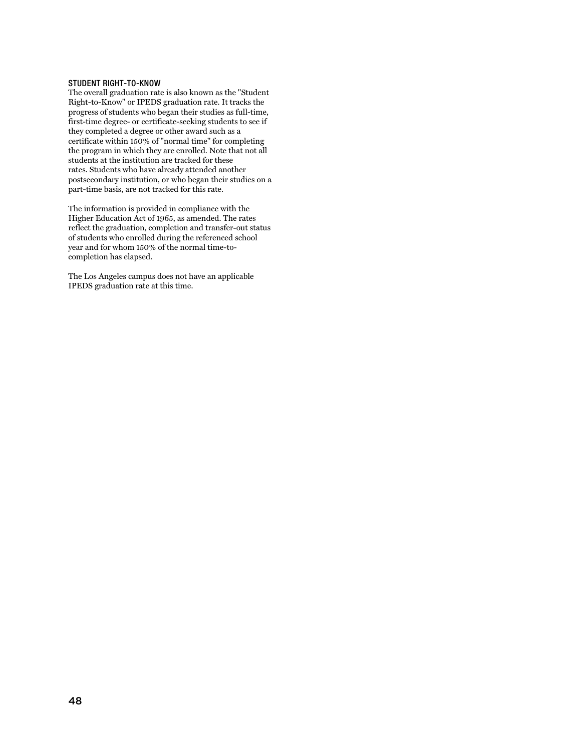## STUDENT RIGHT-TO-KNOW

The overall graduation rate is also known as the "Student Right-to-Know" or IPEDS graduation rate. It tracks the progress of students who began their studies as full-time, first-time degree- or certificate-seeking students to see if they completed a degree or other award such as a certificate within 150% of "normal time" for completing the program in which they are enrolled. Note that not all students at the institution are tracked for these rates. Students who have already attended another postsecondary institution, or who began their studies on a part-time basis, are not tracked for this rate.

The information is provided in compliance with the Higher Education Act of 1965, as amended. The rates reflect the graduation, completion and transfer-out status of students who enrolled during the referenced school year and for whom 150% of the normal time-to-completion has elapsed.

The Los Angeles campus does not have an applicable IPEDS graduation rate at this time.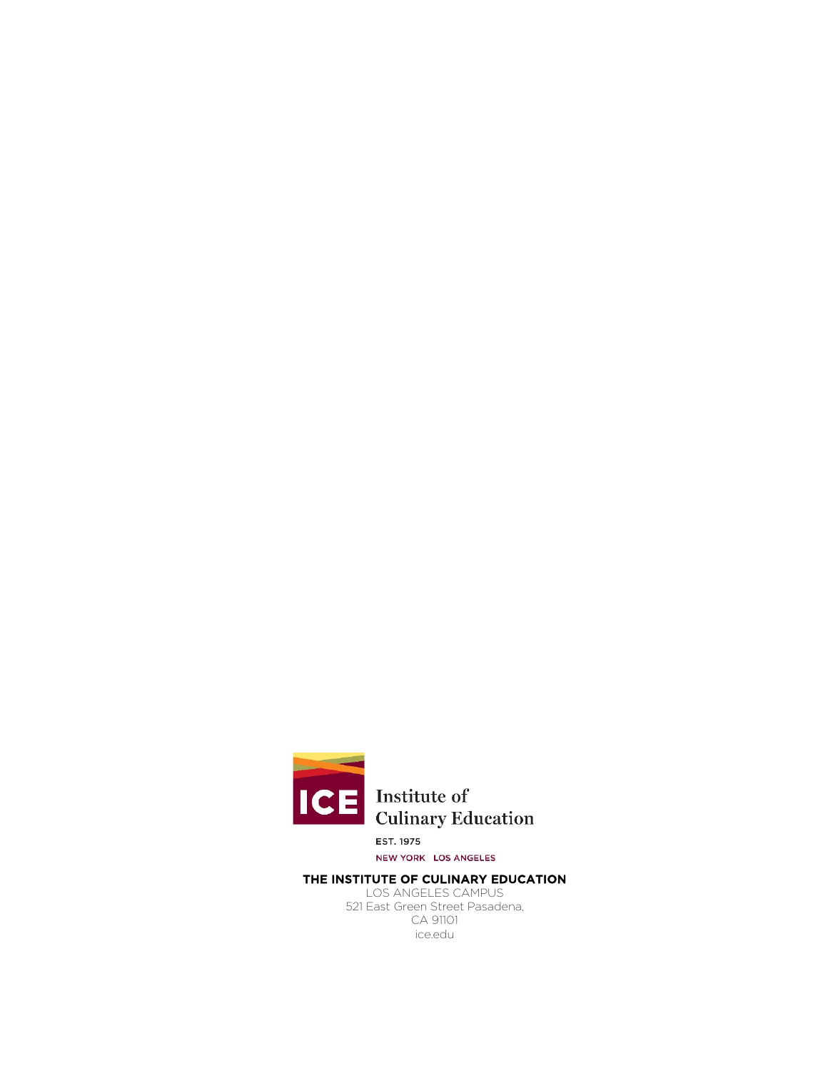ICE Institute of Culinary Education

EST. 1975

NEW YORK LOS ANGELES

**THE INSTITUTE OF CULINARY EDUCATION**

LOS ANGELES CAMPUS

521 East Green Street Pasadena,

CA 91101

ice.edu